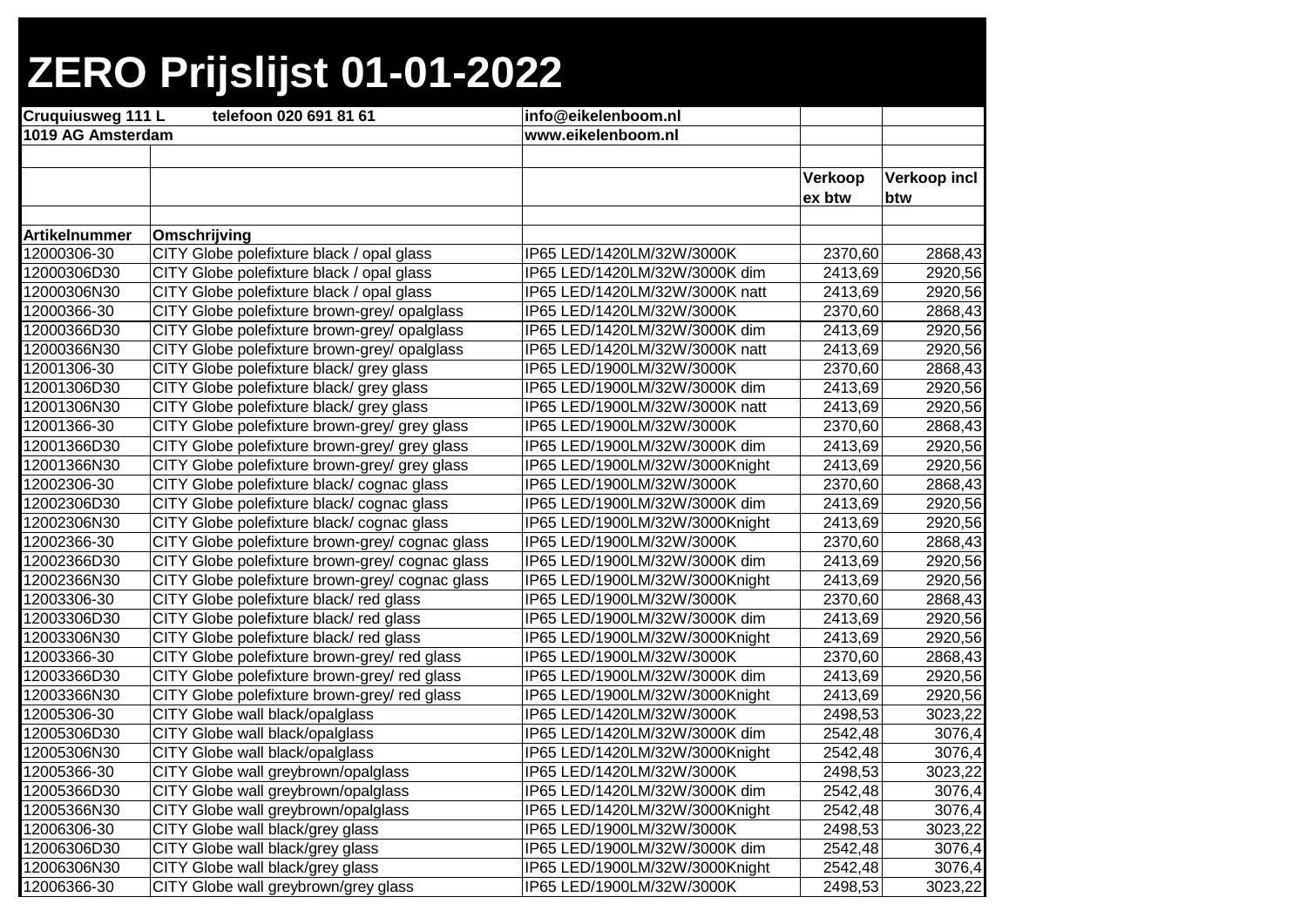# ZERO Prijslijst 01-01-2022

| Cruquiusweg 111 L | telefoon 020 691 81 61 | info@eikelenboom.nl | | |
|---|---|---|---|---|
| 1019 AG Amsterdam | | www.eikelenboom.nl | | |
| | | | | |
| | | | Verkoop ex btw | Verkoop incl btw |
| | | | | |
| Artikelnummer | Omschrijving | | | |
| 12000306-30 | CITY Globe polefixture black / opal glass | IP65 LED/1420LM/32W/3000K | 2370,60 | 2868,43 |
| 12000306D30 | CITY Globe polefixture black / opal glass | IP65 LED/1420LM/32W/3000K dim | 2413,69 | 2920,56 |
| 12000306N30 | CITY Globe polefixture black / opal glass | IP65 LED/1420LM/32W/3000K natt | 2413,69 | 2920,56 |
| 12000366-30 | CITY Globe polefixture brown-grey/ opalglass | IP65 LED/1420LM/32W/3000K | 2370,60 | 2868,43 |
| 12000366D30 | CITY Globe polefixture brown-grey/ opalglass | IP65 LED/1420LM/32W/3000K dim | 2413,69 | 2920,56 |
| 12000366N30 | CITY Globe polefixture brown-grey/ opalglass | IP65 LED/1420LM/32W/3000K natt | 2413,69 | 2920,56 |
| 12001306-30 | CITY Globe polefixture black/ grey glass | IP65 LED/1900LM/32W/3000K | 2370,60 | 2868,43 |
| 12001306D30 | CITY Globe polefixture black/ grey glass | IP65 LED/1900LM/32W/3000K dim | 2413,69 | 2920,56 |
| 12001306N30 | CITY Globe polefixture black/ grey glass | IP65 LED/1900LM/32W/3000K natt | 2413,69 | 2920,56 |
| 12001366-30 | CITY Globe polefixture brown-grey/ grey glass | IP65 LED/1900LM/32W/3000K | 2370,60 | 2868,43 |
| 12001366D30 | CITY Globe polefixture brown-grey/ grey glass | IP65 LED/1900LM/32W/3000K dim | 2413,69 | 2920,56 |
| 12001366N30 | CITY Globe polefixture brown-grey/ grey glass | IP65 LED/1900LM/32W/3000Knight | 2413,69 | 2920,56 |
| 12002306-30 | CITY Globe polefixture black/ cognac glass | IP65 LED/1900LM/32W/3000K | 2370,60 | 2868,43 |
| 12002306D30 | CITY Globe polefixture black/ cognac glass | IP65 LED/1900LM/32W/3000K dim | 2413,69 | 2920,56 |
| 12002306N30 | CITY Globe polefixture black/ cognac glass | IP65 LED/1900LM/32W/3000Knight | 2413,69 | 2920,56 |
| 12002366-30 | CITY Globe polefixture brown-grey/ cognac glass | IP65 LED/1900LM/32W/3000K | 2370,60 | 2868,43 |
| 12002366D30 | CITY Globe polefixture brown-grey/ cognac glass | IP65 LED/1900LM/32W/3000K dim | 2413,69 | 2920,56 |
| 12002366N30 | CITY Globe polefixture brown-grey/ cognac glass | IP65 LED/1900LM/32W/3000Knight | 2413,69 | 2920,56 |
| 12003306-30 | CITY Globe polefixture black/ red glass | IP65 LED/1900LM/32W/3000K | 2370,60 | 2868,43 |
| 12003306D30 | CITY Globe polefixture black/ red glass | IP65 LED/1900LM/32W/3000K dim | 2413,69 | 2920,56 |
| 12003306N30 | CITY Globe polefixture black/ red glass | IP65 LED/1900LM/32W/3000Knight | 2413,69 | 2920,56 |
| 12003366-30 | CITY Globe polefixture brown-grey/ red glass | IP65 LED/1900LM/32W/3000K | 2370,60 | 2868,43 |
| 12003366D30 | CITY Globe polefixture brown-grey/ red glass | IP65 LED/1900LM/32W/3000K dim | 2413,69 | 2920,56 |
| 12003366N30 | CITY Globe polefixture brown-grey/ red glass | IP65 LED/1900LM/32W/3000Knight | 2413,69 | 2920,56 |
| 12005306-30 | CITY Globe wall black/opalglass | IP65 LED/1420LM/32W/3000K | 2498,53 | 3023,22 |
| 12005306D30 | CITY Globe wall black/opalglass | IP65 LED/1420LM/32W/3000K dim | 2542,48 | 3076,4 |
| 12005306N30 | CITY Globe wall black/opalglass | IP65 LED/1420LM/32W/3000Knight | 2542,48 | 3076,4 |
| 12005366-30 | CITY Globe wall greybrown/opalglass | IP65 LED/1420LM/32W/3000K | 2498,53 | 3023,22 |
| 12005366D30 | CITY Globe wall greybrown/opalglass | IP65 LED/1420LM/32W/3000K dim | 2542,48 | 3076,4 |
| 12005366N30 | CITY Globe wall greybrown/opalglass | IP65 LED/1420LM/32W/3000Knight | 2542,48 | 3076,4 |
| 12006306-30 | CITY Globe wall black/grey glass | IP65 LED/1900LM/32W/3000K | 2498,53 | 3023,22 |
| 12006306D30 | CITY Globe wall black/grey glass | IP65 LED/1900LM/32W/3000K dim | 2542,48 | 3076,4 |
| 12006306N30 | CITY Globe wall black/grey glass | IP65 LED/1900LM/32W/3000Knight | 2542,48 | 3076,4 |
| 12006366-30 | CITY Globe wall greybrown/grey glass | IP65 LED/1900LM/32W/3000K | 2498,53 | 3023,22 |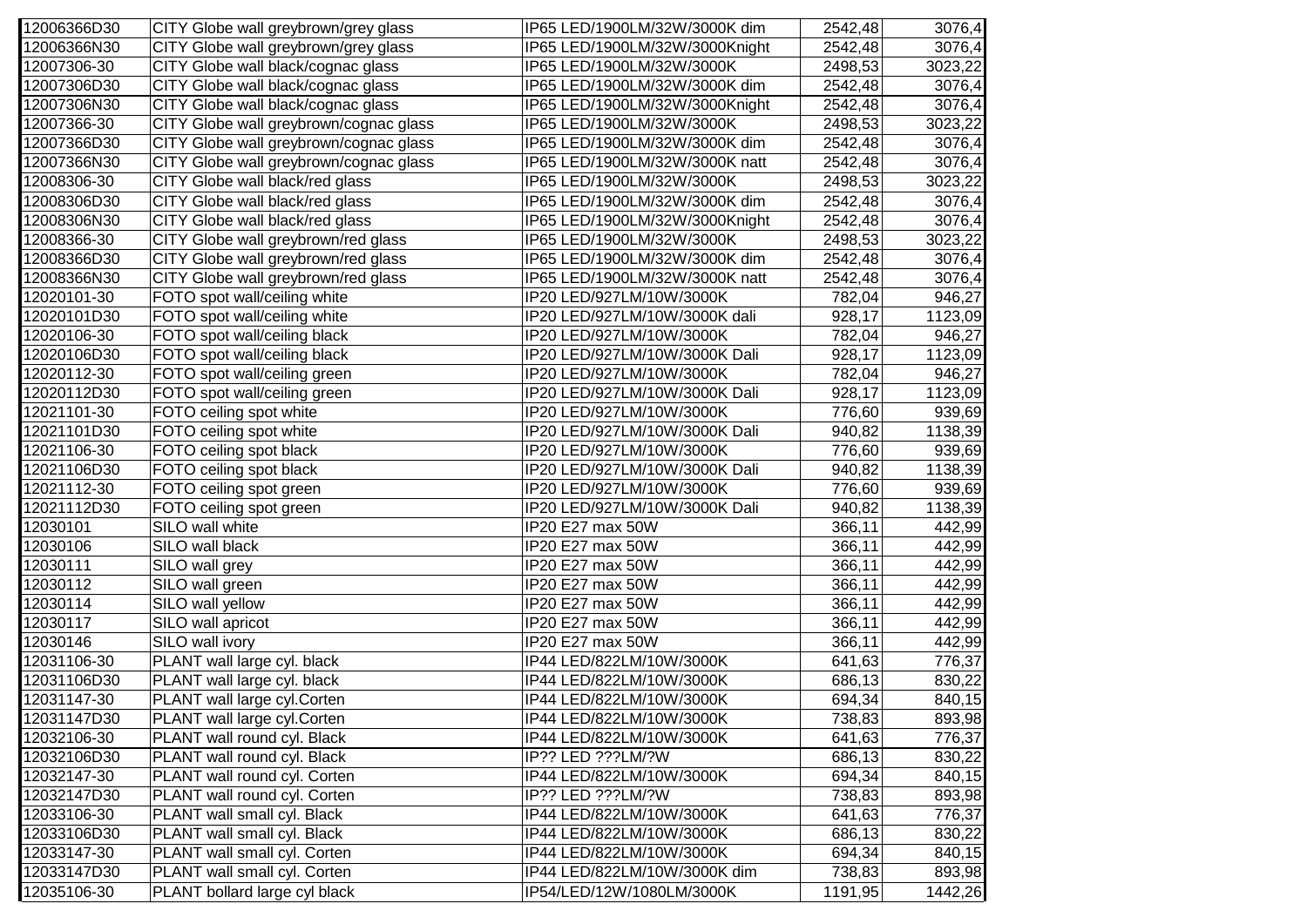| | | | | |
|---|---|---|---|---|
| 12006366D30 | CITY Globe wall greybrown/grey glass | IP65 LED/1900LM/32W/3000K dim | 2542,48 | 3076,4 |
| 12006366N30 | CITY Globe wall greybrown/grey glass | IP65 LED/1900LM/32W/3000Knight | 2542,48 | 3076,4 |
| 12007306-30 | CITY Globe wall black/cognac glass | IP65 LED/1900LM/32W/3000K | 2498,53 | 3023,22 |
| 12007306D30 | CITY Globe wall black/cognac glass | IP65 LED/1900LM/32W/3000K dim | 2542,48 | 3076,4 |
| 12007306N30 | CITY Globe wall black/cognac glass | IP65 LED/1900LM/32W/3000Knight | 2542,48 | 3076,4 |
| 12007366-30 | CITY Globe wall greybrown/cognac glass | IP65 LED/1900LM/32W/3000K | 2498,53 | 3023,22 |
| 12007366D30 | CITY Globe wall greybrown/cognac glass | IP65 LED/1900LM/32W/3000K dim | 2542,48 | 3076,4 |
| 12007366N30 | CITY Globe wall greybrown/cognac glass | IP65 LED/1900LM/32W/3000K natt | 2542,48 | 3076,4 |
| 12008306-30 | CITY Globe wall black/red glass | IP65 LED/1900LM/32W/3000K | 2498,53 | 3023,22 |
| 12008306D30 | CITY Globe wall black/red glass | IP65 LED/1900LM/32W/3000K dim | 2542,48 | 3076,4 |
| 12008306N30 | CITY Globe wall black/red glass | IP65 LED/1900LM/32W/3000Knight | 2542,48 | 3076,4 |
| 12008366-30 | CITY Globe wall greybrown/red glass | IP65 LED/1900LM/32W/3000K | 2498,53 | 3023,22 |
| 12008366D30 | CITY Globe wall greybrown/red glass | IP65 LED/1900LM/32W/3000K dim | 2542,48 | 3076,4 |
| 12008366N30 | CITY Globe wall greybrown/red glass | IP65 LED/1900LM/32W/3000K natt | 2542,48 | 3076,4 |
| 12020101-30 | FOTO spot wall/ceiling white | IP20 LED/927LM/10W/3000K | 782,04 | 946,27 |
| 12020101D30 | FOTO spot wall/ceiling white | IP20 LED/927LM/10W/3000K dali | 928,17 | 1123,09 |
| 12020106-30 | FOTO spot wall/ceiling black | IP20 LED/927LM/10W/3000K | 782,04 | 946,27 |
| 12020106D30 | FOTO spot wall/ceiling black | IP20 LED/927LM/10W/3000K Dali | 928,17 | 1123,09 |
| 12020112-30 | FOTO spot wall/ceiling green | IP20 LED/927LM/10W/3000K | 782,04 | 946,27 |
| 12020112D30 | FOTO spot wall/ceiling green | IP20 LED/927LM/10W/3000K Dali | 928,17 | 1123,09 |
| 12021101-30 | FOTO ceiling spot white | IP20 LED/927LM/10W/3000K | 776,60 | 939,69 |
| 12021101D30 | FOTO ceiling spot white | IP20 LED/927LM/10W/3000K Dali | 940,82 | 1138,39 |
| 12021106-30 | FOTO ceiling spot black | IP20 LED/927LM/10W/3000K | 776,60 | 939,69 |
| 12021106D30 | FOTO ceiling spot black | IP20 LED/927LM/10W/3000K Dali | 940,82 | 1138,39 |
| 12021112-30 | FOTO ceiling spot green | IP20 LED/927LM/10W/3000K | 776,60 | 939,69 |
| 12021112D30 | FOTO ceiling spot green | IP20 LED/927LM/10W/3000K Dali | 940,82 | 1138,39 |
| 12030101 | SILO wall white | IP20 E27 max 50W | 366,11 | 442,99 |
| 12030106 | SILO wall black | IP20 E27 max 50W | 366,11 | 442,99 |
| 12030111 | SILO wall grey | IP20 E27 max 50W | 366,11 | 442,99 |
| 12030112 | SILO wall green | IP20 E27 max 50W | 366,11 | 442,99 |
| 12030114 | SILO wall yellow | IP20 E27 max 50W | 366,11 | 442,99 |
| 12030117 | SILO wall apricot | IP20 E27 max 50W | 366,11 | 442,99 |
| 12030146 | SILO wall ivory | IP20 E27 max 50W | 366,11 | 442,99 |
| 12031106-30 | PLANT wall large cyl. black | IP44 LED/822LM/10W/3000K | 641,63 | 776,37 |
| 12031106D30 | PLANT wall large cyl. black | IP44 LED/822LM/10W/3000K | 686,13 | 830,22 |
| 12031147-30 | PLANT wall large cyl.Corten | IP44 LED/822LM/10W/3000K | 694,34 | 840,15 |
| 12031147D30 | PLANT wall large cyl.Corten | IP44 LED/822LM/10W/3000K | 738,83 | 893,98 |
| 12032106-30 | PLANT wall round cyl. Black | IP44 LED/822LM/10W/3000K | 641,63 | 776,37 |
| 12032106D30 | PLANT wall round cyl. Black | IP?? LED ???LM/?W | 686,13 | 830,22 |
| 12032147-30 | PLANT wall round cyl. Corten | IP44 LED/822LM/10W/3000K | 694,34 | 840,15 |
| 12032147D30 | PLANT wall round cyl. Corten | IP?? LED ???LM/?W | 738,83 | 893,98 |
| 12033106-30 | PLANT wall small cyl. Black | IP44 LED/822LM/10W/3000K | 641,63 | 776,37 |
| 12033106D30 | PLANT wall small cyl. Black | IP44 LED/822LM/10W/3000K | 686,13 | 830,22 |
| 12033147-30 | PLANT wall small cyl. Corten | IP44 LED/822LM/10W/3000K | 694,34 | 840,15 |
| 12033147D30 | PLANT wall small cyl. Corten | IP44 LED/822LM/10W/3000K dim | 738,83 | 893,98 |
| 12035106-30 | PLANT bollard large cyl black | IP54/LED/12W/1080LM/3000K | 1191,95 | 1442,26 |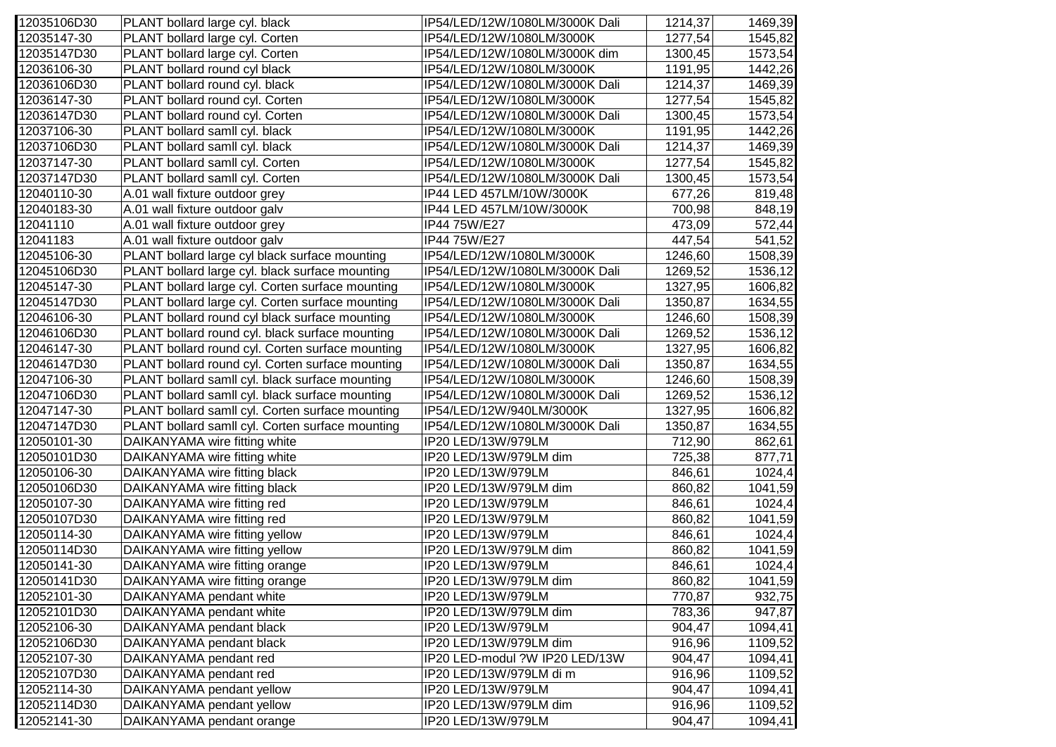| 12035106D30 | PLANT bollard large cyl. black | IP54/LED/12W/1080LM/3000K Dali | 1214,37 | 1469,39 |
|---|---|---|---|---|
| 12035147-30 | PLANT bollard large cyl. Corten | IP54/LED/12W/1080LM/3000K | 1277,54 | 1545,82 |
| 12035147D30 | PLANT bollard large cyl. Corten | IP54/LED/12W/1080LM/3000K dim | 1300,45 | 1573,54 |
| 12036106-30 | PLANT bollard round cyl black | IP54/LED/12W/1080LM/3000K | 1191,95 | 1442,26 |
| 12036106D30 | PLANT bollard round cyl. black | IP54/LED/12W/1080LM/3000K Dali | 1214,37 | 1469,39 |
| 12036147-30 | PLANT bollard round cyl. Corten | IP54/LED/12W/1080LM/3000K | 1277,54 | 1545,82 |
| 12036147D30 | PLANT bollard round cyl. Corten | IP54/LED/12W/1080LM/3000K Dali | 1300,45 | 1573,54 |
| 12037106-30 | PLANT bollard samll cyl. black | IP54/LED/12W/1080LM/3000K | 1191,95 | 1442,26 |
| 12037106D30 | PLANT bollard samll cyl. black | IP54/LED/12W/1080LM/3000K Dali | 1214,37 | 1469,39 |
| 12037147-30 | PLANT bollard samll cyl. Corten | IP54/LED/12W/1080LM/3000K | 1277,54 | 1545,82 |
| 12037147D30 | PLANT bollard samll cyl. Corten | IP54/LED/12W/1080LM/3000K Dali | 1300,45 | 1573,54 |
| 12040110-30 | A.01 wall fixture outdoor grey | IP44 LED 457LM/10W/3000K | 677,26 | 819,48 |
| 12040183-30 | A.01 wall fixture outdoor galv | IP44 LED 457LM/10W/3000K | 700,98 | 848,19 |
| 12041110 | A.01 wall fixture outdoor grey | IP44 75W/E27 | 473,09 | 572,44 |
| 12041183 | A.01 wall fixture outdoor galv | IP44 75W/E27 | 447,54 | 541,52 |
| 12045106-30 | PLANT bollard large cyl black surface mounting | IP54/LED/12W/1080LM/3000K | 1246,60 | 1508,39 |
| 12045106D30 | PLANT bollard large cyl. black surface mounting | IP54/LED/12W/1080LM/3000K Dali | 1269,52 | 1536,12 |
| 12045147-30 | PLANT bollard large cyl. Corten surface mounting | IP54/LED/12W/1080LM/3000K | 1327,95 | 1606,82 |
| 12045147D30 | PLANT bollard large cyl. Corten surface mounting | IP54/LED/12W/1080LM/3000K Dali | 1350,87 | 1634,55 |
| 12046106-30 | PLANT bollard round cyl black surface mounting | IP54/LED/12W/1080LM/3000K | 1246,60 | 1508,39 |
| 12046106D30 | PLANT bollard round cyl. black surface mounting | IP54/LED/12W/1080LM/3000K Dali | 1269,52 | 1536,12 |
| 12046147-30 | PLANT bollard round cyl. Corten surface mounting | IP54/LED/12W/1080LM/3000K | 1327,95 | 1606,82 |
| 12046147D30 | PLANT bollard round cyl. Corten surface mounting | IP54/LED/12W/1080LM/3000K Dali | 1350,87 | 1634,55 |
| 12047106-30 | PLANT bollard samll cyl. black surface mounting | IP54/LED/12W/1080LM/3000K | 1246,60 | 1508,39 |
| 12047106D30 | PLANT bollard samll cyl. black surface mounting | IP54/LED/12W/1080LM/3000K Dali | 1269,52 | 1536,12 |
| 12047147-30 | PLANT bollard samll cyl. Corten surface mounting | IP54/LED/12W/940LM/3000K | 1327,95 | 1606,82 |
| 12047147D30 | PLANT bollard samll cyl. Corten surface mounting | IP54/LED/12W/1080LM/3000K Dali | 1350,87 | 1634,55 |
| 12050101-30 | DAIKANYAMA wire fitting white | IP20 LED/13W/979LM | 712,90 | 862,61 |
| 12050101D30 | DAIKANYAMA wire fitting white | IP20 LED/13W/979LM dim | 725,38 | 877,71 |
| 12050106-30 | DAIKANYAMA wire fitting black | IP20 LED/13W/979LM | 846,61 | 1024,4 |
| 12050106D30 | DAIKANYAMA wire fitting black | IP20 LED/13W/979LM dim | 860,82 | 1041,59 |
| 12050107-30 | DAIKANYAMA wire fitting red | IP20 LED/13W/979LM | 846,61 | 1024,4 |
| 12050107D30 | DAIKANYAMA wire fitting red | IP20 LED/13W/979LM | 860,82 | 1041,59 |
| 12050114-30 | DAIKANYAMA wire fitting yellow | IP20 LED/13W/979LM | 846,61 | 1024,4 |
| 12050114D30 | DAIKANYAMA wire fitting yellow | IP20 LED/13W/979LM dim | 860,82 | 1041,59 |
| 12050141-30 | DAIKANYAMA wire fitting orange | IP20 LED/13W/979LM | 846,61 | 1024,4 |
| 12050141D30 | DAIKANYAMA wire fitting orange | IP20 LED/13W/979LM dim | 860,82 | 1041,59 |
| 12052101-30 | DAIKANYAMA pendant white | IP20 LED/13W/979LM | 770,87 | 932,75 |
| 12052101D30 | DAIKANYAMA pendant white | IP20 LED/13W/979LM dim | 783,36 | 947,87 |
| 12052106-30 | DAIKANYAMA pendant black | IP20 LED/13W/979LM | 904,47 | 1094,41 |
| 12052106D30 | DAIKANYAMA pendant black | IP20 LED/13W/979LM dim | 916,96 | 1109,52 |
| 12052107-30 | DAIKANYAMA pendant red | IP20 LED-modul ?W IP20 LED/13W | 904,47 | 1094,41 |
| 12052107D30 | DAIKANYAMA pendant red | IP20 LED/13W/979LM di m | 916,96 | 1109,52 |
| 12052114-30 | DAIKANYAMA pendant yellow | IP20 LED/13W/979LM | 904,47 | 1094,41 |
| 12052114D30 | DAIKANYAMA pendant yellow | IP20 LED/13W/979LM dim | 916,96 | 1109,52 |
| 12052141-30 | DAIKANYAMA pendant orange | IP20 LED/13W/979LM | 904,47 | 1094,41 |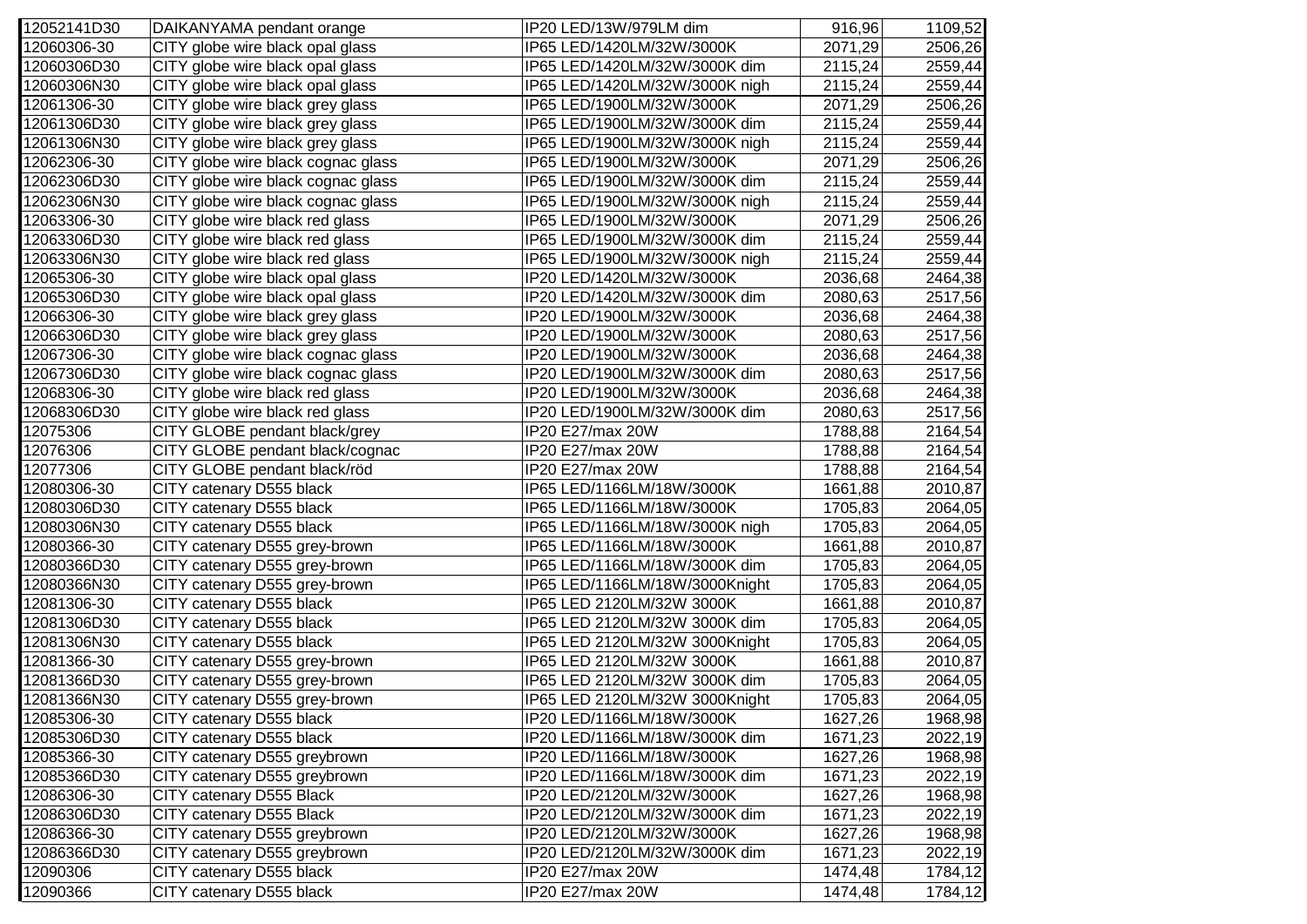| | | | | |
|---|---|---|---|---|
| 12052141D30 | DAIKANYAMA pendant orange | IP20 LED/13W/979LM dim | 916,96 | 1109,52 |
| 12060306-30 | CITY globe wire black opal glass | IP65 LED/1420LM/32W/3000K | 2071,29 | 2506,26 |
| 12060306D30 | CITY globe wire black opal glass | IP65 LED/1420LM/32W/3000K dim | 2115,24 | 2559,44 |
| 12060306N30 | CITY globe wire black opal glass | IP65 LED/1420LM/32W/3000K nigh | 2115,24 | 2559,44 |
| 12061306-30 | CITY globe wire black grey glass | IP65 LED/1900LM/32W/3000K | 2071,29 | 2506,26 |
| 12061306D30 | CITY globe wire black grey glass | IP65 LED/1900LM/32W/3000K dim | 2115,24 | 2559,44 |
| 12061306N30 | CITY globe wire black grey glass | IP65 LED/1900LM/32W/3000K nigh | 2115,24 | 2559,44 |
| 12062306-30 | CITY globe wire black cognac glass | IP65 LED/1900LM/32W/3000K | 2071,29 | 2506,26 |
| 12062306D30 | CITY globe wire black cognac glass | IP65 LED/1900LM/32W/3000K dim | 2115,24 | 2559,44 |
| 12062306N30 | CITY globe wire black cognac glass | IP65 LED/1900LM/32W/3000K nigh | 2115,24 | 2559,44 |
| 12063306-30 | CITY globe wire black red glass | IP65 LED/1900LM/32W/3000K | 2071,29 | 2506,26 |
| 12063306D30 | CITY globe wire black red glass | IP65 LED/1900LM/32W/3000K dim | 2115,24 | 2559,44 |
| 12063306N30 | CITY globe wire black red glass | IP65 LED/1900LM/32W/3000K nigh | 2115,24 | 2559,44 |
| 12065306-30 | CITY globe wire black opal glass | IP20 LED/1420LM/32W/3000K | 2036,68 | 2464,38 |
| 12065306D30 | CITY globe wire black opal glass | IP20 LED/1420LM/32W/3000K dim | 2080,63 | 2517,56 |
| 12066306-30 | CITY globe wire black grey glass | IP20 LED/1900LM/32W/3000K | 2036,68 | 2464,38 |
| 12066306D30 | CITY globe wire black grey glass | IP20 LED/1900LM/32W/3000K | 2080,63 | 2517,56 |
| 12067306-30 | CITY globe wire black cognac glass | IP20 LED/1900LM/32W/3000K | 2036,68 | 2464,38 |
| 12067306D30 | CITY globe wire black cognac glass | IP20 LED/1900LM/32W/3000K dim | 2080,63 | 2517,56 |
| 12068306-30 | CITY globe wire black red glass | IP20 LED/1900LM/32W/3000K | 2036,68 | 2464,38 |
| 12068306D30 | CITY globe wire black red glass | IP20 LED/1900LM/32W/3000K dim | 2080,63 | 2517,56 |
| 12075306 | CITY GLOBE pendant black/grey | IP20 E27/max 20W | 1788,88 | 2164,54 |
| 12076306 | CITY GLOBE pendant black/cognac | IP20 E27/max 20W | 1788,88 | 2164,54 |
| 12077306 | CITY GLOBE pendant black/röd | IP20 E27/max 20W | 1788,88 | 2164,54 |
| 12080306-30 | CITY catenary D555 black | IP65 LED/1166LM/18W/3000K | 1661,88 | 2010,87 |
| 12080306D30 | CITY catenary D555 black | IP65 LED/1166LM/18W/3000K | 1705,83 | 2064,05 |
| 12080306N30 | CITY catenary D555 black | IP65 LED/1166LM/18W/3000K nigh | 1705,83 | 2064,05 |
| 12080366-30 | CITY catenary D555 grey-brown | IP65 LED/1166LM/18W/3000K | 1661,88 | 2010,87 |
| 12080366D30 | CITY catenary D555 grey-brown | IP65 LED/1166LM/18W/3000K dim | 1705,83 | 2064,05 |
| 12080366N30 | CITY catenary D555 grey-brown | IP65 LED/1166LM/18W/3000Knight | 1705,83 | 2064,05 |
| 12081306-30 | CITY catenary D555 black | IP65 LED 2120LM/32W 3000K | 1661,88 | 2010,87 |
| 12081306D30 | CITY catenary D555 black | IP65 LED 2120LM/32W 3000K dim | 1705,83 | 2064,05 |
| 12081306N30 | CITY catenary D555 black | IP65 LED 2120LM/32W 3000Knight | 1705,83 | 2064,05 |
| 12081366-30 | CITY catenary D555 grey-brown | IP65 LED 2120LM/32W 3000K | 1661,88 | 2010,87 |
| 12081366D30 | CITY catenary D555 grey-brown | IP65 LED 2120LM/32W 3000K dim | 1705,83 | 2064,05 |
| 12081366N30 | CITY catenary D555 grey-brown | IP65 LED 2120LM/32W 3000Knight | 1705,83 | 2064,05 |
| 12085306-30 | CITY catenary D555 black | IP20 LED/1166LM/18W/3000K | 1627,26 | 1968,98 |
| 12085306D30 | CITY catenary D555 black | IP20 LED/1166LM/18W/3000K dim | 1671,23 | 2022,19 |
| 12085366-30 | CITY catenary D555 greybrown | IP20 LED/1166LM/18W/3000K | 1627,26 | 1968,98 |
| 12085366D30 | CITY catenary D555 greybrown | IP20 LED/1166LM/18W/3000K dim | 1671,23 | 2022,19 |
| 12086306-30 | CITY catenary D555 Black | IP20 LED/2120LM/32W/3000K | 1627,26 | 1968,98 |
| 12086306D30 | CITY catenary D555 Black | IP20 LED/2120LM/32W/3000K dim | 1671,23 | 2022,19 |
| 12086366-30 | CITY catenary D555 greybrown | IP20 LED/2120LM/32W/3000K | 1627,26 | 1968,98 |
| 12086366D30 | CITY catenary D555 greybrown | IP20 LED/2120LM/32W/3000K dim | 1671,23 | 2022,19 |
| 12090306 | CITY catenary D555 black | IP20 E27/max 20W | 1474,48 | 1784,12 |
| 12090366 | CITY catenary D555 black | IP20 E27/max 20W | 1474,48 | 1784,12 |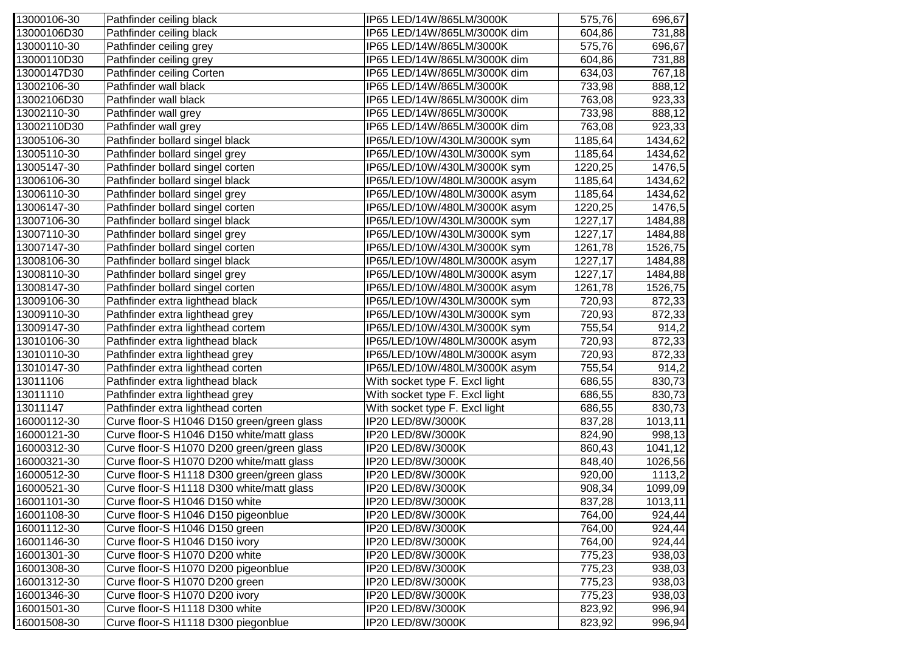| | | | | |
|---|---|---|---|---|
| 13000106-30 | Pathfinder ceiling black | IP65 LED/14W/865LM/3000K | 575,76 | 696,67 |
| 13000106D30 | Pathfinder ceiling black | IP65 LED/14W/865LM/3000K dim | 604,86 | 731,88 |
| 13000110-30 | Pathfinder ceiling grey | IP65 LED/14W/865LM/3000K | 575,76 | 696,67 |
| 13000110D30 | Pathfinder ceiling grey | IP65 LED/14W/865LM/3000K dim | 604,86 | 731,88 |
| 13000147D30 | Pathfinder ceiling Corten | IP65 LED/14W/865LM/3000K dim | 634,03 | 767,18 |
| 13002106-30 | Pathfinder wall black | IP65 LED/14W/865LM/3000K | 733,98 | 888,12 |
| 13002106D30 | Pathfinder wall black | IP65 LED/14W/865LM/3000K dim | 763,08 | 923,33 |
| 13002110-30 | Pathfinder wall grey | IP65 LED/14W/865LM/3000K | 733,98 | 888,12 |
| 13002110D30 | Pathfinder wall grey | IP65 LED/14W/865LM/3000K dim | 763,08 | 923,33 |
| 13005106-30 | Pathfinder bollard singel black | IP65/LED/10W/430LM/3000K sym | 1185,64 | 1434,62 |
| 13005110-30 | Pathfinder bollard singel grey | IP65/LED/10W/430LM/3000K sym | 1185,64 | 1434,62 |
| 13005147-30 | Pathfinder bollard singel corten | IP65/LED/10W/430LM/3000K sym | 1220,25 | 1476,5 |
| 13006106-30 | Pathfinder bollard singel black | IP65/LED/10W/480LM/3000K asym | 1185,64 | 1434,62 |
| 13006110-30 | Pathfinder bollard singel grey | IP65/LED/10W/480LM/3000K asym | 1185,64 | 1434,62 |
| 13006147-30 | Pathfinder bollard singel corten | IP65/LED/10W/480LM/3000K asym | 1220,25 | 1476,5 |
| 13007106-30 | Pathfinder bollard singel black | IP65/LED/10W/430LM/3000K sym | 1227,17 | 1484,88 |
| 13007110-30 | Pathfinder bollard singel grey | IP65/LED/10W/430LM/3000K sym | 1227,17 | 1484,88 |
| 13007147-30 | Pathfinder bollard singel corten | IP65/LED/10W/430LM/3000K sym | 1261,78 | 1526,75 |
| 13008106-30 | Pathfinder bollard singel black | IP65/LED/10W/480LM/3000K asym | 1227,17 | 1484,88 |
| 13008110-30 | Pathfinder bollard singel grey | IP65/LED/10W/480LM/3000K asym | 1227,17 | 1484,88 |
| 13008147-30 | Pathfinder bollard singel corten | IP65/LED/10W/480LM/3000K asym | 1261,78 | 1526,75 |
| 13009106-30 | Pathfinder extra lighthead black | IP65/LED/10W/430LM/3000K sym | 720,93 | 872,33 |
| 13009110-30 | Pathfinder extra lighthead grey | IP65/LED/10W/430LM/3000K sym | 720,93 | 872,33 |
| 13009147-30 | Pathfinder extra lighthead cortem | IP65/LED/10W/430LM/3000K sym | 755,54 | 914,2 |
| 13010106-30 | Pathfinder extra lighthead black | IP65/LED/10W/480LM/3000K asym | 720,93 | 872,33 |
| 13010110-30 | Pathfinder extra lighthead grey | IP65/LED/10W/480LM/3000K asym | 720,93 | 872,33 |
| 13010147-30 | Pathfinder extra lighthead corten | IP65/LED/10W/480LM/3000K asym | 755,54 | 914,2 |
| 13011106 | Pathfinder extra lighthead black | With socket type F. Excl light | 686,55 | 830,73 |
| 13011110 | Pathfinder extra lighthead grey | With socket type F. Excl light | 686,55 | 830,73 |
| 13011147 | Pathfinder extra lighthead corten | With socket type F. Excl light | 686,55 | 830,73 |
| 16000112-30 | Curve floor-S H1046 D150 green/green glass | IP20 LED/8W/3000K | 837,28 | 1013,11 |
| 16000121-30 | Curve floor-S H1046 D150 white/matt glass | IP20 LED/8W/3000K | 824,90 | 998,13 |
| 16000312-30 | Curve floor-S H1070 D200 green/green glass | IP20 LED/8W/3000K | 860,43 | 1041,12 |
| 16000321-30 | Curve floor-S H1070 D200 white/matt glass | IP20 LED/8W/3000K | 848,40 | 1026,56 |
| 16000512-30 | Curve floor-S H1118 D300 green/green glass | IP20 LED/8W/3000K | 920,00 | 1113,2 |
| 16000521-30 | Curve floor-S H1118 D300 white/matt glass | IP20 LED/8W/3000K | 908,34 | 1099,09 |
| 16001101-30 | Curve floor-S H1046 D150 white | IP20 LED/8W/3000K | 837,28 | 1013,11 |
| 16001108-30 | Curve floor-S H1046 D150 pigeonblue | IP20 LED/8W/3000K | 764,00 | 924,44 |
| 16001112-30 | Curve floor-S H1046 D150 green | IP20 LED/8W/3000K | 764,00 | 924,44 |
| 16001146-30 | Curve floor-S H1046 D150 ivory | IP20 LED/8W/3000K | 764,00 | 924,44 |
| 16001301-30 | Curve floor-S H1070 D200 white | IP20 LED/8W/3000K | 775,23 | 938,03 |
| 16001308-30 | Curve floor-S H1070 D200 pigeonblue | IP20 LED/8W/3000K | 775,23 | 938,03 |
| 16001312-30 | Curve floor-S H1070 D200 green | IP20 LED/8W/3000K | 775,23 | 938,03 |
| 16001346-30 | Curve floor-S H1070 D200 ivory | IP20 LED/8W/3000K | 775,23 | 938,03 |
| 16001501-30 | Curve floor-S H1118 D300 white | IP20 LED/8W/3000K | 823,92 | 996,94 |
| 16001508-30 | Curve floor-S H1118 D300 piegonblue | IP20 LED/8W/3000K | 823,92 | 996,94 |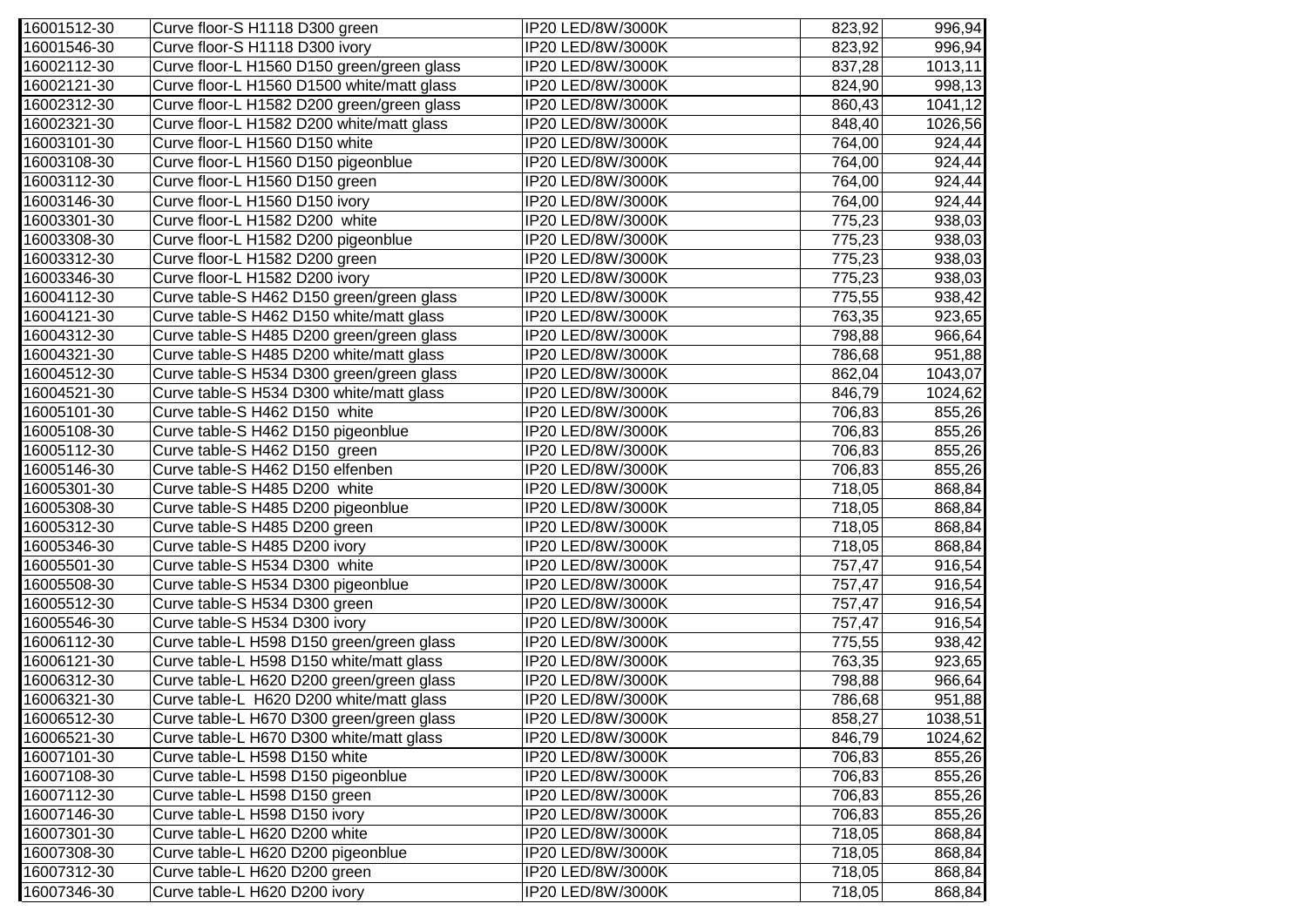| | | | | |
|---|---|---|---|---|
| 16001512-30 | Curve floor-S H1118 D300 green | IP20 LED/8W/3000K | 823,92 | 996,94 |
| 16001546-30 | Curve floor-S H1118 D300 ivory | IP20 LED/8W/3000K | 823,92 | 996,94 |
| 16002112-30 | Curve floor-L H1560 D150 green/green glass | IP20 LED/8W/3000K | 837,28 | 1013,11 |
| 16002121-30 | Curve floor-L H1560 D1500 white/matt glass | IP20 LED/8W/3000K | 824,90 | 998,13 |
| 16002312-30 | Curve floor-L H1582 D200 green/green glass | IP20 LED/8W/3000K | 860,43 | 1041,12 |
| 16002321-30 | Curve floor-L H1582 D200 white/matt glass | IP20 LED/8W/3000K | 848,40 | 1026,56 |
| 16003101-30 | Curve floor-L H1560 D150 white | IP20 LED/8W/3000K | 764,00 | 924,44 |
| 16003108-30 | Curve floor-L H1560 D150 pigeonblue | IP20 LED/8W/3000K | 764,00 | 924,44 |
| 16003112-30 | Curve floor-L H1560 D150 green | IP20 LED/8W/3000K | 764,00 | 924,44 |
| 16003146-30 | Curve floor-L H1560 D150 ivory | IP20 LED/8W/3000K | 764,00 | 924,44 |
| 16003301-30 | Curve floor-L H1582 D200 white | IP20 LED/8W/3000K | 775,23 | 938,03 |
| 16003308-30 | Curve floor-L H1582 D200 pigeonblue | IP20 LED/8W/3000K | 775,23 | 938,03 |
| 16003312-30 | Curve floor-L H1582 D200 green | IP20 LED/8W/3000K | 775,23 | 938,03 |
| 16003346-30 | Curve floor-L H1582 D200 ivory | IP20 LED/8W/3000K | 775,23 | 938,03 |
| 16004112-30 | Curve table-S H462 D150 green/green glass | IP20 LED/8W/3000K | 775,55 | 938,42 |
| 16004121-30 | Curve table-S H462 D150 white/matt glass | IP20 LED/8W/3000K | 763,35 | 923,65 |
| 16004312-30 | Curve table-S H485 D200 green/green glass | IP20 LED/8W/3000K | 798,88 | 966,64 |
| 16004321-30 | Curve table-S H485 D200 white/matt glass | IP20 LED/8W/3000K | 786,68 | 951,88 |
| 16004512-30 | Curve table-S H534 D300 green/green glass | IP20 LED/8W/3000K | 862,04 | 1043,07 |
| 16004521-30 | Curve table-S H534 D300 white/matt glass | IP20 LED/8W/3000K | 846,79 | 1024,62 |
| 16005101-30 | Curve table-S H462 D150 white | IP20 LED/8W/3000K | 706,83 | 855,26 |
| 16005108-30 | Curve table-S H462 D150 pigeonblue | IP20 LED/8W/3000K | 706,83 | 855,26 |
| 16005112-30 | Curve table-S H462 D150 green | IP20 LED/8W/3000K | 706,83 | 855,26 |
| 16005146-30 | Curve table-S H462 D150 elfenben | IP20 LED/8W/3000K | 706,83 | 855,26 |
| 16005301-30 | Curve table-S H485 D200 white | IP20 LED/8W/3000K | 718,05 | 868,84 |
| 16005308-30 | Curve table-S H485 D200 pigeonblue | IP20 LED/8W/3000K | 718,05 | 868,84 |
| 16005312-30 | Curve table-S H485 D200 green | IP20 LED/8W/3000K | 718,05 | 868,84 |
| 16005346-30 | Curve table-S H485 D200 ivory | IP20 LED/8W/3000K | 718,05 | 868,84 |
| 16005501-30 | Curve table-S H534 D300 white | IP20 LED/8W/3000K | 757,47 | 916,54 |
| 16005508-30 | Curve table-S H534 D300 pigeonblue | IP20 LED/8W/3000K | 757,47 | 916,54 |
| 16005512-30 | Curve table-S H534 D300 green | IP20 LED/8W/3000K | 757,47 | 916,54 |
| 16005546-30 | Curve table-S H534 D300 ivory | IP20 LED/8W/3000K | 757,47 | 916,54 |
| 16006112-30 | Curve table-L H598 D150 green/green glass | IP20 LED/8W/3000K | 775,55 | 938,42 |
| 16006121-30 | Curve table-L H598 D150 white/matt glass | IP20 LED/8W/3000K | 763,35 | 923,65 |
| 16006312-30 | Curve table-L H620 D200 green/green glass | IP20 LED/8W/3000K | 798,88 | 966,64 |
| 16006321-30 | Curve table-L H620 D200 white/matt glass | IP20 LED/8W/3000K | 786,68 | 951,88 |
| 16006512-30 | Curve table-L H670 D300 green/green glass | IP20 LED/8W/3000K | 858,27 | 1038,51 |
| 16006521-30 | Curve table-L H670 D300 white/matt glass | IP20 LED/8W/3000K | 846,79 | 1024,62 |
| 16007101-30 | Curve table-L H598 D150 white | IP20 LED/8W/3000K | 706,83 | 855,26 |
| 16007108-30 | Curve table-L H598 D150 pigeonblue | IP20 LED/8W/3000K | 706,83 | 855,26 |
| 16007112-30 | Curve table-L H598 D150 green | IP20 LED/8W/3000K | 706,83 | 855,26 |
| 16007146-30 | Curve table-L H598 D150 ivory | IP20 LED/8W/3000K | 706,83 | 855,26 |
| 16007301-30 | Curve table-L H620 D200 white | IP20 LED/8W/3000K | 718,05 | 868,84 |
| 16007308-30 | Curve table-L H620 D200 pigeonblue | IP20 LED/8W/3000K | 718,05 | 868,84 |
| 16007312-30 | Curve table-L H620 D200 green | IP20 LED/8W/3000K | 718,05 | 868,84 |
| 16007346-30 | Curve table-L H620 D200 ivory | IP20 LED/8W/3000K | 718,05 | 868,84 |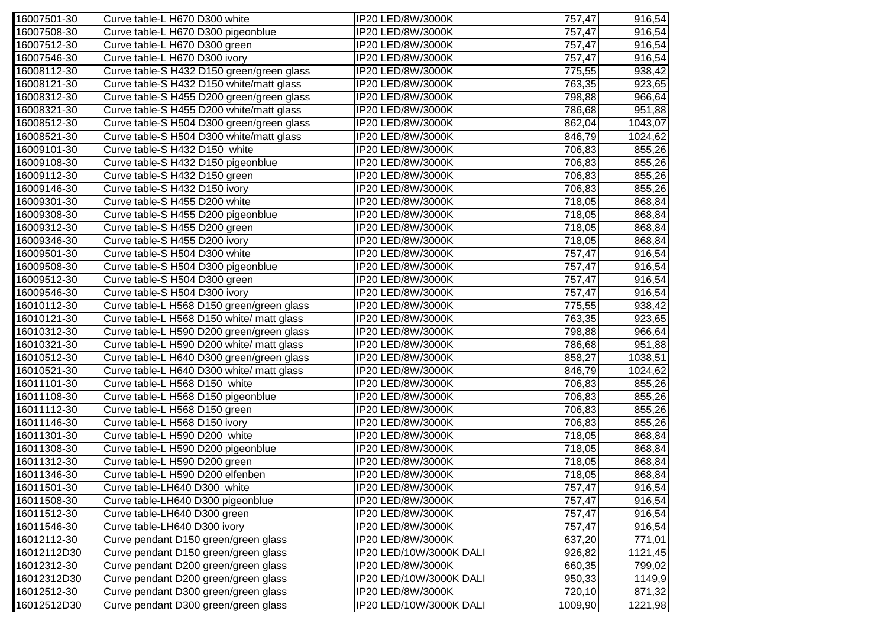| | | | | |
|---|---|---|---|---|
| 16007501-30 | Curve table-L H670 D300 white | IP20 LED/8W/3000K | 757,47 | 916,54 |
| 16007508-30 | Curve table-L H670 D300 pigeonblue | IP20 LED/8W/3000K | 757,47 | 916,54 |
| 16007512-30 | Curve table-L H670 D300 green | IP20 LED/8W/3000K | 757,47 | 916,54 |
| 16007546-30 | Curve table-L H670 D300 ivory | IP20 LED/8W/3000K | 757,47 | 916,54 |
| 16008112-30 | Curve table-S H432 D150 green/green glass | IP20 LED/8W/3000K | 775,55 | 938,42 |
| 16008121-30 | Curve table-S H432 D150 white/matt glass | IP20 LED/8W/3000K | 763,35 | 923,65 |
| 16008312-30 | Curve table-S H455 D200 green/green glass | IP20 LED/8W/3000K | 798,88 | 966,64 |
| 16008321-30 | Curve table-S H455 D200 white/matt glass | IP20 LED/8W/3000K | 786,68 | 951,88 |
| 16008512-30 | Curve table-S H504 D300 green/green glass | IP20 LED/8W/3000K | 862,04 | 1043,07 |
| 16008521-30 | Curve table-S H504 D300 white/matt glass | IP20 LED/8W/3000K | 846,79 | 1024,62 |
| 16009101-30 | Curve table-S H432 D150 white | IP20 LED/8W/3000K | 706,83 | 855,26 |
| 16009108-30 | Curve table-S H432 D150 pigeonblue | IP20 LED/8W/3000K | 706,83 | 855,26 |
| 16009112-30 | Curve table-S H432 D150 green | IP20 LED/8W/3000K | 706,83 | 855,26 |
| 16009146-30 | Curve table-S H432 D150 ivory | IP20 LED/8W/3000K | 706,83 | 855,26 |
| 16009301-30 | Curve table-S H455 D200 white | IP20 LED/8W/3000K | 718,05 | 868,84 |
| 16009308-30 | Curve table-S H455 D200 pigeonblue | IP20 LED/8W/3000K | 718,05 | 868,84 |
| 16009312-30 | Curve table-S H455 D200 green | IP20 LED/8W/3000K | 718,05 | 868,84 |
| 16009346-30 | Curve table-S H455 D200 ivory | IP20 LED/8W/3000K | 718,05 | 868,84 |
| 16009501-30 | Curve table-S H504 D300 white | IP20 LED/8W/3000K | 757,47 | 916,54 |
| 16009508-30 | Curve table-S H504 D300 pigeonblue | IP20 LED/8W/3000K | 757,47 | 916,54 |
| 16009512-30 | Curve table-S H504 D300 green | IP20 LED/8W/3000K | 757,47 | 916,54 |
| 16009546-30 | Curve table-S H504 D300 ivory | IP20 LED/8W/3000K | 757,47 | 916,54 |
| 16010112-30 | Curve table-L H568 D150 green/green glass | IP20 LED/8W/3000K | 775,55 | 938,42 |
| 16010121-30 | Curve table-L H568 D150 white/ matt glass | IP20 LED/8W/3000K | 763,35 | 923,65 |
| 16010312-30 | Curve table-L H590 D200 green/green glass | IP20 LED/8W/3000K | 798,88 | 966,64 |
| 16010321-30 | Curve table-L H590 D200 white/ matt glass | IP20 LED/8W/3000K | 786,68 | 951,88 |
| 16010512-30 | Curve table-L H640 D300 green/green glass | IP20 LED/8W/3000K | 858,27 | 1038,51 |
| 16010521-30 | Curve table-L H640 D300 white/ matt glass | IP20 LED/8W/3000K | 846,79 | 1024,62 |
| 16011101-30 | Curve table-L H568 D150 white | IP20 LED/8W/3000K | 706,83 | 855,26 |
| 16011108-30 | Curve table-L H568 D150 pigeonblue | IP20 LED/8W/3000K | 706,83 | 855,26 |
| 16011112-30 | Curve table-L H568 D150 green | IP20 LED/8W/3000K | 706,83 | 855,26 |
| 16011146-30 | Curve table-L H568 D150 ivory | IP20 LED/8W/3000K | 706,83 | 855,26 |
| 16011301-30 | Curve table-L H590 D200 white | IP20 LED/8W/3000K | 718,05 | 868,84 |
| 16011308-30 | Curve table-L H590 D200 pigeonblue | IP20 LED/8W/3000K | 718,05 | 868,84 |
| 16011312-30 | Curve table-L H590 D200 green | IP20 LED/8W/3000K | 718,05 | 868,84 |
| 16011346-30 | Curve table-L H590 D200 elfenben | IP20 LED/8W/3000K | 718,05 | 868,84 |
| 16011501-30 | Curve table-LH640 D300 white | IP20 LED/8W/3000K | 757,47 | 916,54 |
| 16011508-30 | Curve table-LH640 D300 pigeonblue | IP20 LED/8W/3000K | 757,47 | 916,54 |
| 16011512-30 | Curve table-LH640 D300 green | IP20 LED/8W/3000K | 757,47 | 916,54 |
| 16011546-30 | Curve table-LH640 D300 ivory | IP20 LED/8W/3000K | 757,47 | 916,54 |
| 16012112-30 | Curve pendant D150 green/green glass | IP20 LED/8W/3000K | 637,20 | 771,01 |
| 16012112D30 | Curve pendant D150 green/green glass | IP20 LED/10W/3000K DALI | 926,82 | 1121,45 |
| 16012312-30 | Curve pendant D200 green/green glass | IP20 LED/8W/3000K | 660,35 | 799,02 |
| 16012312D30 | Curve pendant D200 green/green glass | IP20 LED/10W/3000K DALI | 950,33 | 1149,9 |
| 16012512-30 | Curve pendant D300 green/green glass | IP20 LED/8W/3000K | 720,10 | 871,32 |
| 16012512D30 | Curve pendant D300 green/green glass | IP20 LED/10W/3000K DALI | 1009,90 | 1221,98 |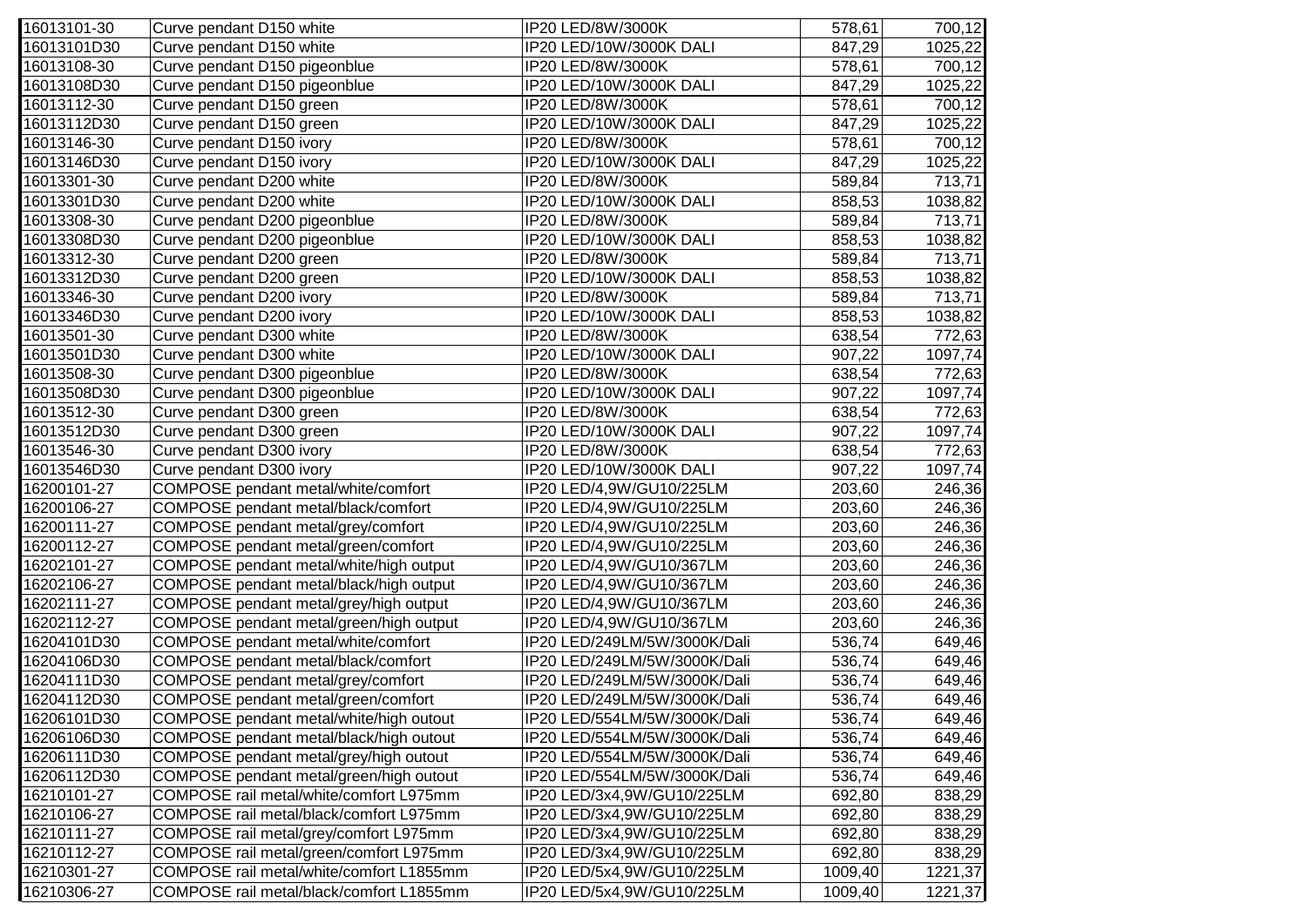| | | | | |
|---|---|---|---|---|
| 16013101-30 | Curve pendant D150 white | IP20 LED/8W/3000K | 578,61 | 700,12 |
| 16013101D30 | Curve pendant D150 white | IP20 LED/10W/3000K DALI | 847,29 | 1025,22 |
| 16013108-30 | Curve pendant D150 pigeonblue | IP20 LED/8W/3000K | 578,61 | 700,12 |
| 16013108D30 | Curve pendant D150 pigeonblue | IP20 LED/10W/3000K DALI | 847,29 | 1025,22 |
| 16013112-30 | Curve pendant D150 green | IP20 LED/8W/3000K | 578,61 | 700,12 |
| 16013112D30 | Curve pendant D150 green | IP20 LED/10W/3000K DALI | 847,29 | 1025,22 |
| 16013146-30 | Curve pendant D150 ivory | IP20 LED/8W/3000K | 578,61 | 700,12 |
| 16013146D30 | Curve pendant D150 ivory | IP20 LED/10W/3000K DALI | 847,29 | 1025,22 |
| 16013301-30 | Curve pendant D200 white | IP20 LED/8W/3000K | 589,84 | 713,71 |
| 16013301D30 | Curve pendant D200 white | IP20 LED/10W/3000K DALI | 858,53 | 1038,82 |
| 16013308-30 | Curve pendant D200 pigeonblue | IP20 LED/8W/3000K | 589,84 | 713,71 |
| 16013308D30 | Curve pendant D200 pigeonblue | IP20 LED/10W/3000K DALI | 858,53 | 1038,82 |
| 16013312-30 | Curve pendant D200 green | IP20 LED/8W/3000K | 589,84 | 713,71 |
| 16013312D30 | Curve pendant D200 green | IP20 LED/10W/3000K DALI | 858,53 | 1038,82 |
| 16013346-30 | Curve pendant D200 ivory | IP20 LED/8W/3000K | 589,84 | 713,71 |
| 16013346D30 | Curve pendant D200 ivory | IP20 LED/10W/3000K DALI | 858,53 | 1038,82 |
| 16013501-30 | Curve pendant D300 white | IP20 LED/8W/3000K | 638,54 | 772,63 |
| 16013501D30 | Curve pendant D300 white | IP20 LED/10W/3000K DALI | 907,22 | 1097,74 |
| 16013508-30 | Curve pendant D300 pigeonblue | IP20 LED/8W/3000K | 638,54 | 772,63 |
| 16013508D30 | Curve pendant D300 pigeonblue | IP20 LED/10W/3000K DALI | 907,22 | 1097,74 |
| 16013512-30 | Curve pendant D300 green | IP20 LED/8W/3000K | 638,54 | 772,63 |
| 16013512D30 | Curve pendant D300 green | IP20 LED/10W/3000K DALI | 907,22 | 1097,74 |
| 16013546-30 | Curve pendant D300 ivory | IP20 LED/8W/3000K | 638,54 | 772,63 |
| 16013546D30 | Curve pendant D300 ivory | IP20 LED/10W/3000K DALI | 907,22 | 1097,74 |
| 16200101-27 | COMPOSE pendant metal/white/comfort | IP20 LED/4,9W/GU10/225LM | 203,60 | 246,36 |
| 16200106-27 | COMPOSE pendant metal/black/comfort | IP20 LED/4,9W/GU10/225LM | 203,60 | 246,36 |
| 16200111-27 | COMPOSE pendant metal/grey/comfort | IP20 LED/4,9W/GU10/225LM | 203,60 | 246,36 |
| 16200112-27 | COMPOSE pendant metal/green/comfort | IP20 LED/4,9W/GU10/225LM | 203,60 | 246,36 |
| 16202101-27 | COMPOSE pendant metal/white/high output | IP20 LED/4,9W/GU10/367LM | 203,60 | 246,36 |
| 16202106-27 | COMPOSE pendant metal/black/high output | IP20 LED/4,9W/GU10/367LM | 203,60 | 246,36 |
| 16202111-27 | COMPOSE pendant metal/grey/high output | IP20 LED/4,9W/GU10/367LM | 203,60 | 246,36 |
| 16202112-27 | COMPOSE pendant metal/green/high output | IP20 LED/4,9W/GU10/367LM | 203,60 | 246,36 |
| 16204101D30 | COMPOSE pendant metal/white/comfort | IP20 LED/249LM/5W/3000K/Dali | 536,74 | 649,46 |
| 16204106D30 | COMPOSE pendant metal/black/comfort | IP20 LED/249LM/5W/3000K/Dali | 536,74 | 649,46 |
| 16204111D30 | COMPOSE pendant metal/grey/comfort | IP20 LED/249LM/5W/3000K/Dali | 536,74 | 649,46 |
| 16204112D30 | COMPOSE pendant metal/green/comfort | IP20 LED/249LM/5W/3000K/Dali | 536,74 | 649,46 |
| 16206101D30 | COMPOSE pendant metal/white/high outout | IP20 LED/554LM/5W/3000K/Dali | 536,74 | 649,46 |
| 16206106D30 | COMPOSE pendant metal/black/high outout | IP20 LED/554LM/5W/3000K/Dali | 536,74 | 649,46 |
| 16206111D30 | COMPOSE pendant metal/grey/high outout | IP20 LED/554LM/5W/3000K/Dali | 536,74 | 649,46 |
| 16206112D30 | COMPOSE pendant metal/green/high outout | IP20 LED/554LM/5W/3000K/Dali | 536,74 | 649,46 |
| 16210101-27 | COMPOSE rail metal/white/comfort L975mm | IP20 LED/3x4,9W/GU10/225LM | 692,80 | 838,29 |
| 16210106-27 | COMPOSE rail metal/black/comfort L975mm | IP20 LED/3x4,9W/GU10/225LM | 692,80 | 838,29 |
| 16210111-27 | COMPOSE rail metal/grey/comfort L975mm | IP20 LED/3x4,9W/GU10/225LM | 692,80 | 838,29 |
| 16210112-27 | COMPOSE rail metal/green/comfort L975mm | IP20 LED/3x4,9W/GU10/225LM | 692,80 | 838,29 |
| 16210301-27 | COMPOSE rail metal/white/comfort L1855mm | IP20 LED/5x4,9W/GU10/225LM | 1009,40 | 1221,37 |
| 16210306-27 | COMPOSE rail metal/black/comfort L1855mm | IP20 LED/5x4,9W/GU10/225LM | 1009,40 | 1221,37 |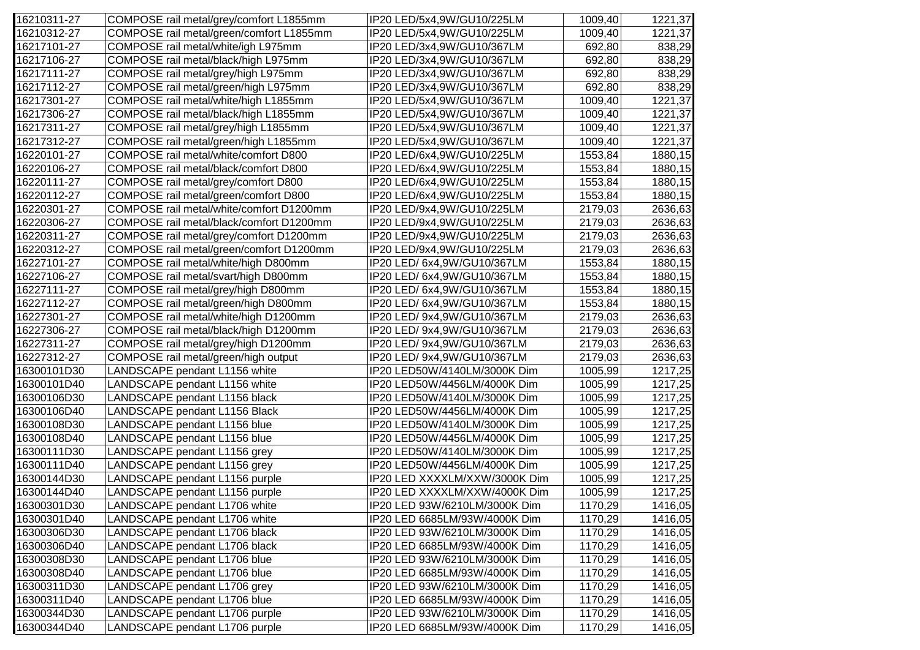| | | | | |
|---|---|---|---|---|
| 16210311-27 | COMPOSE rail metal/grey/comfort L1855mm | IP20 LED/5x4,9W/GU10/225LM | 1009,40 | 1221,37 |
| 16210312-27 | COMPOSE rail metal/green/comfort L1855mm | IP20 LED/5x4,9W/GU10/225LM | 1009,40 | 1221,37 |
| 16217101-27 | COMPOSE rail metal/white/igh L975mm | IP20 LED/3x4,9W/GU10/367LM | 692,80 | 838,29 |
| 16217106-27 | COMPOSE rail metal/black/high L975mm | IP20 LED/3x4,9W/GU10/367LM | 692,80 | 838,29 |
| 16217111-27 | COMPOSE rail metal/grey/high L975mm | IP20 LED/3x4,9W/GU10/367LM | 692,80 | 838,29 |
| 16217112-27 | COMPOSE rail metal/green/high L975mm | IP20 LED/3x4,9W/GU10/367LM | 692,80 | 838,29 |
| 16217301-27 | COMPOSE rail metal/white/high L1855mm | IP20 LED/5x4,9W/GU10/367LM | 1009,40 | 1221,37 |
| 16217306-27 | COMPOSE rail metal/black/high L1855mm | IP20 LED/5x4,9W/GU10/367LM | 1009,40 | 1221,37 |
| 16217311-27 | COMPOSE rail metal/grey/high L1855mm | IP20 LED/5x4,9W/GU10/367LM | 1009,40 | 1221,37 |
| 16217312-27 | COMPOSE rail metal/green/high L1855mm | IP20 LED/5x4,9W/GU10/367LM | 1009,40 | 1221,37 |
| 16220101-27 | COMPOSE rail metal/white/comfort D800 | IP20 LED/6x4,9W/GU10/225LM | 1553,84 | 1880,15 |
| 16220106-27 | COMPOSE rail metal/black/comfort D800 | IP20 LED/6x4,9W/GU10/225LM | 1553,84 | 1880,15 |
| 16220111-27 | COMPOSE rail metal/grey/comfort D800 | IP20 LED/6x4,9W/GU10/225LM | 1553,84 | 1880,15 |
| 16220112-27 | COMPOSE rail metal/green/comfort D800 | IP20 LED/6x4,9W/GU10/225LM | 1553,84 | 1880,15 |
| 16220301-27 | COMPOSE rail metal/white/comfort D1200mm | IP20 LED/9x4,9W/GU10/225LM | 2179,03 | 2636,63 |
| 16220306-27 | COMPOSE rail metal/black/comfort D1200mm | IP20 LED/9x4,9W/GU10/225LM | 2179,03 | 2636,63 |
| 16220311-27 | COMPOSE rail metal/grey/comfort D1200mm | IP20 LED/9x4,9W/GU10/225LM | 2179,03 | 2636,63 |
| 16220312-27 | COMPOSE rail metal/green/comfort D1200mm | IP20 LED/9x4,9W/GU10/225LM | 2179,03 | 2636,63 |
| 16227101-27 | COMPOSE rail metal/white/high D800mm | IP20 LED/ 6x4,9W/GU10/367LM | 1553,84 | 1880,15 |
| 16227106-27 | COMPOSE rail metal/svart/high D800mm | IP20 LED/ 6x4,9W/GU10/367LM | 1553,84 | 1880,15 |
| 16227111-27 | COMPOSE rail metal/grey/high D800mm | IP20 LED/ 6x4,9W/GU10/367LM | 1553,84 | 1880,15 |
| 16227112-27 | COMPOSE rail metal/green/high D800mm | IP20 LED/ 6x4,9W/GU10/367LM | 1553,84 | 1880,15 |
| 16227301-27 | COMPOSE rail metal/white/high D1200mm | IP20 LED/ 9x4,9W/GU10/367LM | 2179,03 | 2636,63 |
| 16227306-27 | COMPOSE rail metal/black/high D1200mm | IP20 LED/ 9x4,9W/GU10/367LM | 2179,03 | 2636,63 |
| 16227311-27 | COMPOSE rail metal/grey/high D1200mm | IP20 LED/ 9x4,9W/GU10/367LM | 2179,03 | 2636,63 |
| 16227312-27 | COMPOSE rail metal/green/high output | IP20 LED/ 9x4,9W/GU10/367LM | 2179,03 | 2636,63 |
| 16300101D30 | LANDSCAPE pendant L1156 white | IP20 LED50W/4140LM/3000K Dim | 1005,99 | 1217,25 |
| 16300101D40 | LANDSCAPE pendant L1156 white | IP20 LED50W/4456LM/4000K Dim | 1005,99 | 1217,25 |
| 16300106D30 | LANDSCAPE pendant L1156 black | IP20 LED50W/4140LM/3000K Dim | 1005,99 | 1217,25 |
| 16300106D40 | LANDSCAPE pendant L1156 Black | IP20 LED50W/4456LM/4000K Dim | 1005,99 | 1217,25 |
| 16300108D30 | LANDSCAPE pendant L1156 blue | IP20 LED50W/4140LM/3000K Dim | 1005,99 | 1217,25 |
| 16300108D40 | LANDSCAPE pendant L1156 blue | IP20 LED50W/4456LM/4000K Dim | 1005,99 | 1217,25 |
| 16300111D30 | LANDSCAPE pendant L1156 grey | IP20 LED50W/4140LM/3000K Dim | 1005,99 | 1217,25 |
| 16300111D40 | LANDSCAPE pendant L1156 grey | IP20 LED50W/4456LM/4000K Dim | 1005,99 | 1217,25 |
| 16300144D30 | LANDSCAPE pendant L1156 purple | IP20 LED XXXXLM/XXW/3000K Dim | 1005,99 | 1217,25 |
| 16300144D40 | LANDSCAPE pendant L1156 purple | IP20 LED XXXXLM/XXW/4000K Dim | 1005,99 | 1217,25 |
| 16300301D30 | LANDSCAPE pendant L1706 white | IP20 LED 93W/6210LM/3000K Dim | 1170,29 | 1416,05 |
| 16300301D40 | LANDSCAPE pendant L1706 white | IP20 LED 6685LM/93W/4000K Dim | 1170,29 | 1416,05 |
| 16300306D30 | LANDSCAPE pendant L1706 black | IP20 LED 93W/6210LM/3000K Dim | 1170,29 | 1416,05 |
| 16300306D40 | LANDSCAPE pendant L1706 black | IP20 LED 6685LM/93W/4000K Dim | 1170,29 | 1416,05 |
| 16300308D30 | LANDSCAPE pendant L1706 blue | IP20 LED 93W/6210LM/3000K Dim | 1170,29 | 1416,05 |
| 16300308D40 | LANDSCAPE pendant L1706 blue | IP20 LED 6685LM/93W/4000K Dim | 1170,29 | 1416,05 |
| 16300311D30 | LANDSCAPE pendant L1706 grey | IP20 LED 93W/6210LM/3000K Dim | 1170,29 | 1416,05 |
| 16300311D40 | LANDSCAPE pendant L1706 blue | IP20 LED 6685LM/93W/4000K Dim | 1170,29 | 1416,05 |
| 16300344D30 | LANDSCAPE pendant L1706 purple | IP20 LED 93W/6210LM/3000K Dim | 1170,29 | 1416,05 |
| 16300344D40 | LANDSCAPE pendant L1706 purple | IP20 LED 6685LM/93W/4000K Dim | 1170,29 | 1416,05 |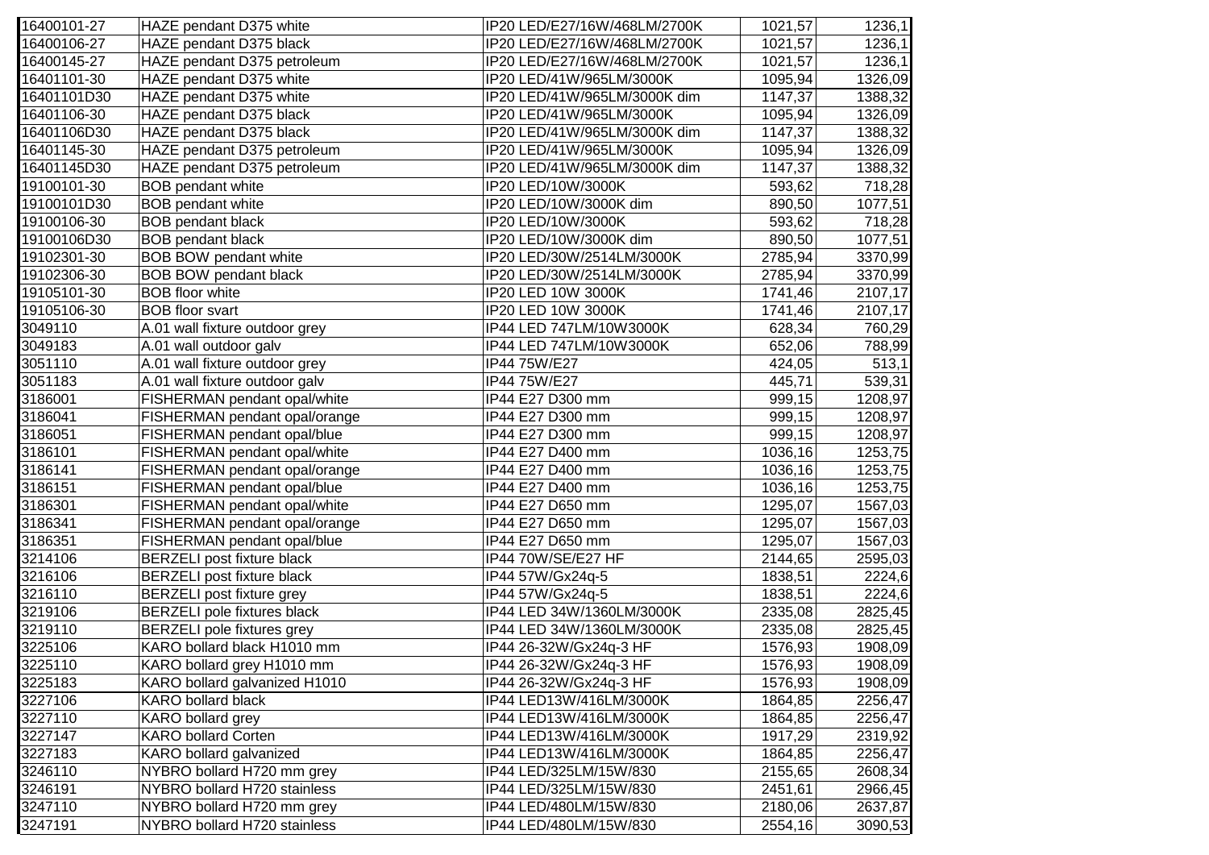| 16400101-27 | HAZE pendant D375 white | IP20 LED/E27/16W/468LM/2700K | 1021,57 | 1236,1 |
|---|---|---|---|---|
| 16400106-27 | HAZE pendant D375 black | IP20 LED/E27/16W/468LM/2700K | 1021,57 | 1236,1 |
| 16400145-27 | HAZE pendant D375 petroleum | IP20 LED/E27/16W/468LM/2700K | 1021,57 | 1236,1 |
| 16401101-30 | HAZE pendant D375 white | IP20 LED/41W/965LM/3000K | 1095,94 | 1326,09 |
| 16401101D30 | HAZE pendant D375 white | IP20 LED/41W/965LM/3000K dim | 1147,37 | 1388,32 |
| 16401106-30 | HAZE pendant D375 black | IP20 LED/41W/965LM/3000K | 1095,94 | 1326,09 |
| 16401106D30 | HAZE pendant D375 black | IP20 LED/41W/965LM/3000K dim | 1147,37 | 1388,32 |
| 16401145-30 | HAZE pendant D375 petroleum | IP20 LED/41W/965LM/3000K | 1095,94 | 1326,09 |
| 16401145D30 | HAZE pendant D375 petroleum | IP20 LED/41W/965LM/3000K dim | 1147,37 | 1388,32 |
| 19100101-30 | BOB pendant white | IP20 LED/10W/3000K | 593,62 | 718,28 |
| 19100101D30 | BOB pendant white | IP20 LED/10W/3000K dim | 890,50 | 1077,51 |
| 19100106-30 | BOB pendant black | IP20 LED/10W/3000K | 593,62 | 718,28 |
| 19100106D30 | BOB pendant black | IP20 LED/10W/3000K dim | 890,50 | 1077,51 |
| 19102301-30 | BOB BOW pendant white | IP20 LED/30W/2514LM/3000K | 2785,94 | 3370,99 |
| 19102306-30 | BOB BOW pendant black | IP20 LED/30W/2514LM/3000K | 2785,94 | 3370,99 |
| 19105101-30 | BOB floor white | IP20 LED 10W 3000K | 1741,46 | 2107,17 |
| 19105106-30 | BOB floor svart | IP20 LED 10W 3000K | 1741,46 | 2107,17 |
| 3049110 | A.01 wall fixture outdoor grey | IP44 LED 747LM/10W3000K | 628,34 | 760,29 |
| 3049183 | A.01 wall outdoor galv | IP44 LED 747LM/10W3000K | 652,06 | 788,99 |
| 3051110 | A.01 wall fixture outdoor grey | IP44 75W/E27 | 424,05 | 513,1 |
| 3051183 | A.01 wall fixture outdoor galv | IP44 75W/E27 | 445,71 | 539,31 |
| 3186001 | FISHERMAN pendant opal/white | IP44 E27 D300 mm | 999,15 | 1208,97 |
| 3186041 | FISHERMAN pendant opal/orange | IP44 E27 D300 mm | 999,15 | 1208,97 |
| 3186051 | FISHERMAN pendant opal/blue | IP44 E27 D300 mm | 999,15 | 1208,97 |
| 3186101 | FISHERMAN pendant opal/white | IP44 E27 D400 mm | 1036,16 | 1253,75 |
| 3186141 | FISHERMAN pendant opal/orange | IP44 E27 D400 mm | 1036,16 | 1253,75 |
| 3186151 | FISHERMAN pendant opal/blue | IP44 E27 D400 mm | 1036,16 | 1253,75 |
| 3186301 | FISHERMAN pendant opal/white | IP44 E27 D650 mm | 1295,07 | 1567,03 |
| 3186341 | FISHERMAN pendant opal/orange | IP44 E27 D650 mm | 1295,07 | 1567,03 |
| 3186351 | FISHERMAN pendant opal/blue | IP44 E27 D650 mm | 1295,07 | 1567,03 |
| 3214106 | BERZELI post fixture black | IP44 70W/SE/E27 HF | 2144,65 | 2595,03 |
| 3216106 | BERZELI post fixture black | IP44 57W/Gx24q-5 | 1838,51 | 2224,6 |
| 3216110 | BERZELI post fixture grey | IP44 57W/Gx24q-5 | 1838,51 | 2224,6 |
| 3219106 | BERZELI pole fixtures black | IP44 LED 34W/1360LM/3000K | 2335,08 | 2825,45 |
| 3219110 | BERZELI pole fixtures grey | IP44 LED 34W/1360LM/3000K | 2335,08 | 2825,45 |
| 3225106 | KARO bollard black H1010 mm | IP44 26-32W/Gx24q-3 HF | 1576,93 | 1908,09 |
| 3225110 | KARO bollard grey H1010 mm | IP44 26-32W/Gx24q-3 HF | 1576,93 | 1908,09 |
| 3225183 | KARO bollard galvanized H1010 | IP44 26-32W/Gx24q-3 HF | 1576,93 | 1908,09 |
| 3227106 | KARO bollard black | IP44 LED13W/416LM/3000K | 1864,85 | 2256,47 |
| 3227110 | KARO bollard grey | IP44 LED13W/416LM/3000K | 1864,85 | 2256,47 |
| 3227147 | KARO bollard Corten | IP44 LED13W/416LM/3000K | 1917,29 | 2319,92 |
| 3227183 | KARO bollard galvanized | IP44 LED13W/416LM/3000K | 1864,85 | 2256,47 |
| 3246110 | NYBRO bollard H720 mm grey | IP44 LED/325LM/15W/830 | 2155,65 | 2608,34 |
| 3246191 | NYBRO bollard H720 stainless | IP44 LED/325LM/15W/830 | 2451,61 | 2966,45 |
| 3247110 | NYBRO bollard H720 mm grey | IP44 LED/480LM/15W/830 | 2180,06 | 2637,87 |
| 3247191 | NYBRO bollard H720 stainless | IP44 LED/480LM/15W/830 | 2554,16 | 3090,53 |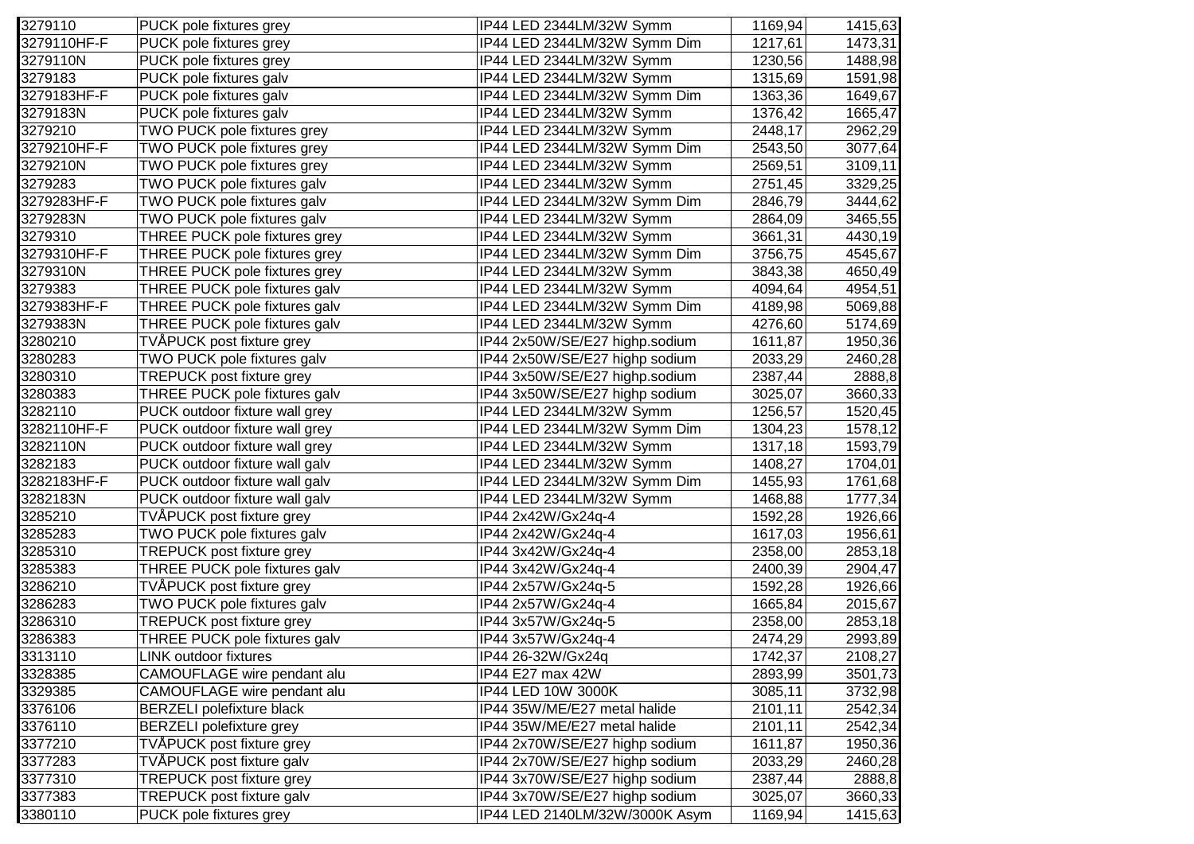| | | | | |
|---|---|---|---|---|
| 3279110 | PUCK pole fixtures grey | IP44 LED 2344LM/32W Symm | 1169,94 | 1415,63 |
| 3279110HF-F | PUCK pole fixtures grey | IP44 LED 2344LM/32W Symm Dim | 1217,61 | 1473,31 |
| 3279110N | PUCK pole fixtures grey | IP44 LED 2344LM/32W Symm | 1230,56 | 1488,98 |
| 3279183 | PUCK pole fixtures galv | IP44 LED 2344LM/32W Symm | 1315,69 | 1591,98 |
| 3279183HF-F | PUCK pole fixtures galv | IP44 LED 2344LM/32W Symm Dim | 1363,36 | 1649,67 |
| 3279183N | PUCK pole fixtures galv | IP44 LED 2344LM/32W Symm | 1376,42 | 1665,47 |
| 3279210 | TWO PUCK pole fixtures grey | IP44 LED 2344LM/32W Symm | 2448,17 | 2962,29 |
| 3279210HF-F | TWO PUCK pole fixtures grey | IP44 LED 2344LM/32W Symm Dim | 2543,50 | 3077,64 |
| 3279210N | TWO PUCK pole fixtures grey | IP44 LED 2344LM/32W Symm | 2569,51 | 3109,11 |
| 3279283 | TWO PUCK pole fixtures galv | IP44 LED 2344LM/32W Symm | 2751,45 | 3329,25 |
| 3279283HF-F | TWO PUCK pole fixtures galv | IP44 LED 2344LM/32W Symm Dim | 2846,79 | 3444,62 |
| 3279283N | TWO PUCK pole fixtures galv | IP44 LED 2344LM/32W Symm | 2864,09 | 3465,55 |
| 3279310 | THREE PUCK pole fixtures grey | IP44 LED 2344LM/32W Symm | 3661,31 | 4430,19 |
| 3279310HF-F | THREE PUCK pole fixtures grey | IP44 LED 2344LM/32W Symm Dim | 3756,75 | 4545,67 |
| 3279310N | THREE PUCK pole fixtures grey | IP44 LED 2344LM/32W Symm | 3843,38 | 4650,49 |
| 3279383 | THREE PUCK pole fixtures galv | IP44 LED 2344LM/32W Symm | 4094,64 | 4954,51 |
| 3279383HF-F | THREE PUCK pole fixtures galv | IP44 LED 2344LM/32W Symm Dim | 4189,98 | 5069,88 |
| 3279383N | THREE PUCK pole fixtures galv | IP44 LED 2344LM/32W Symm | 4276,60 | 5174,69 |
| 3280210 | TVÅPUCK post fixture grey | IP44 2x50W/SE/E27 highp.sodium | 1611,87 | 1950,36 |
| 3280283 | TWO PUCK pole fixtures galv | IP44 2x50W/SE/E27 highp sodium | 2033,29 | 2460,28 |
| 3280310 | TREPUCK post fixture grey | IP44 3x50W/SE/E27 highp.sodium | 2387,44 | 2888,8 |
| 3280383 | THREE PUCK pole fixtures galv | IP44 3x50W/SE/E27 highp sodium | 3025,07 | 3660,33 |
| 3282110 | PUCK outdoor fixture wall grey | IP44 LED 2344LM/32W Symm | 1256,57 | 1520,45 |
| 3282110HF-F | PUCK outdoor fixture wall grey | IP44 LED 2344LM/32W Symm Dim | 1304,23 | 1578,12 |
| 3282110N | PUCK outdoor fixture wall grey | IP44 LED 2344LM/32W Symm | 1317,18 | 1593,79 |
| 3282183 | PUCK outdoor fixture wall galv | IP44 LED 2344LM/32W Symm | 1408,27 | 1704,01 |
| 3282183HF-F | PUCK outdoor fixture wall galv | IP44 LED 2344LM/32W Symm Dim | 1455,93 | 1761,68 |
| 3282183N | PUCK outdoor fixture wall galv | IP44 LED 2344LM/32W Symm | 1468,88 | 1777,34 |
| 3285210 | TVÅPUCK post fixture grey | IP44 2x42W/Gx24q-4 | 1592,28 | 1926,66 |
| 3285283 | TWO PUCK pole fixtures galv | IP44 2x42W/Gx24q-4 | 1617,03 | 1956,61 |
| 3285310 | TREPUCK post fixture grey | IP44 3x42W/Gx24q-4 | 2358,00 | 2853,18 |
| 3285383 | THREE PUCK pole fixtures galv | IP44 3x42W/Gx24q-4 | 2400,39 | 2904,47 |
| 3286210 | TVÅPUCK post fixture grey | IP44 2x57W/Gx24q-5 | 1592,28 | 1926,66 |
| 3286283 | TWO PUCK pole fixtures galv | IP44 2x57W/Gx24q-4 | 1665,84 | 2015,67 |
| 3286310 | TREPUCK post fixture grey | IP44 3x57W/Gx24q-5 | 2358,00 | 2853,18 |
| 3286383 | THREE PUCK pole fixtures galv | IP44 3x57W/Gx24q-4 | 2474,29 | 2993,89 |
| 3313110 | LINK outdoor fixtures | IP44 26-32W/Gx24q | 1742,37 | 2108,27 |
| 3328385 | CAMOUFLAGE wire pendant alu | IP44 E27 max 42W | 2893,99 | 3501,73 |
| 3329385 | CAMOUFLAGE wire pendant alu | IP44 LED 10W 3000K | 3085,11 | 3732,98 |
| 3376106 | BERZELI polefixture black | IP44 35W/ME/E27 metal halide | 2101,11 | 2542,34 |
| 3376110 | BERZELI polefixture grey | IP44 35W/ME/E27 metal halide | 2101,11 | 2542,34 |
| 3377210 | TVÅPUCK post fixture grey | IP44 2x70W/SE/E27 highp sodium | 1611,87 | 1950,36 |
| 3377283 | TVÅPUCK post fixture galv | IP44 2x70W/SE/E27 highp sodium | 2033,29 | 2460,28 |
| 3377310 | TREPUCK post fixture grey | IP44 3x70W/SE/E27 highp sodium | 2387,44 | 2888,8 |
| 3377383 | TREPUCK post fixture galv | IP44 3x70W/SE/E27 highp sodium | 3025,07 | 3660,33 |
| 3380110 | PUCK pole fixtures grey | IP44 LED 2140LM/32W/3000K Asym | 1169,94 | 1415,63 |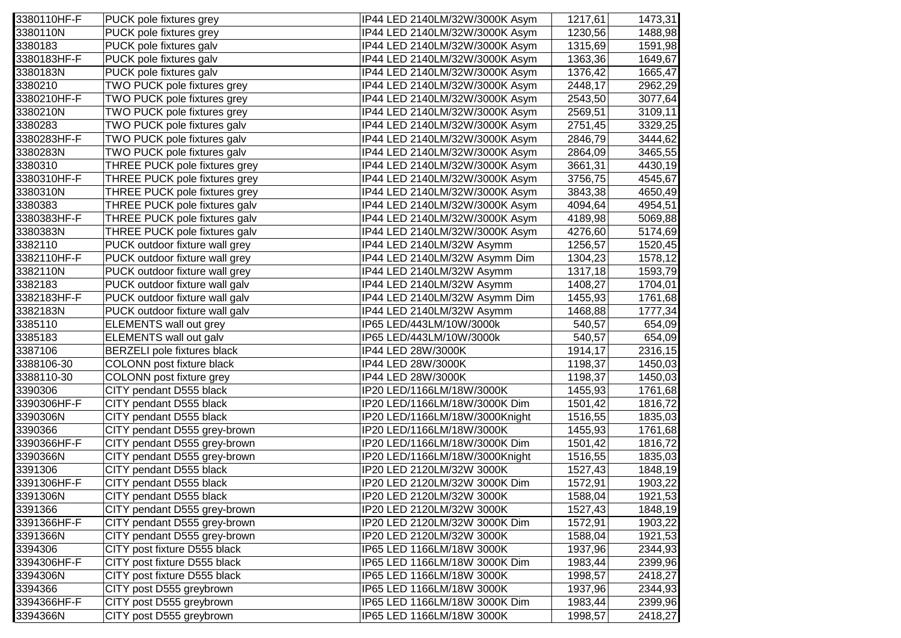| | | | | |
|---|---|---|---|---|
| 3380110HF-F | PUCK pole fixtures grey | IP44 LED 2140LM/32W/3000K Asym | 1217,61 | 1473,31 |
| 3380110N | PUCK pole fixtures grey | IP44 LED 2140LM/32W/3000K Asym | 1230,56 | 1488,98 |
| 3380183 | PUCK pole fixtures galv | IP44 LED 2140LM/32W/3000K Asym | 1315,69 | 1591,98 |
| 3380183HF-F | PUCK pole fixtures galv | IP44 LED 2140LM/32W/3000K Asym | 1363,36 | 1649,67 |
| 3380183N | PUCK pole fixtures galv | IP44 LED 2140LM/32W/3000K Asym | 1376,42 | 1665,47 |
| 3380210 | TWO PUCK pole fixtures grey | IP44 LED 2140LM/32W/3000K Asym | 2448,17 | 2962,29 |
| 3380210HF-F | TWO PUCK pole fixtures grey | IP44 LED 2140LM/32W/3000K Asym | 2543,50 | 3077,64 |
| 3380210N | TWO PUCK pole fixtures grey | IP44 LED 2140LM/32W/3000K Asym | 2569,51 | 3109,11 |
| 3380283 | TWO PUCK pole fixtures galv | IP44 LED 2140LM/32W/3000K Asym | 2751,45 | 3329,25 |
| 3380283HF-F | TWO PUCK pole fixtures galv | IP44 LED 2140LM/32W/3000K Asym | 2846,79 | 3444,62 |
| 3380283N | TWO PUCK pole fixtures galv | IP44 LED 2140LM/32W/3000K Asym | 2864,09 | 3465,55 |
| 3380310 | THREE PUCK pole fixtures grey | IP44 LED 2140LM/32W/3000K Asym | 3661,31 | 4430,19 |
| 3380310HF-F | THREE PUCK pole fixtures grey | IP44 LED 2140LM/32W/3000K Asym | 3756,75 | 4545,67 |
| 3380310N | THREE PUCK pole fixtures grey | IP44 LED 2140LM/32W/3000K Asym | 3843,38 | 4650,49 |
| 3380383 | THREE PUCK pole fixtures galv | IP44 LED 2140LM/32W/3000K Asym | 4094,64 | 4954,51 |
| 3380383HF-F | THREE PUCK pole fixtures galv | IP44 LED 2140LM/32W/3000K Asym | 4189,98 | 5069,88 |
| 3380383N | THREE PUCK pole fixtures galv | IP44 LED 2140LM/32W/3000K Asym | 4276,60 | 5174,69 |
| 3382110 | PUCK outdoor fixture wall grey | IP44 LED 2140LM/32W Asymm | 1256,57 | 1520,45 |
| 3382110HF-F | PUCK outdoor fixture wall grey | IP44 LED 2140LM/32W Asymm Dim | 1304,23 | 1578,12 |
| 3382110N | PUCK outdoor fixture wall grey | IP44 LED 2140LM/32W Asymm | 1317,18 | 1593,79 |
| 3382183 | PUCK outdoor fixture wall galv | IP44 LED 2140LM/32W Asymm | 1408,27 | 1704,01 |
| 3382183HF-F | PUCK outdoor fixture wall galv | IP44 LED 2140LM/32W Asymm Dim | 1455,93 | 1761,68 |
| 3382183N | PUCK outdoor fixture wall galv | IP44 LED 2140LM/32W Asymm | 1468,88 | 1777,34 |
| 3385110 | ELEMENTS wall out grey | IP65 LED/443LM/10W/3000k | 540,57 | 654,09 |
| 3385183 | ELEMENTS wall out galv | IP65 LED/443LM/10W/3000k | 540,57 | 654,09 |
| 3387106 | BERZELI pole fixtures black | IP44 LED 28W/3000K | 1914,17 | 2316,15 |
| 3388106-30 | COLONN post fixture black | IP44 LED 28W/3000K | 1198,37 | 1450,03 |
| 3388110-30 | COLONN post fixture grey | IP44 LED 28W/3000K | 1198,37 | 1450,03 |
| 3390306 | CITY pendant D555 black | IP20 LED/1166LM/18W/3000K | 1455,93 | 1761,68 |
| 3390306HF-F | CITY pendant D555 black | IP20 LED/1166LM/18W/3000K Dim | 1501,42 | 1816,72 |
| 3390306N | CITY pendant D555 black | IP20 LED/1166LM/18W/3000Knight | 1516,55 | 1835,03 |
| 3390366 | CITY pendant D555 grey-brown | IP20 LED/1166LM/18W/3000K | 1455,93 | 1761,68 |
| 3390366HF-F | CITY pendant D555 grey-brown | IP20 LED/1166LM/18W/3000K Dim | 1501,42 | 1816,72 |
| 3390366N | CITY pendant D555 grey-brown | IP20 LED/1166LM/18W/3000Knight | 1516,55 | 1835,03 |
| 3391306 | CITY pendant D555 black | IP20 LED 2120LM/32W 3000K | 1527,43 | 1848,19 |
| 3391306HF-F | CITY pendant D555 black | IP20 LED 2120LM/32W 3000K Dim | 1572,91 | 1903,22 |
| 3391306N | CITY pendant D555 black | IP20 LED 2120LM/32W 3000K | 1588,04 | 1921,53 |
| 3391366 | CITY pendant D555 grey-brown | IP20 LED 2120LM/32W 3000K | 1527,43 | 1848,19 |
| 3391366HF-F | CITY pendant D555 grey-brown | IP20 LED 2120LM/32W 3000K Dim | 1572,91 | 1903,22 |
| 3391366N | CITY pendant D555 grey-brown | IP20 LED 2120LM/32W 3000K | 1588,04 | 1921,53 |
| 3394306 | CITY post fixture D555 black | IP65 LED 1166LM/18W 3000K | 1937,96 | 2344,93 |
| 3394306HF-F | CITY post fixture D555 black | IP65 LED 1166LM/18W 3000K Dim | 1983,44 | 2399,96 |
| 3394306N | CITY post fixture D555 black | IP65 LED 1166LM/18W 3000K | 1998,57 | 2418,27 |
| 3394366 | CITY post D555 greybrown | IP65 LED 1166LM/18W 3000K | 1937,96 | 2344,93 |
| 3394366HF-F | CITY post D555 greybrown | IP65 LED 1166LM/18W 3000K Dim | 1983,44 | 2399,96 |
| 3394366N | CITY post D555 greybrown | IP65 LED 1166LM/18W 3000K | 1998,57 | 2418,27 |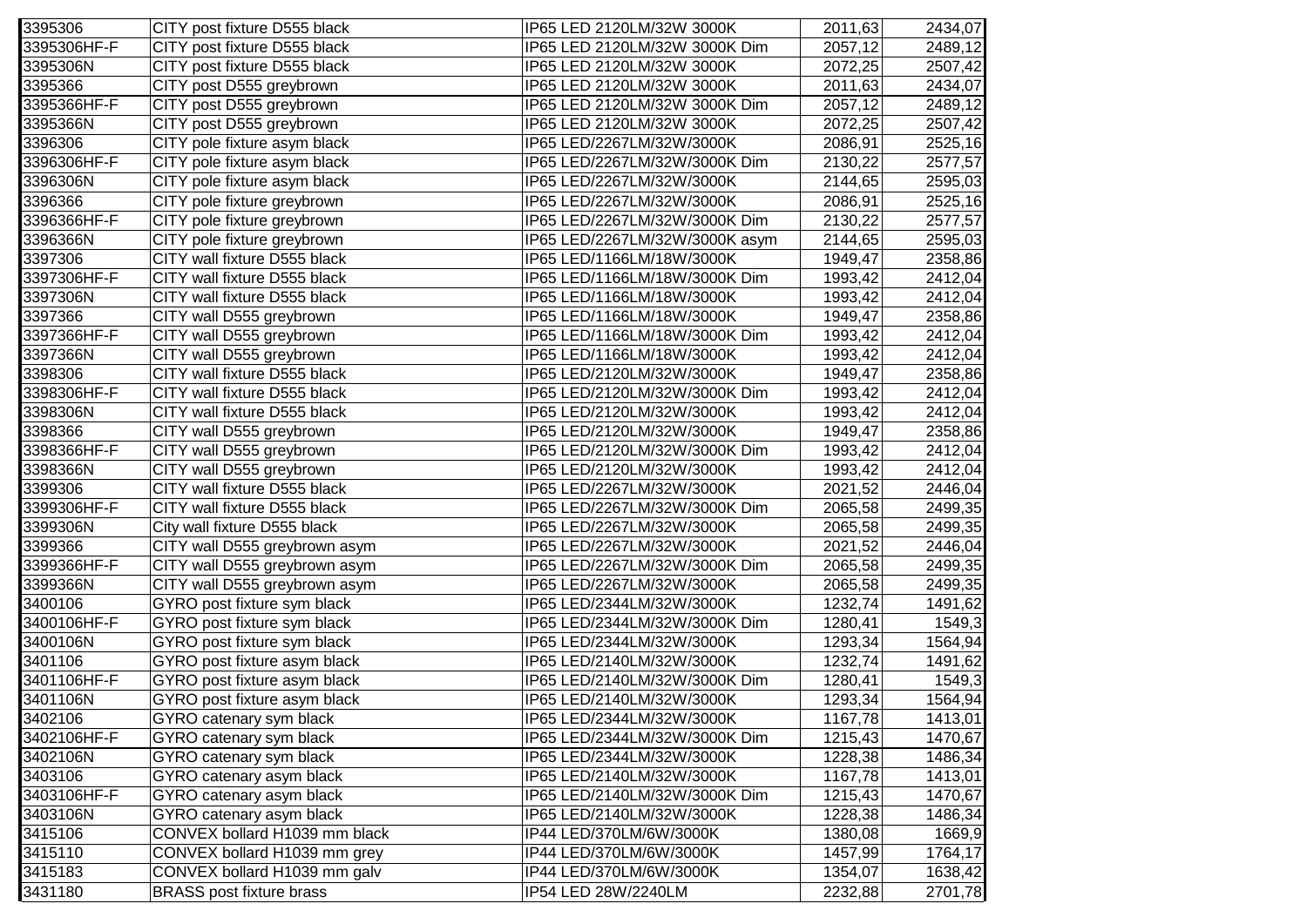| | | | | |
|---|---|---|---|---|
| 3395306 | CITY post fixture D555 black | IP65 LED 2120LM/32W 3000K | 2011,63 | 2434,07 |
| 3395306HF-F | CITY post fixture D555 black | IP65 LED 2120LM/32W 3000K Dim | 2057,12 | 2489,12 |
| 3395306N | CITY post fixture D555 black | IP65 LED 2120LM/32W 3000K | 2072,25 | 2507,42 |
| 3395366 | CITY post D555 greybrown | IP65 LED 2120LM/32W 3000K | 2011,63 | 2434,07 |
| 3395366HF-F | CITY post D555 greybrown | IP65 LED 2120LM/32W 3000K Dim | 2057,12 | 2489,12 |
| 3395366N | CITY post D555 greybrown | IP65 LED 2120LM/32W 3000K | 2072,25 | 2507,42 |
| 3396306 | CITY pole fixture asym black | IP65 LED/2267LM/32W/3000K | 2086,91 | 2525,16 |
| 3396306HF-F | CITY pole fixture asym black | IP65 LED/2267LM/32W/3000K Dim | 2130,22 | 2577,57 |
| 3396306N | CITY pole fixture asym black | IP65 LED/2267LM/32W/3000K | 2144,65 | 2595,03 |
| 3396366 | CITY pole fixture greybrown | IP65 LED/2267LM/32W/3000K | 2086,91 | 2525,16 |
| 3396366HF-F | CITY pole fixture greybrown | IP65 LED/2267LM/32W/3000K Dim | 2130,22 | 2577,57 |
| 3396366N | CITY pole fixture greybrown | IP65 LED/2267LM/32W/3000K asym | 2144,65 | 2595,03 |
| 3397306 | CITY wall fixture D555 black | IP65 LED/1166LM/18W/3000K | 1949,47 | 2358,86 |
| 3397306HF-F | CITY wall fixture D555 black | IP65 LED/1166LM/18W/3000K Dim | 1993,42 | 2412,04 |
| 3397306N | CITY wall fixture D555 black | IP65 LED/1166LM/18W/3000K | 1993,42 | 2412,04 |
| 3397366 | CITY wall D555 greybrown | IP65 LED/1166LM/18W/3000K | 1949,47 | 2358,86 |
| 3397366HF-F | CITY wall D555 greybrown | IP65 LED/1166LM/18W/3000K Dim | 1993,42 | 2412,04 |
| 3397366N | CITY wall D555 greybrown | IP65 LED/1166LM/18W/3000K | 1993,42 | 2412,04 |
| 3398306 | CITY wall fixture D555 black | IP65 LED/2120LM/32W/3000K | 1949,47 | 2358,86 |
| 3398306HF-F | CITY wall fixture D555 black | IP65 LED/2120LM/32W/3000K Dim | 1993,42 | 2412,04 |
| 3398306N | CITY wall fixture D555 black | IP65 LED/2120LM/32W/3000K | 1993,42 | 2412,04 |
| 3398366 | CITY wall D555 greybrown | IP65 LED/2120LM/32W/3000K | 1949,47 | 2358,86 |
| 3398366HF-F | CITY wall D555 greybrown | IP65 LED/2120LM/32W/3000K Dim | 1993,42 | 2412,04 |
| 3398366N | CITY wall D555 greybrown | IP65 LED/2120LM/32W/3000K | 1993,42 | 2412,04 |
| 3399306 | CITY wall fixture D555 black | IP65 LED/2267LM/32W/3000K | 2021,52 | 2446,04 |
| 3399306HF-F | CITY wall fixture D555 black | IP65 LED/2267LM/32W/3000K Dim | 2065,58 | 2499,35 |
| 3399306N | City wall fixture D555 black | IP65 LED/2267LM/32W/3000K | 2065,58 | 2499,35 |
| 3399366 | CITY wall D555 greybrown asym | IP65 LED/2267LM/32W/3000K | 2021,52 | 2446,04 |
| 3399366HF-F | CITY wall D555 greybrown asym | IP65 LED/2267LM/32W/3000K Dim | 2065,58 | 2499,35 |
| 3399366N | CITY wall D555 greybrown asym | IP65 LED/2267LM/32W/3000K | 2065,58 | 2499,35 |
| 3400106 | GYRO post fixture sym black | IP65 LED/2344LM/32W/3000K | 1232,74 | 1491,62 |
| 3400106HF-F | GYRO post fixture sym black | IP65 LED/2344LM/32W/3000K Dim | 1280,41 | 1549,3 |
| 3400106N | GYRO post fixture sym black | IP65 LED/2344LM/32W/3000K | 1293,34 | 1564,94 |
| 3401106 | GYRO post fixture asym black | IP65 LED/2140LM/32W/3000K | 1232,74 | 1491,62 |
| 3401106HF-F | GYRO post fixture asym black | IP65 LED/2140LM/32W/3000K Dim | 1280,41 | 1549,3 |
| 3401106N | GYRO post fixture asym black | IP65 LED/2140LM/32W/3000K | 1293,34 | 1564,94 |
| 3402106 | GYRO catenary sym black | IP65 LED/2344LM/32W/3000K | 1167,78 | 1413,01 |
| 3402106HF-F | GYRO catenary sym black | IP65 LED/2344LM/32W/3000K Dim | 1215,43 | 1470,67 |
| 3402106N | GYRO catenary sym black | IP65 LED/2344LM/32W/3000K | 1228,38 | 1486,34 |
| 3403106 | GYRO catenary asym black | IP65 LED/2140LM/32W/3000K | 1167,78 | 1413,01 |
| 3403106HF-F | GYRO catenary asym black | IP65 LED/2140LM/32W/3000K Dim | 1215,43 | 1470,67 |
| 3403106N | GYRO catenary asym black | IP65 LED/2140LM/32W/3000K | 1228,38 | 1486,34 |
| 3415106 | CONVEX bollard H1039 mm black | IP44 LED/370LM/6W/3000K | 1380,08 | 1669,9 |
| 3415110 | CONVEX bollard H1039 mm grey | IP44 LED/370LM/6W/3000K | 1457,99 | 1764,17 |
| 3415183 | CONVEX bollard H1039 mm galv | IP44 LED/370LM/6W/3000K | 1354,07 | 1638,42 |
| 3431180 | BRASS post fixture brass | IP54 LED 28W/2240LM | 2232,88 | 2701,78 |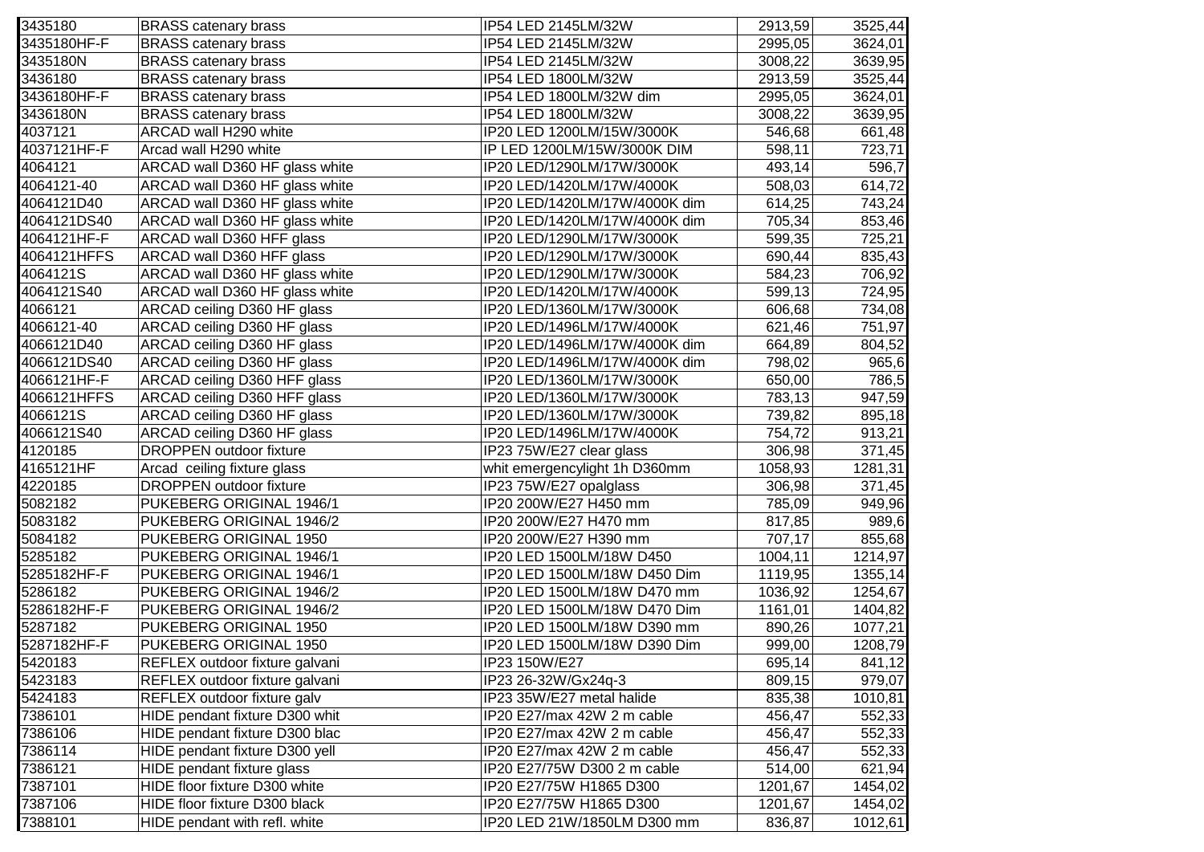| 3435180 | BRASS catenary brass | IP54 LED 2145LM/32W | 2913,59 | 3525,44 |
|---|---|---|---|---|
| 3435180HF-F | BRASS catenary brass | IP54 LED 2145LM/32W | 2995,05 | 3624,01 |
| 3435180N | BRASS catenary brass | IP54 LED 2145LM/32W | 3008,22 | 3639,95 |
| 3436180 | BRASS catenary brass | IP54 LED 1800LM/32W | 2913,59 | 3525,44 |
| 3436180HF-F | BRASS catenary brass | IP54 LED 1800LM/32W dim | 2995,05 | 3624,01 |
| 3436180N | BRASS catenary brass | IP54 LED 1800LM/32W | 3008,22 | 3639,95 |
| 4037121 | ARCAD wall H290 white | IP20 LED 1200LM/15W/3000K | 546,68 | 661,48 |
| 4037121HF-F | Arcad wall H290 white | IP LED 1200LM/15W/3000K DIM | 598,11 | 723,71 |
| 4064121 | ARCAD wall D360 HF glass white | IP20 LED/1290LM/17W/3000K | 493,14 | 596,7 |
| 4064121-40 | ARCAD wall D360 HF glass white | IP20 LED/1420LM/17W/4000K | 508,03 | 614,72 |
| 4064121D40 | ARCAD wall D360 HF glass white | IP20 LED/1420LM/17W/4000K dim | 614,25 | 743,24 |
| 4064121DS40 | ARCAD wall D360 HF glass white | IP20 LED/1420LM/17W/4000K dim | 705,34 | 853,46 |
| 4064121HF-F | ARCAD wall D360 HFF glass | IP20 LED/1290LM/17W/3000K | 599,35 | 725,21 |
| 4064121HFFS | ARCAD wall D360 HFF glass | IP20 LED/1290LM/17W/3000K | 690,44 | 835,43 |
| 4064121S | ARCAD wall D360 HF glass white | IP20 LED/1290LM/17W/3000K | 584,23 | 706,92 |
| 4064121S40 | ARCAD wall D360 HF glass white | IP20 LED/1420LM/17W/4000K | 599,13 | 724,95 |
| 4066121 | ARCAD ceiling D360 HF glass | IP20 LED/1360LM/17W/3000K | 606,68 | 734,08 |
| 4066121-40 | ARCAD ceiling D360 HF glass | IP20 LED/1496LM/17W/4000K | 621,46 | 751,97 |
| 4066121D40 | ARCAD ceiling D360 HF glass | IP20 LED/1496LM/17W/4000K dim | 664,89 | 804,52 |
| 4066121DS40 | ARCAD ceiling D360 HF glass | IP20 LED/1496LM/17W/4000K dim | 798,02 | 965,6 |
| 4066121HF-F | ARCAD ceiling D360 HFF glass | IP20 LED/1360LM/17W/3000K | 650,00 | 786,5 |
| 4066121HFFS | ARCAD ceiling D360 HFF glass | IP20 LED/1360LM/17W/3000K | 783,13 | 947,59 |
| 4066121S | ARCAD ceiling D360 HF glass | IP20 LED/1360LM/17W/3000K | 739,82 | 895,18 |
| 4066121S40 | ARCAD ceiling D360 HF glass | IP20 LED/1496LM/17W/4000K | 754,72 | 913,21 |
| 4120185 | DROPPEN outdoor fixture | IP23 75W/E27 clear glass | 306,98 | 371,45 |
| 4165121HF | Arcad ceiling fixture glass | whit emergencylight 1h D360mm | 1058,93 | 1281,31 |
| 4220185 | DROPPEN outdoor fixture | IP23 75W/E27 opalglass | 306,98 | 371,45 |
| 5082182 | PUKEBERG ORIGINAL 1946/1 | IP20 200W/E27 H450 mm | 785,09 | 949,96 |
| 5083182 | PUKEBERG ORIGINAL 1946/2 | IP20 200W/E27 H470 mm | 817,85 | 989,6 |
| 5084182 | PUKEBERG ORIGINAL 1950 | IP20 200W/E27 H390 mm | 707,17 | 855,68 |
| 5285182 | PUKEBERG ORIGINAL 1946/1 | IP20 LED 1500LM/18W D450 | 1004,11 | 1214,97 |
| 5285182HF-F | PUKEBERG ORIGINAL 1946/1 | IP20 LED 1500LM/18W D450 Dim | 1119,95 | 1355,14 |
| 5286182 | PUKEBERG ORIGINAL 1946/2 | IP20 LED 1500LM/18W D470 mm | 1036,92 | 1254,67 |
| 5286182HF-F | PUKEBERG ORIGINAL 1946/2 | IP20 LED 1500LM/18W D470 Dim | 1161,01 | 1404,82 |
| 5287182 | PUKEBERG ORIGINAL 1950 | IP20 LED 1500LM/18W D390 mm | 890,26 | 1077,21 |
| 5287182HF-F | PUKEBERG ORIGINAL 1950 | IP20 LED 1500LM/18W D390 Dim | 999,00 | 1208,79 |
| 5420183 | REFLEX outdoor fixture galvani | IP23 150W/E27 | 695,14 | 841,12 |
| 5423183 | REFLEX outdoor fixture galvani | IP23 26-32W/Gx24q-3 | 809,15 | 979,07 |
| 5424183 | REFLEX outdoor fixture galv | IP23 35W/E27 metal halide | 835,38 | 1010,81 |
| 7386101 | HIDE pendant fixture D300 whit | IP20 E27/max 42W 2 m cable | 456,47 | 552,33 |
| 7386106 | HIDE pendant fixture D300 blac | IP20 E27/max 42W 2 m cable | 456,47 | 552,33 |
| 7386114 | HIDE pendant fixture D300 yell | IP20 E27/max 42W 2 m cable | 456,47 | 552,33 |
| 7386121 | HIDE pendant fixture glass | IP20 E27/75W D300 2 m cable | 514,00 | 621,94 |
| 7387101 | HIDE floor fixture D300 white | IP20 E27/75W H1865 D300 | 1201,67 | 1454,02 |
| 7387106 | HIDE floor fixture D300 black | IP20 E27/75W H1865 D300 | 1201,67 | 1454,02 |
| 7388101 | HIDE pendant with refl. white | IP20 LED 21W/1850LM D300 mm | 836,87 | 1012,61 |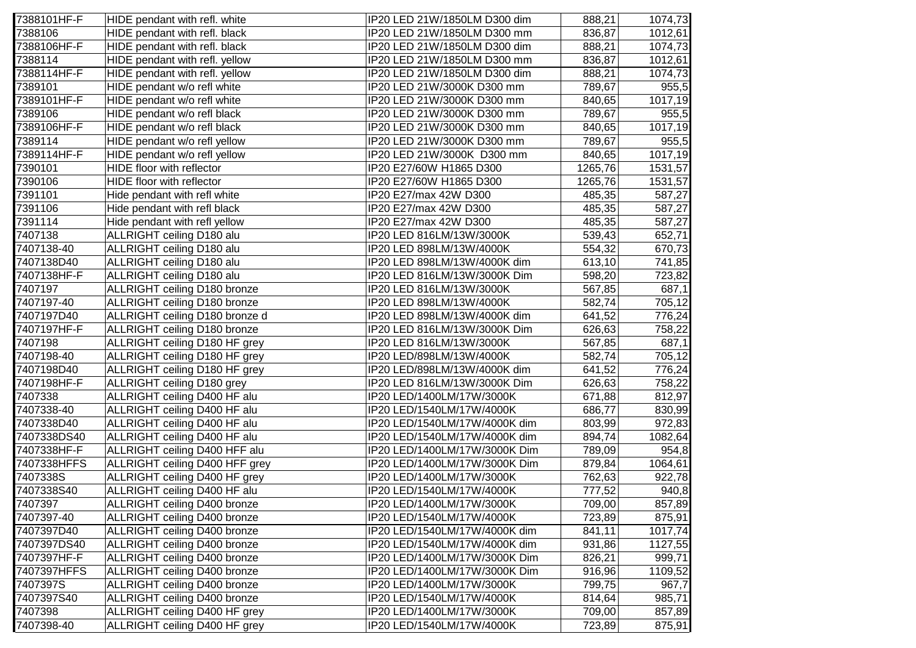| | | | | |
|---|---|---|---|---|
| 7388101HF-F | HIDE pendant with refl. white | IP20 LED 21W/1850LM D300 dim | 888,21 | 1074,73 |
| 7388106 | HIDE pendant with refl. black | IP20 LED 21W/1850LM D300 mm | 836,87 | 1012,61 |
| 7388106HF-F | HIDE pendant with refl. black | IP20 LED 21W/1850LM D300 dim | 888,21 | 1074,73 |
| 7388114 | HIDE pendant with refl. yellow | IP20 LED 21W/1850LM D300 mm | 836,87 | 1012,61 |
| 7388114HF-F | HIDE pendant with refl. yellow | IP20 LED 21W/1850LM D300 dim | 888,21 | 1074,73 |
| 7389101 | HIDE pendant w/o refl white | IP20 LED 21W/3000K D300 mm | 789,67 | 955,5 |
| 7389101HF-F | HIDE pendant w/o refl white | IP20 LED 21W/3000K D300 mm | 840,65 | 1017,19 |
| 7389106 | HIDE pendant w/o refl black | IP20 LED 21W/3000K D300 mm | 789,67 | 955,5 |
| 7389106HF-F | HIDE pendant w/o refl black | IP20 LED 21W/3000K D300 mm | 840,65 | 1017,19 |
| 7389114 | HIDE pendant w/o refl yellow | IP20 LED 21W/3000K D300 mm | 789,67 | 955,5 |
| 7389114HF-F | HIDE pendant w/o refl yellow | IP20 LED 21W/3000K D300 mm | 840,65 | 1017,19 |
| 7390101 | HIDE floor with reflector | IP20 E27/60W H1865 D300 | 1265,76 | 1531,57 |
| 7390106 | HIDE floor with reflector | IP20 E27/60W H1865 D300 | 1265,76 | 1531,57 |
| 7391101 | Hide pendant with refl white | IP20 E27/max 42W D300 | 485,35 | 587,27 |
| 7391106 | Hide pendant with refl black | IP20 E27/max 42W D300 | 485,35 | 587,27 |
| 7391114 | Hide pendant with refl yellow | IP20 E27/max 42W D300 | 485,35 | 587,27 |
| 7407138 | ALLRIGHT ceiling D180 alu | IP20 LED 816LM/13W/3000K | 539,43 | 652,71 |
| 7407138-40 | ALLRIGHT ceiling D180 alu | IP20 LED 898LM/13W/4000K | 554,32 | 670,73 |
| 7407138D40 | ALLRIGHT ceiling D180 alu | IP20 LED 898LM/13W/4000K dim | 613,10 | 741,85 |
| 7407138HF-F | ALLRIGHT ceiling D180 alu | IP20 LED 816LM/13W/3000K Dim | 598,20 | 723,82 |
| 7407197 | ALLRIGHT ceiling D180 bronze | IP20 LED 816LM/13W/3000K | 567,85 | 687,1 |
| 7407197-40 | ALLRIGHT ceiling D180 bronze | IP20 LED 898LM/13W/4000K | 582,74 | 705,12 |
| 7407197D40 | ALLRIGHT ceiling D180 bronze d | IP20 LED 898LM/13W/4000K dim | 641,52 | 776,24 |
| 7407197HF-F | ALLRIGHT ceiling D180 bronze | IP20 LED 816LM/13W/3000K Dim | 626,63 | 758,22 |
| 7407198 | ALLRIGHT ceiling D180 HF grey | IP20 LED 816LM/13W/3000K | 567,85 | 687,1 |
| 7407198-40 | ALLRIGHT ceiling D180 HF grey | IP20 LED/898LM/13W/4000K | 582,74 | 705,12 |
| 7407198D40 | ALLRIGHT ceiling D180 HF grey | IP20 LED/898LM/13W/4000K dim | 641,52 | 776,24 |
| 7407198HF-F | ALLRIGHT ceiling D180 grey | IP20 LED 816LM/13W/3000K Dim | 626,63 | 758,22 |
| 7407338 | ALLRIGHT ceiling D400 HF alu | IP20 LED/1400LM/17W/3000K | 671,88 | 812,97 |
| 7407338-40 | ALLRIGHT ceiling D400 HF alu | IP20 LED/1540LM/17W/4000K | 686,77 | 830,99 |
| 7407338D40 | ALLRIGHT ceiling D400 HF alu | IP20 LED/1540LM/17W/4000K dim | 803,99 | 972,83 |
| 7407338DS40 | ALLRIGHT ceiling D400 HF alu | IP20 LED/1540LM/17W/4000K dim | 894,74 | 1082,64 |
| 7407338HF-F | ALLRIGHT ceiling D400 HFF alu | IP20 LED/1400LM/17W/3000K Dim | 789,09 | 954,8 |
| 7407338HFFS | ALLRIGHT ceiling D400 HFF grey | IP20 LED/1400LM/17W/3000K Dim | 879,84 | 1064,61 |
| 7407338S | ALLRIGHT ceiling D400 HF grey | IP20 LED/1400LM/17W/3000K | 762,63 | 922,78 |
| 7407338S40 | ALLRIGHT ceiling D400 HF alu | IP20 LED/1540LM/17W/4000K | 777,52 | 940,8 |
| 7407397 | ALLRIGHT ceiling D400 bronze | IP20 LED/1400LM/17W/3000K | 709,00 | 857,89 |
| 7407397-40 | ALLRIGHT ceiling D400 bronze | IP20 LED/1540LM/17W/4000K | 723,89 | 875,91 |
| 7407397D40 | ALLRIGHT ceiling D400 bronze | IP20 LED/1540LM/17W/4000K dim | 841,11 | 1017,74 |
| 7407397DS40 | ALLRIGHT ceiling D400 bronze | IP20 LED/1540LM/17W/4000K dim | 931,86 | 1127,55 |
| 7407397HF-F | ALLRIGHT ceiling D400 bronze | IP20 LED/1400LM/17W/3000K Dim | 826,21 | 999,71 |
| 7407397HFFS | ALLRIGHT ceiling D400 bronze | IP20 LED/1400LM/17W/3000K Dim | 916,96 | 1109,52 |
| 7407397S | ALLRIGHT ceiling D400 bronze | IP20 LED/1400LM/17W/3000K | 799,75 | 967,7 |
| 7407397S40 | ALLRIGHT ceiling D400 bronze | IP20 LED/1540LM/17W/4000K | 814,64 | 985,71 |
| 7407398 | ALLRIGHT ceiling D400 HF grey | IP20 LED/1400LM/17W/3000K | 709,00 | 857,89 |
| 7407398-40 | ALLRIGHT ceiling D400 HF grey | IP20 LED/1540LM/17W/4000K | 723,89 | 875,91 |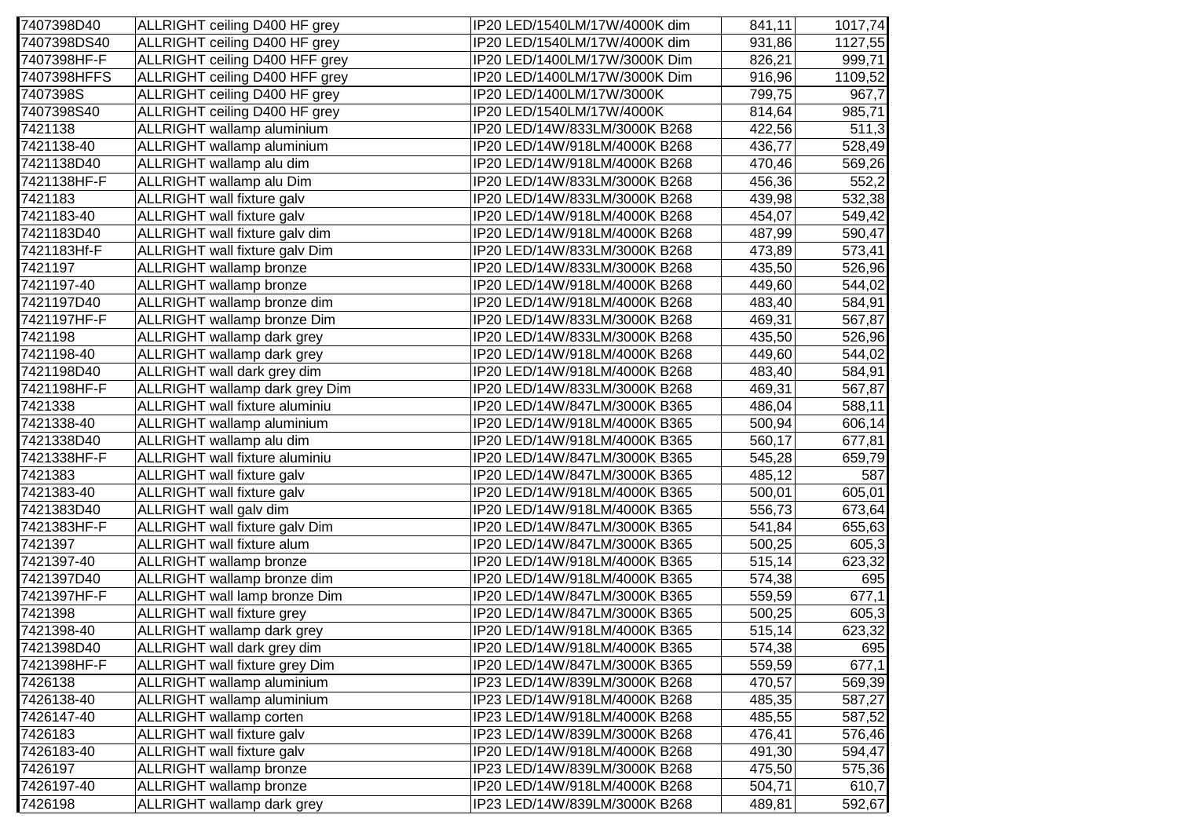| | | | | |
|---|---|---|---|---|
| 7407398D40 | ALLRIGHT ceiling D400 HF grey | IP20 LED/1540LM/17W/4000K dim | 841,11 | 1017,74 |
| 7407398DS40 | ALLRIGHT ceiling D400 HF grey | IP20 LED/1540LM/17W/4000K dim | 931,86 | 1127,55 |
| 7407398HF-F | ALLRIGHT ceiling D400 HFF grey | IP20 LED/1400LM/17W/3000K Dim | 826,21 | 999,71 |
| 7407398HFFS | ALLRIGHT ceiling D400 HFF grey | IP20 LED/1400LM/17W/3000K Dim | 916,96 | 1109,52 |
| 7407398S | ALLRIGHT ceiling D400 HF grey | IP20 LED/1400LM/17W/3000K | 799,75 | 967,7 |
| 7407398S40 | ALLRIGHT ceiling D400 HF grey | IP20 LED/1540LM/17W/4000K | 814,64 | 985,71 |
| 7421138 | ALLRIGHT wallamp aluminium | IP20 LED/14W/833LM/3000K B268 | 422,56 | 511,3 |
| 7421138-40 | ALLRIGHT wallamp aluminium | IP20 LED/14W/918LM/4000K B268 | 436,77 | 528,49 |
| 7421138D40 | ALLRIGHT wallamp alu dim | IP20 LED/14W/918LM/4000K B268 | 470,46 | 569,26 |
| 7421138HF-F | ALLRIGHT wallamp alu Dim | IP20 LED/14W/833LM/3000K B268 | 456,36 | 552,2 |
| 7421183 | ALLRIGHT wall fixture galv | IP20 LED/14W/833LM/3000K B268 | 439,98 | 532,38 |
| 7421183-40 | ALLRIGHT wall fixture galv | IP20 LED/14W/918LM/4000K B268 | 454,07 | 549,42 |
| 7421183D40 | ALLRIGHT wall fixture galv dim | IP20 LED/14W/918LM/4000K B268 | 487,99 | 590,47 |
| 7421183Hf-F | ALLRIGHT wall fixture galv Dim | IP20 LED/14W/833LM/3000K B268 | 473,89 | 573,41 |
| 7421197 | ALLRIGHT wallamp bronze | IP20 LED/14W/833LM/3000K B268 | 435,50 | 526,96 |
| 7421197-40 | ALLRIGHT wallamp bronze | IP20 LED/14W/918LM/4000K B268 | 449,60 | 544,02 |
| 7421197D40 | ALLRIGHT wallamp bronze dim | IP20 LED/14W/918LM/4000K B268 | 483,40 | 584,91 |
| 7421197HF-F | ALLRIGHT wallamp bronze Dim | IP20 LED/14W/833LM/3000K B268 | 469,31 | 567,87 |
| 7421198 | ALLRIGHT wallamp dark grey | IP20 LED/14W/833LM/3000K B268 | 435,50 | 526,96 |
| 7421198-40 | ALLRIGHT wallamp dark grey | IP20 LED/14W/918LM/4000K B268 | 449,60 | 544,02 |
| 7421198D40 | ALLRIGHT wall dark grey dim | IP20 LED/14W/918LM/4000K B268 | 483,40 | 584,91 |
| 7421198HF-F | ALLRIGHT wallamp dark grey Dim | IP20 LED/14W/833LM/3000K B268 | 469,31 | 567,87 |
| 7421338 | ALLRIGHT wall fixture aluminiu | IP20 LED/14W/847LM/3000K B365 | 486,04 | 588,11 |
| 7421338-40 | ALLRIGHT wallamp aluminium | IP20 LED/14W/918LM/4000K B365 | 500,94 | 606,14 |
| 7421338D40 | ALLRIGHT wallamp alu dim | IP20 LED/14W/918LM/4000K B365 | 560,17 | 677,81 |
| 7421338HF-F | ALLRIGHT wall fixture aluminiu | IP20 LED/14W/847LM/3000K B365 | 545,28 | 659,79 |
| 7421383 | ALLRIGHT wall fixture galv | IP20 LED/14W/847LM/3000K B365 | 485,12 | 587 |
| 7421383-40 | ALLRIGHT wall fixture galv | IP20 LED/14W/918LM/4000K B365 | 500,01 | 605,01 |
| 7421383D40 | ALLRIGHT wall galv dim | IP20 LED/14W/918LM/4000K B365 | 556,73 | 673,64 |
| 7421383HF-F | ALLRIGHT wall fixture galv Dim | IP20 LED/14W/847LM/3000K B365 | 541,84 | 655,63 |
| 7421397 | ALLRIGHT wall fixture alum | IP20 LED/14W/847LM/3000K B365 | 500,25 | 605,3 |
| 7421397-40 | ALLRIGHT wallamp bronze | IP20 LED/14W/918LM/4000K B365 | 515,14 | 623,32 |
| 7421397D40 | ALLRIGHT wallamp bronze dim | IP20 LED/14W/918LM/4000K B365 | 574,38 | 695 |
| 7421397HF-F | ALLRIGHT wall lamp bronze Dim | IP20 LED/14W/847LM/3000K B365 | 559,59 | 677,1 |
| 7421398 | ALLRIGHT wall fixture grey | IP20 LED/14W/847LM/3000K B365 | 500,25 | 605,3 |
| 7421398-40 | ALLRIGHT wallamp dark grey | IP20 LED/14W/918LM/4000K B365 | 515,14 | 623,32 |
| 7421398D40 | ALLRIGHT wall dark grey dim | IP20 LED/14W/918LM/4000K B365 | 574,38 | 695 |
| 7421398HF-F | ALLRIGHT wall fixture grey Dim | IP20 LED/14W/847LM/3000K B365 | 559,59 | 677,1 |
| 7426138 | ALLRIGHT wallamp aluminium | IP23 LED/14W/839LM/3000K B268 | 470,57 | 569,39 |
| 7426138-40 | ALLRIGHT wallamp aluminium | IP23 LED/14W/918LM/4000K B268 | 485,35 | 587,27 |
| 7426147-40 | ALLRIGHT wallamp corten | IP23 LED/14W/918LM/4000K B268 | 485,55 | 587,52 |
| 7426183 | ALLRIGHT wall fixture galv | IP23 LED/14W/839LM/3000K B268 | 476,41 | 576,46 |
| 7426183-40 | ALLRIGHT wall fixture galv | IP20 LED/14W/918LM/4000K B268 | 491,30 | 594,47 |
| 7426197 | ALLRIGHT wallamp bronze | IP23 LED/14W/839LM/3000K B268 | 475,50 | 575,36 |
| 7426197-40 | ALLRIGHT wallamp bronze | IP20 LED/14W/918LM/4000K B268 | 504,71 | 610,7 |
| 7426198 | ALLRIGHT wallamp dark grey | IP23 LED/14W/839LM/3000K B268 | 489,81 | 592,67 |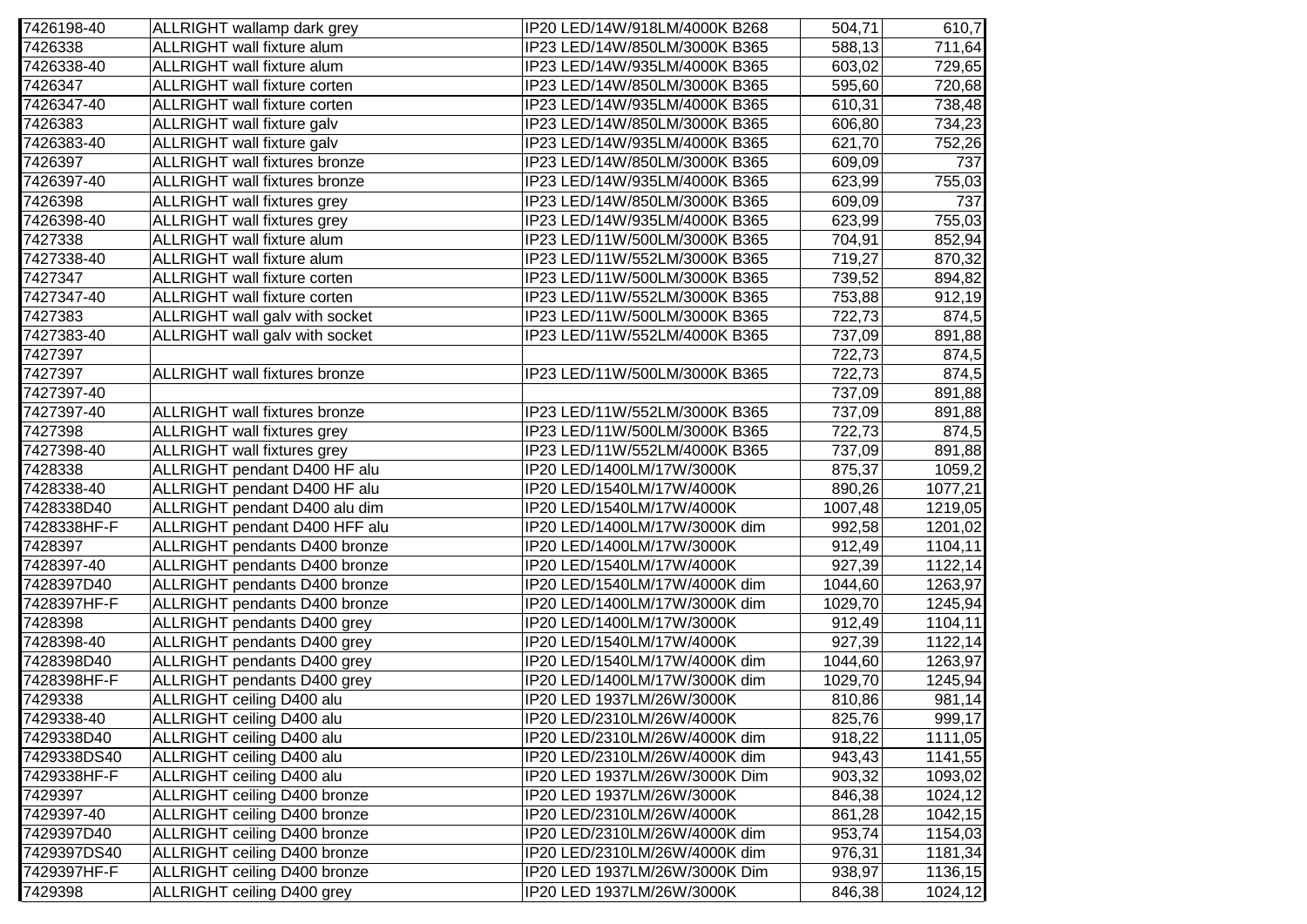| | | | | |
|---|---|---|---|---|
| 7426198-40 | ALLRIGHT wallamp dark grey | IP20 LED/14W/918LM/4000K B268 | 504,71 | 610,7 |
| 7426338 | ALLRIGHT wall fixture alum | IP23 LED/14W/850LM/3000K B365 | 588,13 | 711,64 |
| 7426338-40 | ALLRIGHT wall fixture alum | IP23 LED/14W/935LM/4000K B365 | 603,02 | 729,65 |
| 7426347 | ALLRIGHT wall fixture corten | IP23 LED/14W/850LM/3000K B365 | 595,60 | 720,68 |
| 7426347-40 | ALLRIGHT wall fixture corten | IP23 LED/14W/935LM/4000K B365 | 610,31 | 738,48 |
| 7426383 | ALLRIGHT wall fixture galv | IP23 LED/14W/850LM/3000K B365 | 606,80 | 734,23 |
| 7426383-40 | ALLRIGHT wall fixture galv | IP23 LED/14W/935LM/4000K B365 | 621,70 | 752,26 |
| 7426397 | ALLRIGHT wall fixtures bronze | IP23 LED/14W/850LM/3000K B365 | 609,09 | 737 |
| 7426397-40 | ALLRIGHT wall fixtures bronze | IP23 LED/14W/935LM/4000K B365 | 623,99 | 755,03 |
| 7426398 | ALLRIGHT wall fixtures grey | IP23 LED/14W/850LM/3000K B365 | 609,09 | 737 |
| 7426398-40 | ALLRIGHT wall fixtures grey | IP23 LED/14W/935LM/4000K B365 | 623,99 | 755,03 |
| 7427338 | ALLRIGHT wall fixture alum | IP23 LED/11W/500LM/3000K B365 | 704,91 | 852,94 |
| 7427338-40 | ALLRIGHT wall fixture alum | IP23 LED/11W/552LM/3000K B365 | 719,27 | 870,32 |
| 7427347 | ALLRIGHT wall fixture corten | IP23 LED/11W/500LM/3000K B365 | 739,52 | 894,82 |
| 7427347-40 | ALLRIGHT wall fixture corten | IP23 LED/11W/552LM/3000K B365 | 753,88 | 912,19 |
| 7427383 | ALLRIGHT wall galv with socket | IP23 LED/11W/500LM/3000K B365 | 722,73 | 874,5 |
| 7427383-40 | ALLRIGHT wall galv with socket | IP23 LED/11W/552LM/4000K B365 | 737,09 | 891,88 |
| 7427397 | | | 722,73 | 874,5 |
| 7427397 | ALLRIGHT wall fixtures bronze | IP23 LED/11W/500LM/3000K B365 | 722,73 | 874,5 |
| 7427397-40 | | | 737,09 | 891,88 |
| 7427397-40 | ALLRIGHT wall fixtures bronze | IP23 LED/11W/552LM/3000K B365 | 737,09 | 891,88 |
| 7427398 | ALLRIGHT wall fixtures grey | IP23 LED/11W/500LM/3000K B365 | 722,73 | 874,5 |
| 7427398-40 | ALLRIGHT wall fixtures grey | IP23 LED/11W/552LM/4000K B365 | 737,09 | 891,88 |
| 7428338 | ALLRIGHT pendant D400 HF alu | IP20 LED/1400LM/17W/3000K | 875,37 | 1059,2 |
| 7428338-40 | ALLRIGHT pendant D400 HF alu | IP20 LED/1540LM/17W/4000K | 890,26 | 1077,21 |
| 7428338D40 | ALLRIGHT pendant D400 alu dim | IP20 LED/1540LM/17W/4000K | 1007,48 | 1219,05 |
| 7428338HF-F | ALLRIGHT pendant D400 HFF alu | IP20 LED/1400LM/17W/3000K dim | 992,58 | 1201,02 |
| 7428397 | ALLRIGHT pendants D400 bronze | IP20 LED/1400LM/17W/3000K | 912,49 | 1104,11 |
| 7428397-40 | ALLRIGHT pendants D400 bronze | IP20 LED/1540LM/17W/4000K | 927,39 | 1122,14 |
| 7428397D40 | ALLRIGHT pendants D400 bronze | IP20 LED/1540LM/17W/4000K dim | 1044,60 | 1263,97 |
| 7428397HF-F | ALLRIGHT pendants D400 bronze | IP20 LED/1400LM/17W/3000K dim | 1029,70 | 1245,94 |
| 7428398 | ALLRIGHT pendants D400 grey | IP20 LED/1400LM/17W/3000K | 912,49 | 1104,11 |
| 7428398-40 | ALLRIGHT pendants D400 grey | IP20 LED/1540LM/17W/4000K | 927,39 | 1122,14 |
| 7428398D40 | ALLRIGHT pendants D400 grey | IP20 LED/1540LM/17W/4000K dim | 1044,60 | 1263,97 |
| 7428398HF-F | ALLRIGHT pendants D400 grey | IP20 LED/1400LM/17W/3000K dim | 1029,70 | 1245,94 |
| 7429338 | ALLRIGHT ceiling D400 alu | IP20 LED 1937LM/26W/3000K | 810,86 | 981,14 |
| 7429338-40 | ALLRIGHT ceiling D400 alu | IP20 LED/2310LM/26W/4000K | 825,76 | 999,17 |
| 7429338D40 | ALLRIGHT ceiling D400 alu | IP20 LED/2310LM/26W/4000K dim | 918,22 | 1111,05 |
| 7429338DS40 | ALLRIGHT ceiling D400 alu | IP20 LED/2310LM/26W/4000K dim | 943,43 | 1141,55 |
| 7429338HF-F | ALLRIGHT ceiling D400 alu | IP20 LED 1937LM/26W/3000K Dim | 903,32 | 1093,02 |
| 7429397 | ALLRIGHT ceiling D400 bronze | IP20 LED 1937LM/26W/3000K | 846,38 | 1024,12 |
| 7429397-40 | ALLRIGHT ceiling D400 bronze | IP20 LED/2310LM/26W/4000K | 861,28 | 1042,15 |
| 7429397D40 | ALLRIGHT ceiling D400 bronze | IP20 LED/2310LM/26W/4000K dim | 953,74 | 1154,03 |
| 7429397DS40 | ALLRIGHT ceiling D400 bronze | IP20 LED/2310LM/26W/4000K dim | 976,31 | 1181,34 |
| 7429397HF-F | ALLRIGHT ceiling D400 bronze | IP20 LED 1937LM/26W/3000K Dim | 938,97 | 1136,15 |
| 7429398 | ALLRIGHT ceiling D400 grey | IP20 LED 1937LM/26W/3000K | 846,38 | 1024,12 |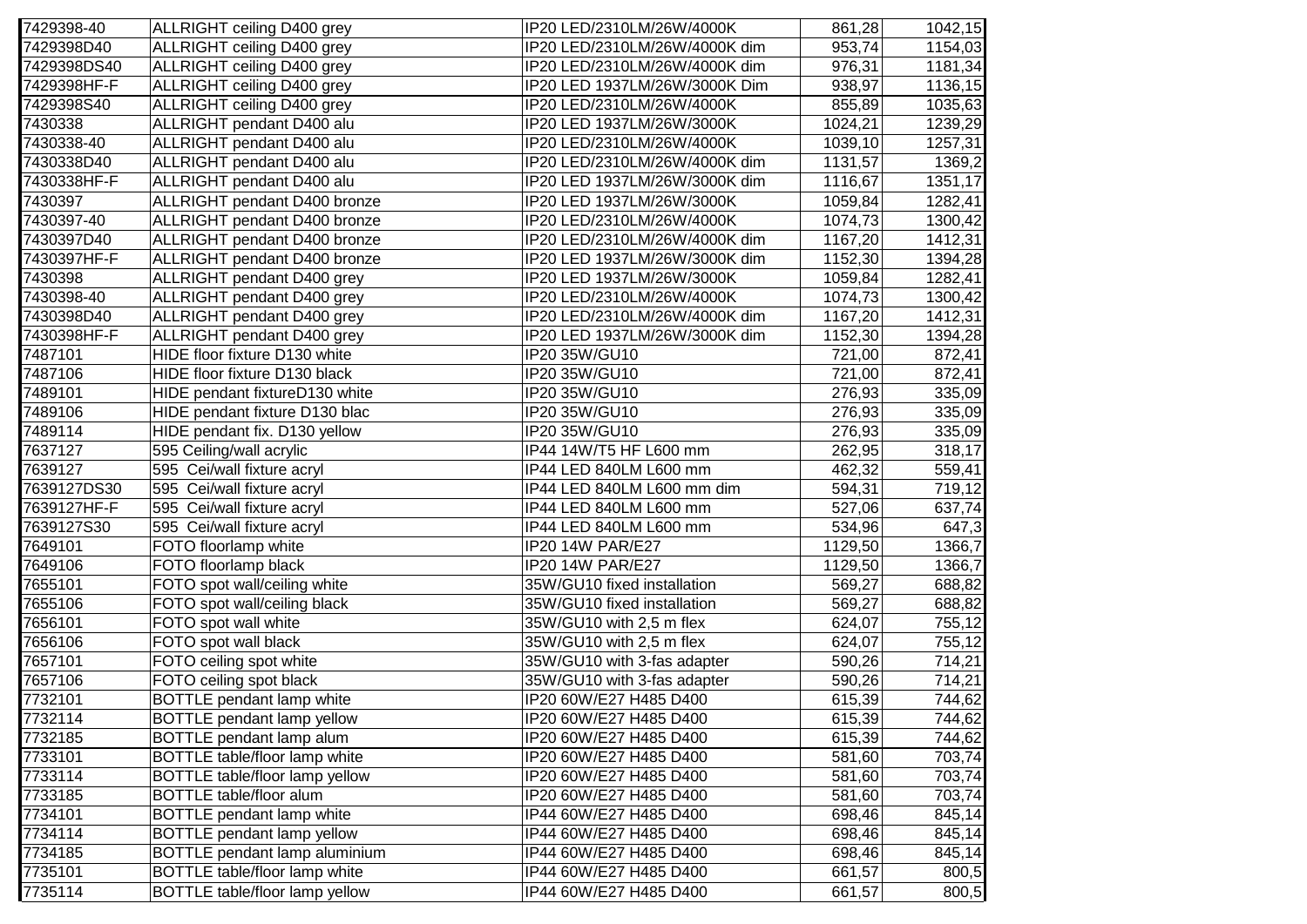| | | | | |
|---|---|---|---|---|
| 7429398-40 | ALLRIGHT ceiling D400 grey | IP20 LED/2310LM/26W/4000K | 861,28 | 1042,15 |
| 7429398D40 | ALLRIGHT ceiling D400 grey | IP20 LED/2310LM/26W/4000K dim | 953,74 | 1154,03 |
| 7429398DS40 | ALLRIGHT ceiling D400 grey | IP20 LED/2310LM/26W/4000K dim | 976,31 | 1181,34 |
| 7429398HF-F | ALLRIGHT ceiling D400 grey | IP20 LED 1937LM/26W/3000K Dim | 938,97 | 1136,15 |
| 7429398S40 | ALLRIGHT ceiling D400 grey | IP20 LED/2310LM/26W/4000K | 855,89 | 1035,63 |
| 7430338 | ALLRIGHT pendant D400 alu | IP20 LED 1937LM/26W/3000K | 1024,21 | 1239,29 |
| 7430338-40 | ALLRIGHT pendant D400 alu | IP20 LED/2310LM/26W/4000K | 1039,10 | 1257,31 |
| 7430338D40 | ALLRIGHT pendant D400 alu | IP20 LED/2310LM/26W/4000K dim | 1131,57 | 1369,2 |
| 7430338HF-F | ALLRIGHT pendant D400 alu | IP20 LED 1937LM/26W/3000K dim | 1116,67 | 1351,17 |
| 7430397 | ALLRIGHT pendant D400 bronze | IP20 LED 1937LM/26W/3000K | 1059,84 | 1282,41 |
| 7430397-40 | ALLRIGHT pendant D400 bronze | IP20 LED/2310LM/26W/4000K | 1074,73 | 1300,42 |
| 7430397D40 | ALLRIGHT pendant D400 bronze | IP20 LED/2310LM/26W/4000K dim | 1167,20 | 1412,31 |
| 7430397HF-F | ALLRIGHT pendant D400 bronze | IP20 LED 1937LM/26W/3000K dim | 1152,30 | 1394,28 |
| 7430398 | ALLRIGHT pendant D400 grey | IP20 LED 1937LM/26W/3000K | 1059,84 | 1282,41 |
| 7430398-40 | ALLRIGHT pendant D400 grey | IP20 LED/2310LM/26W/4000K | 1074,73 | 1300,42 |
| 7430398D40 | ALLRIGHT pendant D400 grey | IP20 LED/2310LM/26W/4000K dim | 1167,20 | 1412,31 |
| 7430398HF-F | ALLRIGHT pendant D400 grey | IP20 LED 1937LM/26W/3000K dim | 1152,30 | 1394,28 |
| 7487101 | HIDE floor fixture D130 white | IP20 35W/GU10 | 721,00 | 872,41 |
| 7487106 | HIDE floor fixture D130 black | IP20 35W/GU10 | 721,00 | 872,41 |
| 7489101 | HIDE pendant fixtureD130 white | IP20 35W/GU10 | 276,93 | 335,09 |
| 7489106 | HIDE pendant fixture D130 blac | IP20 35W/GU10 | 276,93 | 335,09 |
| 7489114 | HIDE pendant fix. D130 yellow | IP20 35W/GU10 | 276,93 | 335,09 |
| 7637127 | 595 Ceiling/wall acrylic | IP44 14W/T5 HF L600 mm | 262,95 | 318,17 |
| 7639127 | 595 Cei/wall fixture acryl | IP44 LED 840LM L600 mm | 462,32 | 559,41 |
| 7639127DS30 | 595 Cei/wall fixture acryl | IP44 LED 840LM L600 mm dim | 594,31 | 719,12 |
| 7639127HF-F | 595 Cei/wall fixture acryl | IP44 LED 840LM L600 mm | 527,06 | 637,74 |
| 7639127S30 | 595 Cei/wall fixture acryl | IP44 LED 840LM L600 mm | 534,96 | 647,3 |
| 7649101 | FOTO floorlamp white | IP20 14W PAR/E27 | 1129,50 | 1366,7 |
| 7649106 | FOTO floorlamp black | IP20 14W PAR/E27 | 1129,50 | 1366,7 |
| 7655101 | FOTO spot wall/ceiling white | 35W/GU10 fixed installation | 569,27 | 688,82 |
| 7655106 | FOTO spot wall/ceiling black | 35W/GU10 fixed installation | 569,27 | 688,82 |
| 7656101 | FOTO spot wall white | 35W/GU10 with 2,5 m flex | 624,07 | 755,12 |
| 7656106 | FOTO spot wall black | 35W/GU10 with 2,5 m flex | 624,07 | 755,12 |
| 7657101 | FOTO ceiling spot white | 35W/GU10 with 3-fas adapter | 590,26 | 714,21 |
| 7657106 | FOTO ceiling spot black | 35W/GU10 with 3-fas adapter | 590,26 | 714,21 |
| 7732101 | BOTTLE pendant lamp white | IP20 60W/E27 H485 D400 | 615,39 | 744,62 |
| 7732114 | BOTTLE pendant lamp yellow | IP20 60W/E27 H485 D400 | 615,39 | 744,62 |
| 7732185 | BOTTLE pendant lamp alum | IP20 60W/E27 H485 D400 | 615,39 | 744,62 |
| 7733101 | BOTTLE table/floor lamp white | IP20 60W/E27 H485 D400 | 581,60 | 703,74 |
| 7733114 | BOTTLE table/floor lamp yellow | IP20 60W/E27 H485 D400 | 581,60 | 703,74 |
| 7733185 | BOTTLE table/floor alum | IP20 60W/E27 H485 D400 | 581,60 | 703,74 |
| 7734101 | BOTTLE pendant lamp white | IP44 60W/E27 H485 D400 | 698,46 | 845,14 |
| 7734114 | BOTTLE pendant lamp yellow | IP44 60W/E27 H485 D400 | 698,46 | 845,14 |
| 7734185 | BOTTLE pendant lamp aluminium | IP44 60W/E27 H485 D400 | 698,46 | 845,14 |
| 7735101 | BOTTLE table/floor lamp white | IP44 60W/E27 H485 D400 | 661,57 | 800,5 |
| 7735114 | BOTTLE table/floor lamp yellow | IP44 60W/E27 H485 D400 | 661,57 | 800,5 |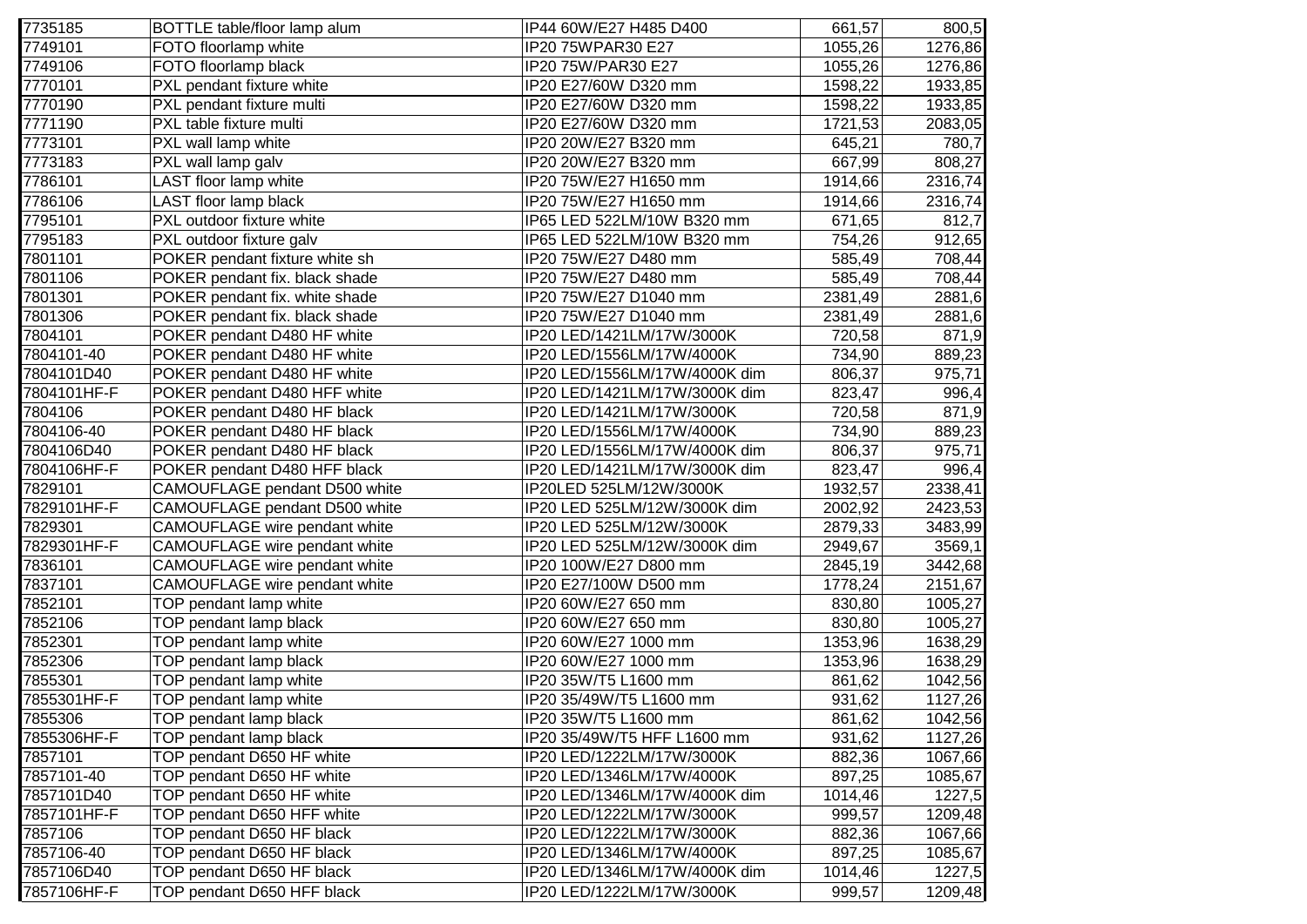| | | | | |
|---|---|---|---|---|
| 7735185 | BOTTLE table/floor lamp alum | IP44 60W/E27 H485 D400 | 661,57 | 800,5 |
| 7749101 | FOTO floorlamp white | IP20 75WPAR30 E27 | 1055,26 | 1276,86 |
| 7749106 | FOTO floorlamp black | IP20 75W/PAR30 E27 | 1055,26 | 1276,86 |
| 7770101 | PXL pendant fixture white | IP20 E27/60W D320 mm | 1598,22 | 1933,85 |
| 7770190 | PXL pendant fixture multi | IP20 E27/60W D320 mm | 1598,22 | 1933,85 |
| 7771190 | PXL table fixture multi | IP20 E27/60W D320 mm | 1721,53 | 2083,05 |
| 7773101 | PXL wall lamp white | IP20 20W/E27 B320 mm | 645,21 | 780,7 |
| 7773183 | PXL wall lamp galv | IP20 20W/E27 B320 mm | 667,99 | 808,27 |
| 7786101 | LAST floor lamp white | IP20 75W/E27 H1650 mm | 1914,66 | 2316,74 |
| 7786106 | LAST floor lamp black | IP20 75W/E27 H1650 mm | 1914,66 | 2316,74 |
| 7795101 | PXL outdoor fixture white | IP65 LED 522LM/10W B320 mm | 671,65 | 812,7 |
| 7795183 | PXL outdoor fixture galv | IP65 LED 522LM/10W B320 mm | 754,26 | 912,65 |
| 7801101 | POKER pendant fixture white sh | IP20 75W/E27 D480 mm | 585,49 | 708,44 |
| 7801106 | POKER pendant fix. black shade | IP20 75W/E27 D480 mm | 585,49 | 708,44 |
| 7801301 | POKER pendant fix. white shade | IP20 75W/E27 D1040 mm | 2381,49 | 2881,6 |
| 7801306 | POKER pendant fix. black shade | IP20 75W/E27 D1040 mm | 2381,49 | 2881,6 |
| 7804101 | POKER pendant D480 HF white | IP20 LED/1421LM/17W/3000K | 720,58 | 871,9 |
| 7804101-40 | POKER pendant D480 HF white | IP20 LED/1556LM/17W/4000K | 734,90 | 889,23 |
| 7804101D40 | POKER pendant D480 HF white | IP20 LED/1556LM/17W/4000K dim | 806,37 | 975,71 |
| 7804101HF-F | POKER pendant D480 HFF white | IP20 LED/1421LM/17W/3000K dim | 823,47 | 996,4 |
| 7804106 | POKER pendant D480 HF black | IP20 LED/1421LM/17W/3000K | 720,58 | 871,9 |
| 7804106-40 | POKER pendant D480 HF black | IP20 LED/1556LM/17W/4000K | 734,90 | 889,23 |
| 7804106D40 | POKER pendant D480 HF black | IP20 LED/1556LM/17W/4000K dim | 806,37 | 975,71 |
| 7804106HF-F | POKER pendant D480 HFF black | IP20 LED/1421LM/17W/3000K dim | 823,47 | 996,4 |
| 7829101 | CAMOUFLAGE pendant D500 white | IP20LED 525LM/12W/3000K | 1932,57 | 2338,41 |
| 7829101HF-F | CAMOUFLAGE pendant D500 white | IP20 LED 525LM/12W/3000K dim | 2002,92 | 2423,53 |
| 7829301 | CAMOUFLAGE wire pendant white | IP20 LED 525LM/12W/3000K | 2879,33 | 3483,99 |
| 7829301HF-F | CAMOUFLAGE wire pendant white | IP20 LED 525LM/12W/3000K dim | 2949,67 | 3569,1 |
| 7836101 | CAMOUFLAGE wire pendant white | IP20 100W/E27 D800 mm | 2845,19 | 3442,68 |
| 7837101 | CAMOUFLAGE wire pendant white | IP20 E27/100W D500 mm | 1778,24 | 2151,67 |
| 7852101 | TOP pendant lamp white | IP20 60W/E27 650 mm | 830,80 | 1005,27 |
| 7852106 | TOP pendant lamp black | IP20 60W/E27 650 mm | 830,80 | 1005,27 |
| 7852301 | TOP pendant lamp white | IP20 60W/E27 1000 mm | 1353,96 | 1638,29 |
| 7852306 | TOP pendant lamp black | IP20 60W/E27 1000 mm | 1353,96 | 1638,29 |
| 7855301 | TOP pendant lamp white | IP20 35W/T5 L1600 mm | 861,62 | 1042,56 |
| 7855301HF-F | TOP pendant lamp white | IP20 35/49W/T5 L1600 mm | 931,62 | 1127,26 |
| 7855306 | TOP pendant lamp black | IP20 35W/T5 L1600 mm | 861,62 | 1042,56 |
| 7855306HF-F | TOP pendant lamp black | IP20 35/49W/T5 HFF L1600 mm | 931,62 | 1127,26 |
| 7857101 | TOP pendant D650 HF white | IP20 LED/1222LM/17W/3000K | 882,36 | 1067,66 |
| 7857101-40 | TOP pendant D650 HF white | IP20 LED/1346LM/17W/4000K | 897,25 | 1085,67 |
| 7857101D40 | TOP pendant D650 HF white | IP20 LED/1346LM/17W/4000K dim | 1014,46 | 1227,5 |
| 7857101HF-F | TOP pendant D650 HFF white | IP20 LED/1222LM/17W/3000K | 999,57 | 1209,48 |
| 7857106 | TOP pendant D650 HF black | IP20 LED/1222LM/17W/3000K | 882,36 | 1067,66 |
| 7857106-40 | TOP pendant D650 HF black | IP20 LED/1346LM/17W/4000K | 897,25 | 1085,67 |
| 7857106D40 | TOP pendant D650 HF black | IP20 LED/1346LM/17W/4000K dim | 1014,46 | 1227,5 |
| 7857106HF-F | TOP pendant D650 HFF black | IP20 LED/1222LM/17W/3000K | 999,57 | 1209,48 |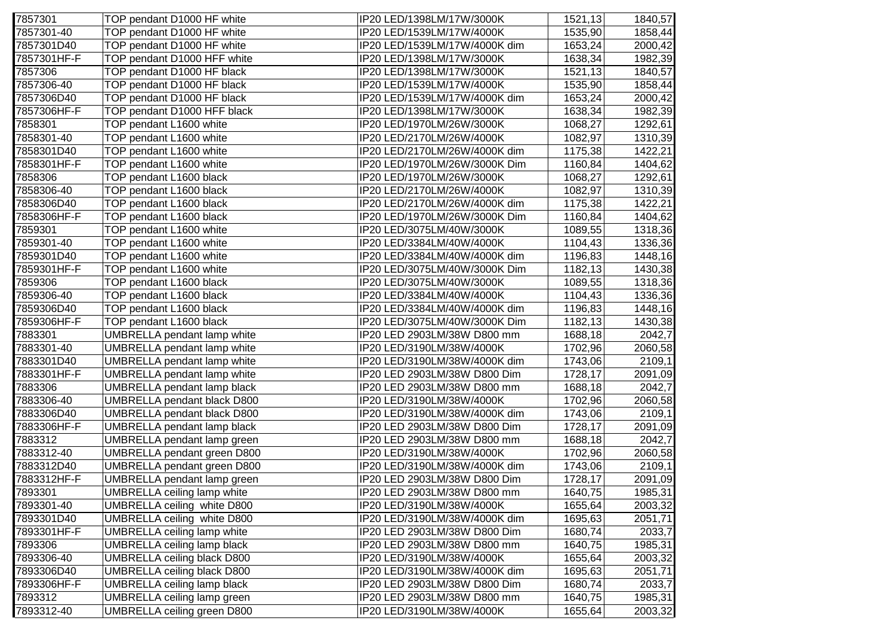| 7857301 | TOP pendant D1000 HF white | IP20 LED/1398LM/17W/3000K | 1521,13 | 1840,57 |
|---|---|---|---|---|
| 7857301-40 | TOP pendant D1000 HF white | IP20 LED/1539LM/17W/4000K | 1535,90 | 1858,44 |
| 7857301D40 | TOP pendant D1000 HF white | IP20 LED/1539LM/17W/4000K dim | 1653,24 | 2000,42 |
| 7857301HF-F | TOP pendant D1000 HFF white | IP20 LED/1398LM/17W/3000K | 1638,34 | 1982,39 |
| 7857306 | TOP pendant D1000 HF black | IP20 LED/1398LM/17W/3000K | 1521,13 | 1840,57 |
| 7857306-40 | TOP pendant D1000 HF black | IP20 LED/1539LM/17W/4000K | 1535,90 | 1858,44 |
| 7857306D40 | TOP pendant D1000 HF black | IP20 LED/1539LM/17W/4000K dim | 1653,24 | 2000,42 |
| 7857306HF-F | TOP pendant D1000 HFF black | IP20 LED/1398LM/17W/3000K | 1638,34 | 1982,39 |
| 7858301 | TOP pendant L1600 white | IP20 LED/1970LM/26W/3000K | 1068,27 | 1292,61 |
| 7858301-40 | TOP pendant L1600 white | IP20 LED/2170LM/26W/4000K | 1082,97 | 1310,39 |
| 7858301D40 | TOP pendant L1600 white | IP20 LED/2170LM/26W/4000K dim | 1175,38 | 1422,21 |
| 7858301HF-F | TOP pendant L1600 white | IP20 LED/1970LM/26W/3000K Dim | 1160,84 | 1404,62 |
| 7858306 | TOP pendant L1600 black | IP20 LED/1970LM/26W/3000K | 1068,27 | 1292,61 |
| 7858306-40 | TOP pendant L1600 black | IP20 LED/2170LM/26W/4000K | 1082,97 | 1310,39 |
| 7858306D40 | TOP pendant L1600 black | IP20 LED/2170LM/26W/4000K dim | 1175,38 | 1422,21 |
| 7858306HF-F | TOP pendant L1600 black | IP20 LED/1970LM/26W/3000K Dim | 1160,84 | 1404,62 |
| 7859301 | TOP pendant L1600 white | IP20 LED/3075LM/40W/3000K | 1089,55 | 1318,36 |
| 7859301-40 | TOP pendant L1600 white | IP20 LED/3384LM/40W/4000K | 1104,43 | 1336,36 |
| 7859301D40 | TOP pendant L1600 white | IP20 LED/3384LM/40W/4000K dim | 1196,83 | 1448,16 |
| 7859301HF-F | TOP pendant L1600 white | IP20 LED/3075LM/40W/3000K Dim | 1182,13 | 1430,38 |
| 7859306 | TOP pendant L1600 black | IP20 LED/3075LM/40W/3000K | 1089,55 | 1318,36 |
| 7859306-40 | TOP pendant L1600 black | IP20 LED/3384LM/40W/4000K | 1104,43 | 1336,36 |
| 7859306D40 | TOP pendant L1600 black | IP20 LED/3384LM/40W/4000K dim | 1196,83 | 1448,16 |
| 7859306HF-F | TOP pendant L1600 black | IP20 LED/3075LM/40W/3000K Dim | 1182,13 | 1430,38 |
| 7883301 | UMBRELLA pendant lamp white | IP20 LED 2903LM/38W D800 mm | 1688,18 | 2042,7 |
| 7883301-40 | UMBRELLA pendant lamp white | IP20 LED/3190LM/38W/4000K | 1702,96 | 2060,58 |
| 7883301D40 | UMBRELLA pendant lamp white | IP20 LED/3190LM/38W/4000K dim | 1743,06 | 2109,1 |
| 7883301HF-F | UMBRELLA pendant lamp white | IP20 LED 2903LM/38W D800 Dim | 1728,17 | 2091,09 |
| 7883306 | UMBRELLA pendant lamp black | IP20 LED 2903LM/38W D800 mm | 1688,18 | 2042,7 |
| 7883306-40 | UMBRELLA pendant black D800 | IP20 LED/3190LM/38W/4000K | 1702,96 | 2060,58 |
| 7883306D40 | UMBRELLA pendant black D800 | IP20 LED/3190LM/38W/4000K dim | 1743,06 | 2109,1 |
| 7883306HF-F | UMBRELLA pendant lamp black | IP20 LED 2903LM/38W D800 Dim | 1728,17 | 2091,09 |
| 7883312 | UMBRELLA pendant lamp green | IP20 LED 2903LM/38W D800 mm | 1688,18 | 2042,7 |
| 7883312-40 | UMBRELLA pendant green D800 | IP20 LED/3190LM/38W/4000K | 1702,96 | 2060,58 |
| 7883312D40 | UMBRELLA pendant green D800 | IP20 LED/3190LM/38W/4000K dim | 1743,06 | 2109,1 |
| 7883312HF-F | UMBRELLA pendant lamp green | IP20 LED 2903LM/38W D800 Dim | 1728,17 | 2091,09 |
| 7893301 | UMBRELLA ceiling lamp white | IP20 LED 2903LM/38W D800 mm | 1640,75 | 1985,31 |
| 7893301-40 | UMBRELLA ceiling white D800 | IP20 LED/3190LM/38W/4000K | 1655,64 | 2003,32 |
| 7893301D40 | UMBRELLA ceiling white D800 | IP20 LED/3190LM/38W/4000K dim | 1695,63 | 2051,71 |
| 7893301HF-F | UMBRELLA ceiling lamp white | IP20 LED 2903LM/38W D800 Dim | 1680,74 | 2033,7 |
| 7893306 | UMBRELLA ceiling lamp black | IP20 LED 2903LM/38W D800 mm | 1640,75 | 1985,31 |
| 7893306-40 | UMBRELLA ceiling black D800 | IP20 LED/3190LM/38W/4000K | 1655,64 | 2003,32 |
| 7893306D40 | UMBRELLA ceiling black D800 | IP20 LED/3190LM/38W/4000K dim | 1695,63 | 2051,71 |
| 7893306HF-F | UMBRELLA ceiling lamp black | IP20 LED 2903LM/38W D800 Dim | 1680,74 | 2033,7 |
| 7893312 | UMBRELLA ceiling lamp green | IP20 LED 2903LM/38W D800 mm | 1640,75 | 1985,31 |
| 7893312-40 | UMBRELLA ceiling green D800 | IP20 LED/3190LM/38W/4000K | 1655,64 | 2003,32 |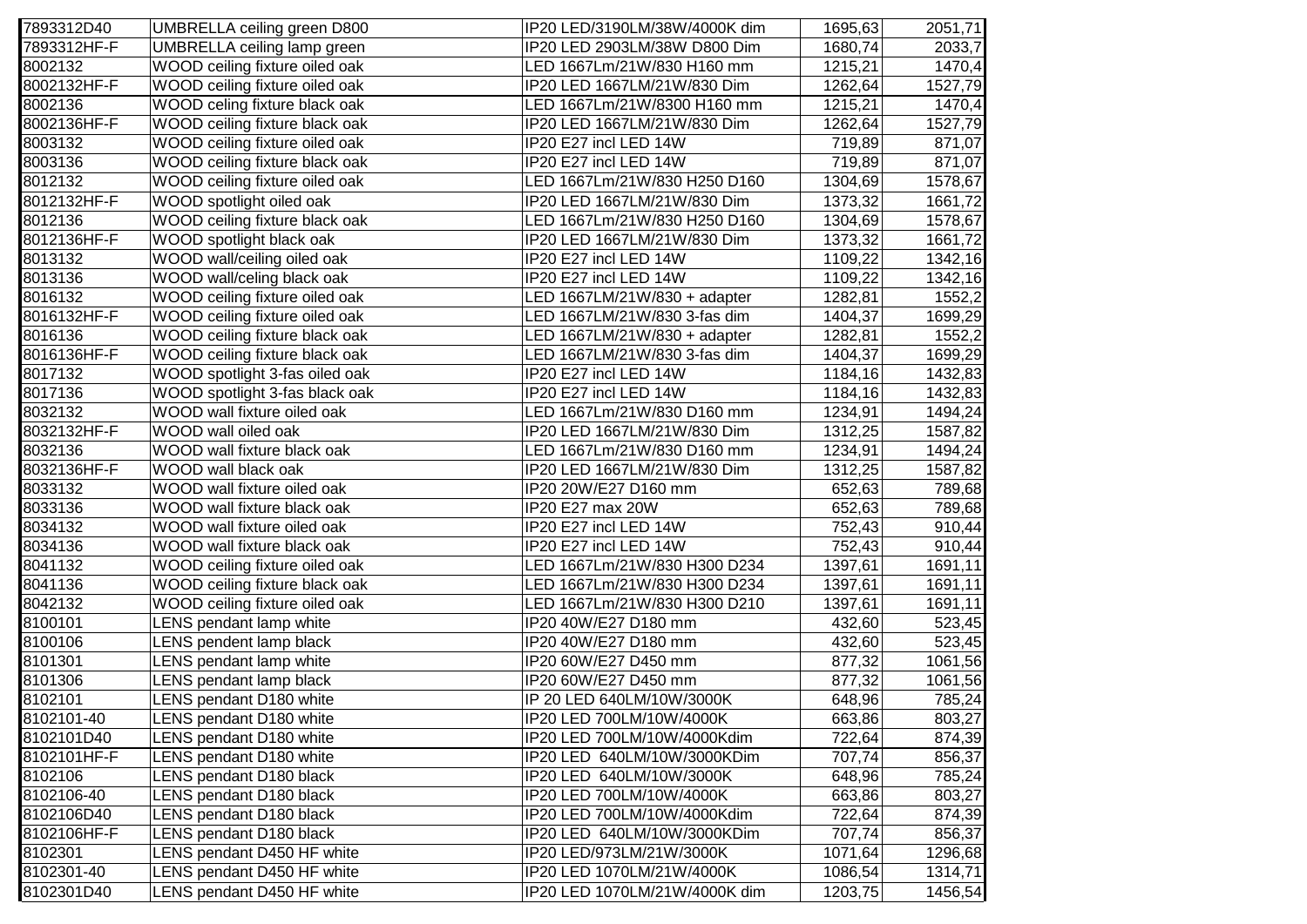| | | | | |
|---|---|---|---|---|
| 7893312D40 | UMBRELLA ceiling green D800 | IP20 LED/3190LM/38W/4000K dim | 1695,63 | 2051,71 |
| 7893312HF-F | UMBRELLA ceiling lamp green | IP20 LED 2903LM/38W D800 Dim | 1680,74 | 2033,7 |
| 8002132 | WOOD ceiling fixture oiled oak | LED 1667Lm/21W/830 H160 mm | 1215,21 | 1470,4 |
| 8002132HF-F | WOOD ceiling fixture oiled oak | IP20 LED 1667LM/21W/830 Dim | 1262,64 | 1527,79 |
| 8002136 | WOOD celing fixture black oak | LED 1667Lm/21W/8300 H160 mm | 1215,21 | 1470,4 |
| 8002136HF-F | WOOD ceiling fixture black oak | IP20 LED 1667LM/21W/830 Dim | 1262,64 | 1527,79 |
| 8003132 | WOOD ceiling fixture oiled oak | IP20 E27 incl LED 14W | 719,89 | 871,07 |
| 8003136 | WOOD ceiling fixture black oak | IP20 E27 incl LED 14W | 719,89 | 871,07 |
| 8012132 | WOOD ceiling fixture oiled oak | LED 1667Lm/21W/830 H250 D160 | 1304,69 | 1578,67 |
| 8012132HF-F | WOOD spotlight oiled oak | IP20 LED 1667LM/21W/830 Dim | 1373,32 | 1661,72 |
| 8012136 | WOOD ceiling fixture black oak | LED 1667Lm/21W/830 H250 D160 | 1304,69 | 1578,67 |
| 8012136HF-F | WOOD spotlight black oak | IP20 LED 1667LM/21W/830 Dim | 1373,32 | 1661,72 |
| 8013132 | WOOD wall/ceiling oiled oak | IP20 E27 incl LED 14W | 1109,22 | 1342,16 |
| 8013136 | WOOD wall/celing black oak | IP20 E27 incl LED 14W | 1109,22 | 1342,16 |
| 8016132 | WOOD ceiling fixture oiled oak | LED 1667LM/21W/830 + adapter | 1282,81 | 1552,2 |
| 8016132HF-F | WOOD ceiling fixture oiled oak | LED 1667LM/21W/830 3-fas dim | 1404,37 | 1699,29 |
| 8016136 | WOOD ceiling fixture black oak | LED 1667LM/21W/830 + adapter | 1282,81 | 1552,2 |
| 8016136HF-F | WOOD ceiling fixture black oak | LED 1667LM/21W/830 3-fas dim | 1404,37 | 1699,29 |
| 8017132 | WOOD spotlight 3-fas oiled oak | IP20 E27 incl LED 14W | 1184,16 | 1432,83 |
| 8017136 | WOOD spotlight 3-fas black oak | IP20 E27 incl LED 14W | 1184,16 | 1432,83 |
| 8032132 | WOOD wall fixture oiled oak | LED 1667Lm/21W/830 D160 mm | 1234,91 | 1494,24 |
| 8032132HF-F | WOOD wall oiled oak | IP20 LED 1667LM/21W/830 Dim | 1312,25 | 1587,82 |
| 8032136 | WOOD wall fixture black oak | LED 1667Lm/21W/830 D160 mm | 1234,91 | 1494,24 |
| 8032136HF-F | WOOD wall black oak | IP20 LED 1667LM/21W/830 Dim | 1312,25 | 1587,82 |
| 8033132 | WOOD wall fixture oiled oak | IP20 20W/E27 D160 mm | 652,63 | 789,68 |
| 8033136 | WOOD wall fixture black oak | IP20 E27 max 20W | 652,63 | 789,68 |
| 8034132 | WOOD wall fixture oiled oak | IP20 E27 incl LED 14W | 752,43 | 910,44 |
| 8034136 | WOOD wall fixture black oak | IP20 E27 incl LED 14W | 752,43 | 910,44 |
| 8041132 | WOOD ceiling fixture oiled oak | LED 1667Lm/21W/830 H300 D234 | 1397,61 | 1691,11 |
| 8041136 | WOOD ceiling fixture black oak | LED 1667Lm/21W/830 H300 D234 | 1397,61 | 1691,11 |
| 8042132 | WOOD ceiling fixture oiled oak | LED 1667Lm/21W/830 H300 D210 | 1397,61 | 1691,11 |
| 8100101 | LENS pendant lamp white | IP20 40W/E27 D180 mm | 432,60 | 523,45 |
| 8100106 | LENS pendent lamp black | IP20 40W/E27 D180 mm | 432,60 | 523,45 |
| 8101301 | LENS pendant lamp white | IP20 60W/E27 D450 mm | 877,32 | 1061,56 |
| 8101306 | LENS pendant lamp black | IP20 60W/E27 D450 mm | 877,32 | 1061,56 |
| 8102101 | LENS pendant D180 white | IP 20 LED 640LM/10W/3000K | 648,96 | 785,24 |
| 8102101-40 | LENS pendant D180 white | IP20 LED 700LM/10W/4000K | 663,86 | 803,27 |
| 8102101D40 | LENS pendant D180 white | IP20 LED 700LM/10W/4000Kdim | 722,64 | 874,39 |
| 8102101HF-F | LENS pendant D180 white | IP20 LED 640LM/10W/3000KDim | 707,74 | 856,37 |
| 8102106 | LENS pendant D180 black | IP20 LED 640LM/10W/3000K | 648,96 | 785,24 |
| 8102106-40 | LENS pendant D180 black | IP20 LED 700LM/10W/4000K | 663,86 | 803,27 |
| 8102106D40 | LENS pendant D180 black | IP20 LED 700LM/10W/4000Kdim | 722,64 | 874,39 |
| 8102106HF-F | LENS pendant D180 black | IP20 LED 640LM/10W/3000KDim | 707,74 | 856,37 |
| 8102301 | LENS pendant D450 HF white | IP20 LED/973LM/21W/3000K | 1071,64 | 1296,68 |
| 8102301-40 | LENS pendant D450 HF white | IP20 LED 1070LM/21W/4000K | 1086,54 | 1314,71 |
| 8102301D40 | LENS pendant D450 HF white | IP20 LED 1070LM/21W/4000K dim | 1203,75 | 1456,54 |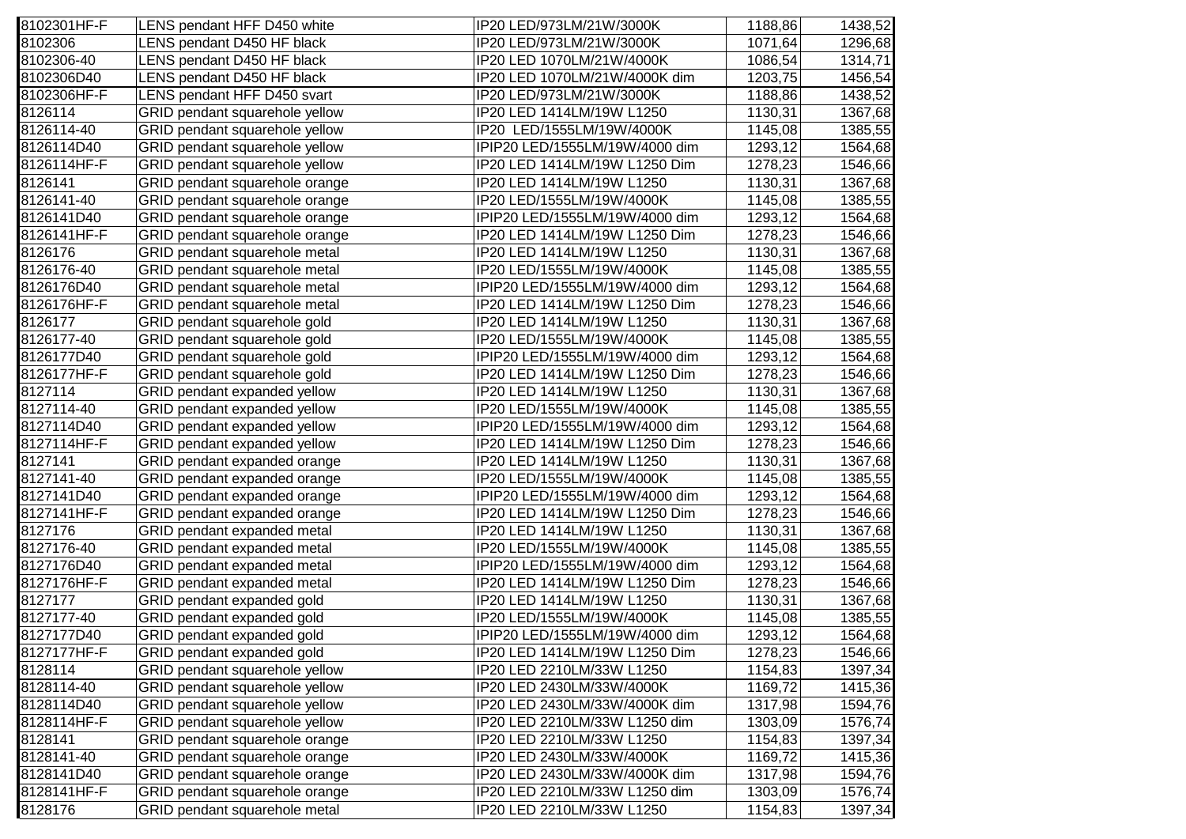| 8102301HF-F | LENS pendant HFF D450 white | IP20 LED/973LM/21W/3000K | 1188,86 | 1438,52 |
|---|---|---|---|---|
| 8102306 | LENS pendant D450 HF black | IP20 LED/973LM/21W/3000K | 1071,64 | 1296,68 |
| 8102306-40 | LENS pendant D450 HF black | IP20 LED 1070LM/21W/4000K | 1086,54 | 1314,71 |
| 8102306D40 | LENS pendant D450 HF black | IP20 LED 1070LM/21W/4000K dim | 1203,75 | 1456,54 |
| 8102306HF-F | LENS pendant HFF D450 svart | IP20 LED/973LM/21W/3000K | 1188,86 | 1438,52 |
| 8126114 | GRID pendant squarehole yellow | IP20 LED 1414LM/19W L1250 | 1130,31 | 1367,68 |
| 8126114-40 | GRID pendant squarehole yellow | IP20 LED/1555LM/19W/4000K | 1145,08 | 1385,55 |
| 8126114D40 | GRID pendant squarehole yellow | IPIP20 LED/1555LM/19W/4000 dim | 1293,12 | 1564,68 |
| 8126114HF-F | GRID pendant squarehole yellow | IP20 LED 1414LM/19W L1250 Dim | 1278,23 | 1546,66 |
| 8126141 | GRID pendant squarehole orange | IP20 LED 1414LM/19W L1250 | 1130,31 | 1367,68 |
| 8126141-40 | GRID pendant squarehole orange | IP20 LED/1555LM/19W/4000K | 1145,08 | 1385,55 |
| 8126141D40 | GRID pendant squarehole orange | IPIP20 LED/1555LM/19W/4000 dim | 1293,12 | 1564,68 |
| 8126141HF-F | GRID pendant squarehole orange | IP20 LED 1414LM/19W L1250 Dim | 1278,23 | 1546,66 |
| 8126176 | GRID pendant squarehole metal | IP20 LED 1414LM/19W L1250 | 1130,31 | 1367,68 |
| 8126176-40 | GRID pendant squarehole metal | IP20 LED/1555LM/19W/4000K | 1145,08 | 1385,55 |
| 8126176D40 | GRID pendant squarehole metal | IPIP20 LED/1555LM/19W/4000 dim | 1293,12 | 1564,68 |
| 8126176HF-F | GRID pendant squarehole metal | IP20 LED 1414LM/19W L1250 Dim | 1278,23 | 1546,66 |
| 8126177 | GRID pendant squarehole gold | IP20 LED 1414LM/19W L1250 | 1130,31 | 1367,68 |
| 8126177-40 | GRID pendant squarehole gold | IP20 LED/1555LM/19W/4000K | 1145,08 | 1385,55 |
| 8126177D40 | GRID pendant squarehole gold | IPIP20 LED/1555LM/19W/4000 dim | 1293,12 | 1564,68 |
| 8126177HF-F | GRID pendant squarehole gold | IP20 LED 1414LM/19W L1250 Dim | 1278,23 | 1546,66 |
| 8127114 | GRID pendant expanded yellow | IP20 LED 1414LM/19W L1250 | 1130,31 | 1367,68 |
| 8127114-40 | GRID pendant expanded yellow | IP20 LED/1555LM/19W/4000K | 1145,08 | 1385,55 |
| 8127114D40 | GRID pendant expanded yellow | IPIP20 LED/1555LM/19W/4000 dim | 1293,12 | 1564,68 |
| 8127114HF-F | GRID pendant expanded yellow | IP20 LED 1414LM/19W L1250 Dim | 1278,23 | 1546,66 |
| 8127141 | GRID pendant expanded orange | IP20 LED 1414LM/19W L1250 | 1130,31 | 1367,68 |
| 8127141-40 | GRID pendant expanded orange | IP20 LED/1555LM/19W/4000K | 1145,08 | 1385,55 |
| 8127141D40 | GRID pendant expanded orange | IPIP20 LED/1555LM/19W/4000 dim | 1293,12 | 1564,68 |
| 8127141HF-F | GRID pendant expanded orange | IP20 LED 1414LM/19W L1250 Dim | 1278,23 | 1546,66 |
| 8127176 | GRID pendant expanded metal | IP20 LED 1414LM/19W L1250 | 1130,31 | 1367,68 |
| 8127176-40 | GRID pendant expanded metal | IP20 LED/1555LM/19W/4000K | 1145,08 | 1385,55 |
| 8127176D40 | GRID pendant expanded metal | IPIP20 LED/1555LM/19W/4000 dim | 1293,12 | 1564,68 |
| 8127176HF-F | GRID pendant expanded metal | IP20 LED 1414LM/19W L1250 Dim | 1278,23 | 1546,66 |
| 8127177 | GRID pendant expanded gold | IP20 LED 1414LM/19W L1250 | 1130,31 | 1367,68 |
| 8127177-40 | GRID pendant expanded gold | IP20 LED/1555LM/19W/4000K | 1145,08 | 1385,55 |
| 8127177D40 | GRID pendant expanded gold | IPIP20 LED/1555LM/19W/4000 dim | 1293,12 | 1564,68 |
| 8127177HF-F | GRID pendant expanded gold | IP20 LED 1414LM/19W L1250 Dim | 1278,23 | 1546,66 |
| 8128114 | GRID pendant squarehole yellow | IP20 LED 2210LM/33W L1250 | 1154,83 | 1397,34 |
| 8128114-40 | GRID pendant squarehole yellow | IP20 LED 2430LM/33W/4000K | 1169,72 | 1415,36 |
| 8128114D40 | GRID pendant squarehole yellow | IP20 LED 2430LM/33W/4000K dim | 1317,98 | 1594,76 |
| 8128114HF-F | GRID pendant squarehole yellow | IP20 LED 2210LM/33W L1250 dim | 1303,09 | 1576,74 |
| 8128141 | GRID pendant squarehole orange | IP20 LED 2210LM/33W L1250 | 1154,83 | 1397,34 |
| 8128141-40 | GRID pendant squarehole orange | IP20 LED 2430LM/33W/4000K | 1169,72 | 1415,36 |
| 8128141D40 | GRID pendant squarehole orange | IP20 LED 2430LM/33W/4000K dim | 1317,98 | 1594,76 |
| 8128141HF-F | GRID pendant squarehole orange | IP20 LED 2210LM/33W L1250 dim | 1303,09 | 1576,74 |
| 8128176 | GRID pendant squarehole metal | IP20 LED 2210LM/33W L1250 | 1154,83 | 1397,34 |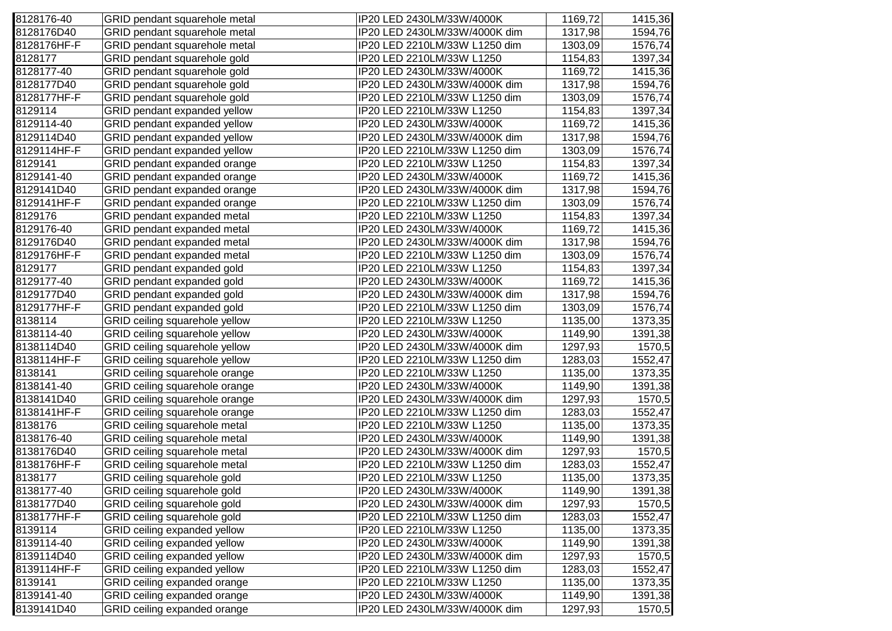| | | | | |
|---|---|---|---|---|
| 8128176-40 | GRID pendant squarehole metal | IP20 LED 2430LM/33W/4000K | 1169,72 | 1415,36 |
| 8128176D40 | GRID pendant squarehole metal | IP20 LED 2430LM/33W/4000K dim | 1317,98 | 1594,76 |
| 8128176HF-F | GRID pendant squarehole metal | IP20 LED 2210LM/33W L1250 dim | 1303,09 | 1576,74 |
| 8128177 | GRID pendant squarehole gold | IP20 LED 2210LM/33W L1250 | 1154,83 | 1397,34 |
| 8128177-40 | GRID pendant squarehole gold | IP20 LED 2430LM/33W/4000K | 1169,72 | 1415,36 |
| 8128177D40 | GRID pendant squarehole gold | IP20 LED 2430LM/33W/4000K dim | 1317,98 | 1594,76 |
| 8128177HF-F | GRID pendant squarehole gold | IP20 LED 2210LM/33W L1250 dim | 1303,09 | 1576,74 |
| 8129114 | GRID pendant expanded yellow | IP20 LED 2210LM/33W L1250 | 1154,83 | 1397,34 |
| 8129114-40 | GRID pendant expanded yellow | IP20 LED 2430LM/33W/4000K | 1169,72 | 1415,36 |
| 8129114D40 | GRID pendant expanded yellow | IP20 LED 2430LM/33W/4000K dim | 1317,98 | 1594,76 |
| 8129114HF-F | GRID pendant expanded yellow | IP20 LED 2210LM/33W L1250 dim | 1303,09 | 1576,74 |
| 8129141 | GRID pendant expanded orange | IP20 LED 2210LM/33W L1250 | 1154,83 | 1397,34 |
| 8129141-40 | GRID pendant expanded orange | IP20 LED 2430LM/33W/4000K | 1169,72 | 1415,36 |
| 8129141D40 | GRID pendant expanded orange | IP20 LED 2430LM/33W/4000K dim | 1317,98 | 1594,76 |
| 8129141HF-F | GRID pendant expanded orange | IP20 LED 2210LM/33W L1250 dim | 1303,09 | 1576,74 |
| 8129176 | GRID pendant expanded metal | IP20 LED 2210LM/33W L1250 | 1154,83 | 1397,34 |
| 8129176-40 | GRID pendant expanded metal | IP20 LED 2430LM/33W/4000K | 1169,72 | 1415,36 |
| 8129176D40 | GRID pendant expanded metal | IP20 LED 2430LM/33W/4000K dim | 1317,98 | 1594,76 |
| 8129176HF-F | GRID pendant expanded metal | IP20 LED 2210LM/33W L1250 dim | 1303,09 | 1576,74 |
| 8129177 | GRID pendant expanded gold | IP20 LED 2210LM/33W L1250 | 1154,83 | 1397,34 |
| 8129177-40 | GRID pendant expanded gold | IP20 LED 2430LM/33W/4000K | 1169,72 | 1415,36 |
| 8129177D40 | GRID pendant expanded gold | IP20 LED 2430LM/33W/4000K dim | 1317,98 | 1594,76 |
| 8129177HF-F | GRID pendant expanded gold | IP20 LED 2210LM/33W L1250 dim | 1303,09 | 1576,74 |
| 8138114 | GRID ceiling squarehole yellow | IP20 LED 2210LM/33W L1250 | 1135,00 | 1373,35 |
| 8138114-40 | GRID ceiling squarehole yellow | IP20 LED 2430LM/33W/4000K | 1149,90 | 1391,38 |
| 8138114D40 | GRID ceiling squarehole yellow | IP20 LED 2430LM/33W/4000K dim | 1297,93 | 1570,5 |
| 8138114HF-F | GRID ceiling squarehole yellow | IP20 LED 2210LM/33W L1250 dim | 1283,03 | 1552,47 |
| 8138141 | GRID ceiling squarehole orange | IP20 LED 2210LM/33W L1250 | 1135,00 | 1373,35 |
| 8138141-40 | GRID ceiling squarehole orange | IP20 LED 2430LM/33W/4000K | 1149,90 | 1391,38 |
| 8138141D40 | GRID ceiling squarehole orange | IP20 LED 2430LM/33W/4000K dim | 1297,93 | 1570,5 |
| 8138141HF-F | GRID ceiling squarehole orange | IP20 LED 2210LM/33W L1250 dim | 1283,03 | 1552,47 |
| 8138176 | GRID ceiling squarehole metal | IP20 LED 2210LM/33W L1250 | 1135,00 | 1373,35 |
| 8138176-40 | GRID ceiling squarehole metal | IP20 LED 2430LM/33W/4000K | 1149,90 | 1391,38 |
| 8138176D40 | GRID ceiling squarehole metal | IP20 LED 2430LM/33W/4000K dim | 1297,93 | 1570,5 |
| 8138176HF-F | GRID ceiling squarehole metal | IP20 LED 2210LM/33W L1250 dim | 1283,03 | 1552,47 |
| 8138177 | GRID ceiling squarehole gold | IP20 LED 2210LM/33W L1250 | 1135,00 | 1373,35 |
| 8138177-40 | GRID ceiling squarehole gold | IP20 LED 2430LM/33W/4000K | 1149,90 | 1391,38 |
| 8138177D40 | GRID ceiling squarehole gold | IP20 LED 2430LM/33W/4000K dim | 1297,93 | 1570,5 |
| 8138177HF-F | GRID ceiling squarehole gold | IP20 LED 2210LM/33W L1250 dim | 1283,03 | 1552,47 |
| 8139114 | GRID ceiling expanded yellow | IP20 LED 2210LM/33W L1250 | 1135,00 | 1373,35 |
| 8139114-40 | GRID ceiling expanded yellow | IP20 LED 2430LM/33W/4000K | 1149,90 | 1391,38 |
| 8139114D40 | GRID ceiling expanded yellow | IP20 LED 2430LM/33W/4000K dim | 1297,93 | 1570,5 |
| 8139114HF-F | GRID ceiling expanded yellow | IP20 LED 2210LM/33W L1250 dim | 1283,03 | 1552,47 |
| 8139141 | GRID ceiling expanded orange | IP20 LED 2210LM/33W L1250 | 1135,00 | 1373,35 |
| 8139141-40 | GRID ceiling expanded orange | IP20 LED 2430LM/33W/4000K | 1149,90 | 1391,38 |
| 8139141D40 | GRID ceiling expanded orange | IP20 LED 2430LM/33W/4000K dim | 1297,93 | 1570,5 |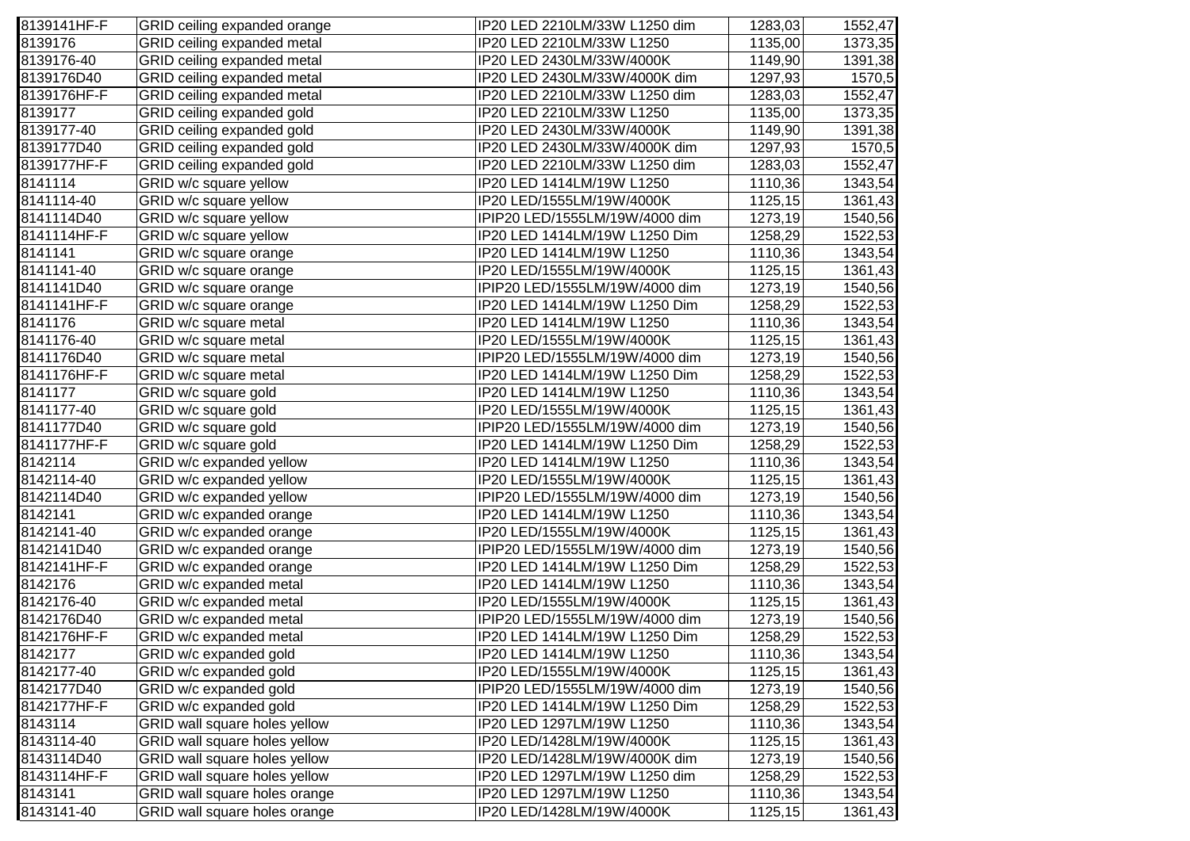| | | | | |
|---|---|---|---|---|
| 8139141HF-F | GRID ceiling expanded orange | IP20 LED 2210LM/33W L1250 dim | 1283,03 | 1552,47 |
| 8139176 | GRID ceiling expanded metal | IP20 LED 2210LM/33W L1250 | 1135,00 | 1373,35 |
| 8139176-40 | GRID ceiling expanded metal | IP20 LED 2430LM/33W/4000K | 1149,90 | 1391,38 |
| 8139176D40 | GRID ceiling expanded metal | IP20 LED 2430LM/33W/4000K dim | 1297,93 | 1570,5 |
| 8139176HF-F | GRID ceiling expanded metal | IP20 LED 2210LM/33W L1250 dim | 1283,03 | 1552,47 |
| 8139177 | GRID ceiling expanded gold | IP20 LED 2210LM/33W L1250 | 1135,00 | 1373,35 |
| 8139177-40 | GRID ceiling expanded gold | IP20 LED 2430LM/33W/4000K | 1149,90 | 1391,38 |
| 8139177D40 | GRID ceiling expanded gold | IP20 LED 2430LM/33W/4000K dim | 1297,93 | 1570,5 |
| 8139177HF-F | GRID ceiling expanded gold | IP20 LED 2210LM/33W L1250 dim | 1283,03 | 1552,47 |
| 8141114 | GRID w/c square yellow | IP20 LED 1414LM/19W L1250 | 1110,36 | 1343,54 |
| 8141114-40 | GRID w/c square yellow | IP20 LED/1555LM/19W/4000K | 1125,15 | 1361,43 |
| 8141114D40 | GRID w/c square yellow | IPIP20 LED/1555LM/19W/4000 dim | 1273,19 | 1540,56 |
| 8141114HF-F | GRID w/c square yellow | IP20 LED 1414LM/19W L1250 Dim | 1258,29 | 1522,53 |
| 8141141 | GRID w/c square orange | IP20 LED 1414LM/19W L1250 | 1110,36 | 1343,54 |
| 8141141-40 | GRID w/c square orange | IP20 LED/1555LM/19W/4000K | 1125,15 | 1361,43 |
| 8141141D40 | GRID w/c square orange | IPIP20 LED/1555LM/19W/4000 dim | 1273,19 | 1540,56 |
| 8141141HF-F | GRID w/c square orange | IP20 LED 1414LM/19W L1250 Dim | 1258,29 | 1522,53 |
| 8141176 | GRID w/c square metal | IP20 LED 1414LM/19W L1250 | 1110,36 | 1343,54 |
| 8141176-40 | GRID w/c square metal | IP20 LED/1555LM/19W/4000K | 1125,15 | 1361,43 |
| 8141176D40 | GRID w/c square metal | IPIP20 LED/1555LM/19W/4000 dim | 1273,19 | 1540,56 |
| 8141176HF-F | GRID w/c square metal | IP20 LED 1414LM/19W L1250 Dim | 1258,29 | 1522,53 |
| 8141177 | GRID w/c square gold | IP20 LED 1414LM/19W L1250 | 1110,36 | 1343,54 |
| 8141177-40 | GRID w/c square gold | IP20 LED/1555LM/19W/4000K | 1125,15 | 1361,43 |
| 8141177D40 | GRID w/c square gold | IPIP20 LED/1555LM/19W/4000 dim | 1273,19 | 1540,56 |
| 8141177HF-F | GRID w/c square gold | IP20 LED 1414LM/19W L1250 Dim | 1258,29 | 1522,53 |
| 8142114 | GRID w/c expanded yellow | IP20 LED 1414LM/19W L1250 | 1110,36 | 1343,54 |
| 8142114-40 | GRID w/c expanded yellow | IP20 LED/1555LM/19W/4000K | 1125,15 | 1361,43 |
| 8142114D40 | GRID w/c expanded yellow | IPIP20 LED/1555LM/19W/4000 dim | 1273,19 | 1540,56 |
| 8142141 | GRID w/c expanded orange | IP20 LED 1414LM/19W L1250 | 1110,36 | 1343,54 |
| 8142141-40 | GRID w/c expanded orange | IP20 LED/1555LM/19W/4000K | 1125,15 | 1361,43 |
| 8142141D40 | GRID w/c expanded orange | IPIP20 LED/1555LM/19W/4000 dim | 1273,19 | 1540,56 |
| 8142141HF-F | GRID w/c expanded orange | IP20 LED 1414LM/19W L1250 Dim | 1258,29 | 1522,53 |
| 8142176 | GRID w/c expanded metal | IP20 LED 1414LM/19W L1250 | 1110,36 | 1343,54 |
| 8142176-40 | GRID w/c expanded metal | IP20 LED/1555LM/19W/4000K | 1125,15 | 1361,43 |
| 8142176D40 | GRID w/c expanded metal | IPIP20 LED/1555LM/19W/4000 dim | 1273,19 | 1540,56 |
| 8142176HF-F | GRID w/c expanded metal | IP20 LED 1414LM/19W L1250 Dim | 1258,29 | 1522,53 |
| 8142177 | GRID w/c expanded gold | IP20 LED 1414LM/19W L1250 | 1110,36 | 1343,54 |
| 8142177-40 | GRID w/c expanded gold | IP20 LED/1555LM/19W/4000K | 1125,15 | 1361,43 |
| 8142177D40 | GRID w/c expanded gold | IPIP20 LED/1555LM/19W/4000 dim | 1273,19 | 1540,56 |
| 8142177HF-F | GRID w/c expanded gold | IP20 LED 1414LM/19W L1250 Dim | 1258,29 | 1522,53 |
| 8143114 | GRID wall square holes yellow | IP20 LED 1297LM/19W L1250 | 1110,36 | 1343,54 |
| 8143114-40 | GRID wall square holes yellow | IP20 LED/1428LM/19W/4000K | 1125,15 | 1361,43 |
| 8143114D40 | GRID wall square holes yellow | IP20 LED/1428LM/19W/4000K dim | 1273,19 | 1540,56 |
| 8143114HF-F | GRID wall square holes yellow | IP20 LED 1297LM/19W L1250 dim | 1258,29 | 1522,53 |
| 8143141 | GRID wall square holes orange | IP20 LED 1297LM/19W L1250 | 1110,36 | 1343,54 |
| 8143141-40 | GRID wall square holes orange | IP20 LED/1428LM/19W/4000K | 1125,15 | 1361,43 |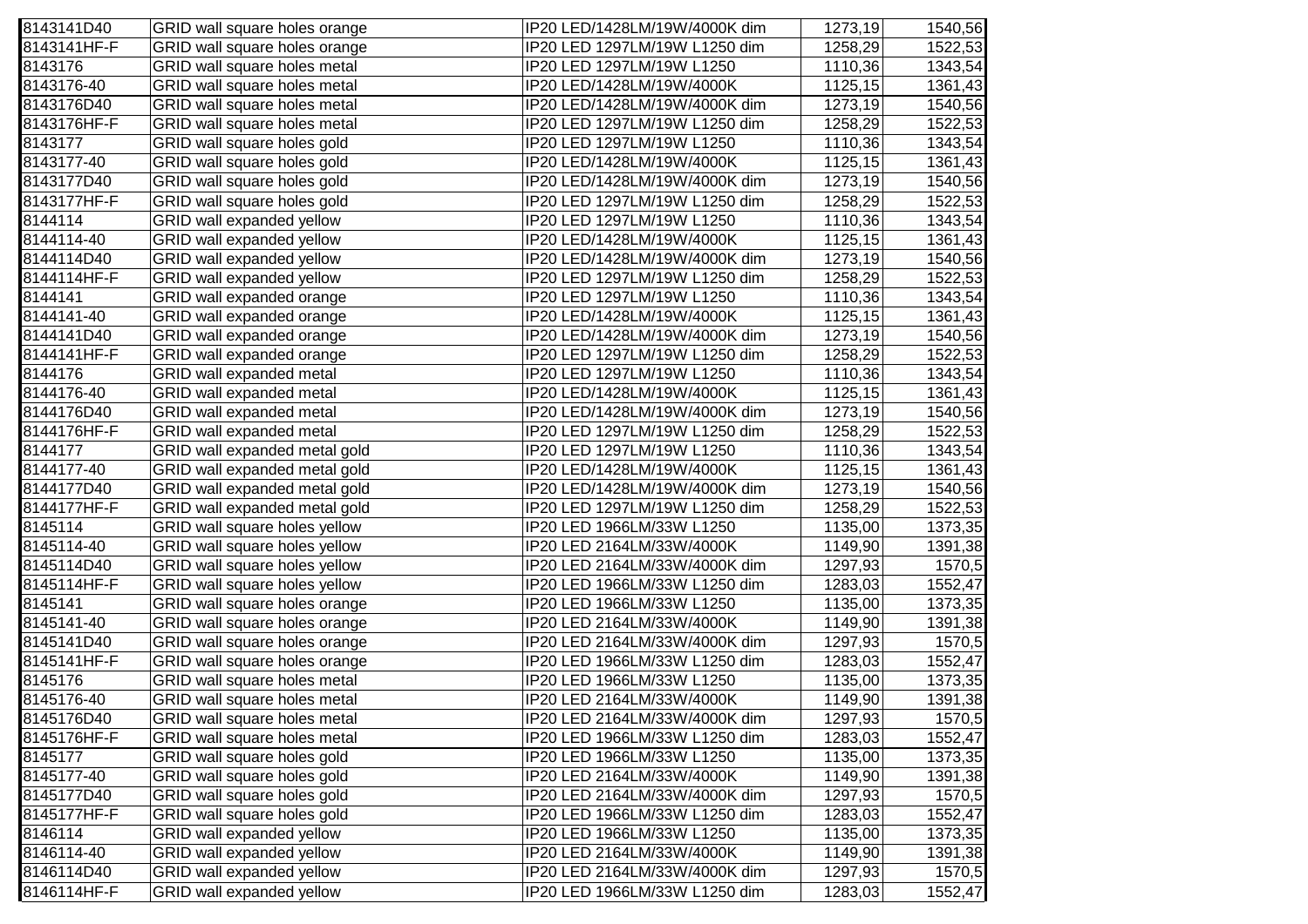| | | | | |
|---|---|---|---|---|
| 8143141D40 | GRID wall square holes orange | IP20 LED/1428LM/19W/4000K dim | 1273,19 | 1540,56 |
| 8143141HF-F | GRID wall square holes orange | IP20 LED 1297LM/19W L1250 dim | 1258,29 | 1522,53 |
| 8143176 | GRID wall square holes metal | IP20 LED 1297LM/19W L1250 | 1110,36 | 1343,54 |
| 8143176-40 | GRID wall square holes metal | IP20 LED/1428LM/19W/4000K | 1125,15 | 1361,43 |
| 8143176D40 | GRID wall square holes metal | IP20 LED/1428LM/19W/4000K dim | 1273,19 | 1540,56 |
| 8143176HF-F | GRID wall square holes metal | IP20 LED 1297LM/19W L1250 dim | 1258,29 | 1522,53 |
| 8143177 | GRID wall square holes gold | IP20 LED 1297LM/19W L1250 | 1110,36 | 1343,54 |
| 8143177-40 | GRID wall square holes gold | IP20 LED/1428LM/19W/4000K | 1125,15 | 1361,43 |
| 8143177D40 | GRID wall square holes gold | IP20 LED/1428LM/19W/4000K dim | 1273,19 | 1540,56 |
| 8143177HF-F | GRID wall square holes gold | IP20 LED 1297LM/19W L1250 dim | 1258,29 | 1522,53 |
| 8144114 | GRID wall expanded yellow | IP20 LED 1297LM/19W L1250 | 1110,36 | 1343,54 |
| 8144114-40 | GRID wall expanded yellow | IP20 LED/1428LM/19W/4000K | 1125,15 | 1361,43 |
| 8144114D40 | GRID wall expanded yellow | IP20 LED/1428LM/19W/4000K dim | 1273,19 | 1540,56 |
| 8144114HF-F | GRID wall expanded yellow | IP20 LED 1297LM/19W L1250 dim | 1258,29 | 1522,53 |
| 8144141 | GRID wall expanded orange | IP20 LED 1297LM/19W L1250 | 1110,36 | 1343,54 |
| 8144141-40 | GRID wall expanded orange | IP20 LED/1428LM/19W/4000K | 1125,15 | 1361,43 |
| 8144141D40 | GRID wall expanded orange | IP20 LED/1428LM/19W/4000K dim | 1273,19 | 1540,56 |
| 8144141HF-F | GRID wall expanded orange | IP20 LED 1297LM/19W L1250 dim | 1258,29 | 1522,53 |
| 8144176 | GRID wall expanded metal | IP20 LED 1297LM/19W L1250 | 1110,36 | 1343,54 |
| 8144176-40 | GRID wall expanded metal | IP20 LED/1428LM/19W/4000K | 1125,15 | 1361,43 |
| 8144176D40 | GRID wall expanded metal | IP20 LED/1428LM/19W/4000K dim | 1273,19 | 1540,56 |
| 8144176HF-F | GRID wall expanded metal | IP20 LED 1297LM/19W L1250 dim | 1258,29 | 1522,53 |
| 8144177 | GRID wall expanded metal gold | IP20 LED 1297LM/19W L1250 | 1110,36 | 1343,54 |
| 8144177-40 | GRID wall expanded metal gold | IP20 LED/1428LM/19W/4000K | 1125,15 | 1361,43 |
| 8144177D40 | GRID wall expanded metal gold | IP20 LED/1428LM/19W/4000K dim | 1273,19 | 1540,56 |
| 8144177HF-F | GRID wall expanded metal gold | IP20 LED 1297LM/19W L1250 dim | 1258,29 | 1522,53 |
| 8145114 | GRID wall square holes yellow | IP20 LED 1966LM/33W L1250 | 1135,00 | 1373,35 |
| 8145114-40 | GRID wall square holes yellow | IP20 LED 2164LM/33W/4000K | 1149,90 | 1391,38 |
| 8145114D40 | GRID wall square holes yellow | IP20 LED 2164LM/33W/4000K dim | 1297,93 | 1570,5 |
| 8145114HF-F | GRID wall square holes yellow | IP20 LED 1966LM/33W L1250 dim | 1283,03 | 1552,47 |
| 8145141 | GRID wall square holes orange | IP20 LED 1966LM/33W L1250 | 1135,00 | 1373,35 |
| 8145141-40 | GRID wall square holes orange | IP20 LED 2164LM/33W/4000K | 1149,90 | 1391,38 |
| 8145141D40 | GRID wall square holes orange | IP20 LED 2164LM/33W/4000K dim | 1297,93 | 1570,5 |
| 8145141HF-F | GRID wall square holes orange | IP20 LED 1966LM/33W L1250 dim | 1283,03 | 1552,47 |
| 8145176 | GRID wall square holes metal | IP20 LED 1966LM/33W L1250 | 1135,00 | 1373,35 |
| 8145176-40 | GRID wall square holes metal | IP20 LED 2164LM/33W/4000K | 1149,90 | 1391,38 |
| 8145176D40 | GRID wall square holes metal | IP20 LED 2164LM/33W/4000K dim | 1297,93 | 1570,5 |
| 8145176HF-F | GRID wall square holes metal | IP20 LED 1966LM/33W L1250 dim | 1283,03 | 1552,47 |
| 8145177 | GRID wall square holes gold | IP20 LED 1966LM/33W L1250 | 1135,00 | 1373,35 |
| 8145177-40 | GRID wall square holes gold | IP20 LED 2164LM/33W/4000K | 1149,90 | 1391,38 |
| 8145177D40 | GRID wall square holes gold | IP20 LED 2164LM/33W/4000K dim | 1297,93 | 1570,5 |
| 8145177HF-F | GRID wall square holes gold | IP20 LED 1966LM/33W L1250 dim | 1283,03 | 1552,47 |
| 8146114 | GRID wall expanded yellow | IP20 LED 1966LM/33W L1250 | 1135,00 | 1373,35 |
| 8146114-40 | GRID wall expanded yellow | IP20 LED 2164LM/33W/4000K | 1149,90 | 1391,38 |
| 8146114D40 | GRID wall expanded yellow | IP20 LED 2164LM/33W/4000K dim | 1297,93 | 1570,5 |
| 8146114HF-F | GRID wall expanded yellow | IP20 LED 1966LM/33W L1250 dim | 1283,03 | 1552,47 |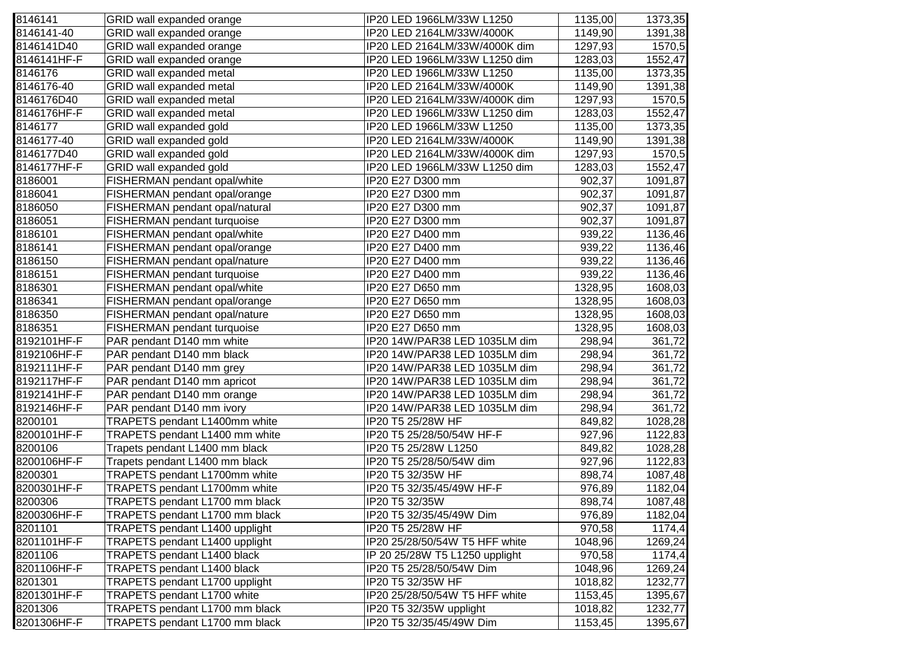| | | | | |
|---|---|---|---|---|
| 8146141 | GRID wall expanded orange | IP20 LED 1966LM/33W L1250 | 1135,00 | 1373,35 |
| 8146141-40 | GRID wall expanded orange | IP20 LED 2164LM/33W/4000K | 1149,90 | 1391,38 |
| 8146141D40 | GRID wall expanded orange | IP20 LED 2164LM/33W/4000K dim | 1297,93 | 1570,5 |
| 8146141HF-F | GRID wall expanded orange | IP20 LED 1966LM/33W L1250 dim | 1283,03 | 1552,47 |
| 8146176 | GRID wall expanded metal | IP20 LED 1966LM/33W L1250 | 1135,00 | 1373,35 |
| 8146176-40 | GRID wall expanded metal | IP20 LED 2164LM/33W/4000K | 1149,90 | 1391,38 |
| 8146176D40 | GRID wall expanded metal | IP20 LED 2164LM/33W/4000K dim | 1297,93 | 1570,5 |
| 8146176HF-F | GRID wall expanded metal | IP20 LED 1966LM/33W L1250 dim | 1283,03 | 1552,47 |
| 8146177 | GRID wall expanded gold | IP20 LED 1966LM/33W L1250 | 1135,00 | 1373,35 |
| 8146177-40 | GRID wall expanded gold | IP20 LED 2164LM/33W/4000K | 1149,90 | 1391,38 |
| 8146177D40 | GRID wall expanded gold | IP20 LED 2164LM/33W/4000K dim | 1297,93 | 1570,5 |
| 8146177HF-F | GRID wall expanded gold | IP20 LED 1966LM/33W L1250 dim | 1283,03 | 1552,47 |
| 8186001 | FISHERMAN pendant opal/white | IP20 E27 D300 mm | 902,37 | 1091,87 |
| 8186041 | FISHERMAN pendant opal/orange | IP20 E27 D300 mm | 902,37 | 1091,87 |
| 8186050 | FISHERMAN pendant opal/natural | IP20 E27 D300 mm | 902,37 | 1091,87 |
| 8186051 | FISHERMAN pendant turquoise | IP20 E27 D300 mm | 902,37 | 1091,87 |
| 8186101 | FISHERMAN pendant opal/white | IP20 E27 D400 mm | 939,22 | 1136,46 |
| 8186141 | FISHERMAN pendant opal/orange | IP20 E27 D400 mm | 939,22 | 1136,46 |
| 8186150 | FISHERMAN pendant opal/nature | IP20 E27 D400 mm | 939,22 | 1136,46 |
| 8186151 | FISHERMAN pendant turquoise | IP20 E27 D400 mm | 939,22 | 1136,46 |
| 8186301 | FISHERMAN pendant opal/white | IP20 E27 D650 mm | 1328,95 | 1608,03 |
| 8186341 | FISHERMAN pendant opal/orange | IP20 E27 D650 mm | 1328,95 | 1608,03 |
| 8186350 | FISHERMAN pendant opal/nature | IP20 E27 D650 mm | 1328,95 | 1608,03 |
| 8186351 | FISHERMAN pendant turquoise | IP20 E27 D650 mm | 1328,95 | 1608,03 |
| 8192101HF-F | PAR pendant D140 mm white | IP20 14W/PAR38 LED 1035LM dim | 298,94 | 361,72 |
| 8192106HF-F | PAR pendant D140 mm black | IP20 14W/PAR38 LED 1035LM dim | 298,94 | 361,72 |
| 8192111HF-F | PAR pendant D140 mm grey | IP20 14W/PAR38 LED 1035LM dim | 298,94 | 361,72 |
| 8192117HF-F | PAR pendant D140 mm apricot | IP20 14W/PAR38 LED 1035LM dim | 298,94 | 361,72 |
| 8192141HF-F | PAR pendant D140 mm orange | IP20 14W/PAR38 LED 1035LM dim | 298,94 | 361,72 |
| 8192146HF-F | PAR pendant D140 mm ivory | IP20 14W/PAR38 LED 1035LM dim | 298,94 | 361,72 |
| 8200101 | TRAPETS pendant L1400mm white | IP20 T5 25/28W HF | 849,82 | 1028,28 |
| 8200101HF-F | TRAPETS pendant L1400 mm white | IP20 T5 25/28/50/54W HF-F | 927,96 | 1122,83 |
| 8200106 | Trapets pendant L1400 mm black | IP20 T5 25/28W L1250 | 849,82 | 1028,28 |
| 8200106HF-F | Trapets pendant L1400 mm black | IP20 T5 25/28/50/54W dim | 927,96 | 1122,83 |
| 8200301 | TRAPETS pendant L1700mm white | IP20 T5 32/35W HF | 898,74 | 1087,48 |
| 8200301HF-F | TRAPETS pendant L1700mm white | IP20 T5 32/35/45/49W HF-F | 976,89 | 1182,04 |
| 8200306 | TRAPETS pendant L1700 mm black | IP20 T5 32/35W | 898,74 | 1087,48 |
| 8200306HF-F | TRAPETS pendant L1700 mm black | IP20 T5 32/35/45/49W Dim | 976,89 | 1182,04 |
| 8201101 | TRAPETS pendant L1400 uplight | IP20 T5 25/28W HF | 970,58 | 1174,4 |
| 8201101HF-F | TRAPETS pendant L1400 uplight | IP20 25/28/50/54W T5 HFF white | 1048,96 | 1269,24 |
| 8201106 | TRAPETS pendant L1400 black | IP 20 25/28W T5 L1250 uplight | 970,58 | 1174,4 |
| 8201106HF-F | TRAPETS pendant L1400 black | IP20 T5 25/28/50/54W Dim | 1048,96 | 1269,24 |
| 8201301 | TRAPETS pendant L1700 uplight | IP20 T5 32/35W HF | 1018,82 | 1232,77 |
| 8201301HF-F | TRAPETS pendant L1700 white | IP20 25/28/50/54W T5 HFF white | 1153,45 | 1395,67 |
| 8201306 | TRAPETS pendant L1700 mm black | IP20 T5 32/35W uplight | 1018,82 | 1232,77 |
| 8201306HF-F | TRAPETS pendant L1700 mm black | IP20 T5 32/35/45/49W Dim | 1153,45 | 1395,67 |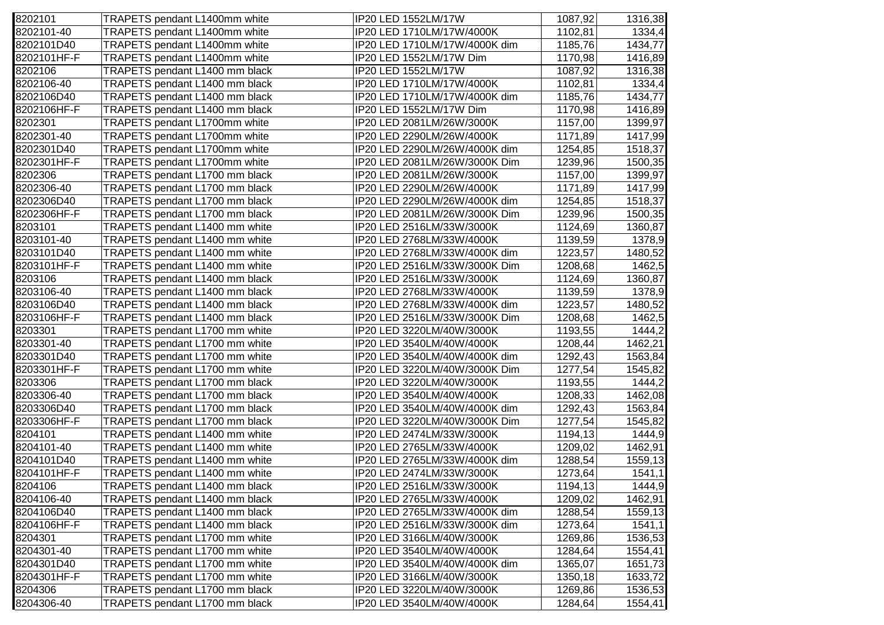| | | | | |
|---|---|---|---|---|
| 8202101 | TRAPETS pendant L1400mm white | IP20 LED 1552LM/17W | 1087,92 | 1316,38 |
| 8202101-40 | TRAPETS pendant L1400mm white | IP20 LED 1710LM/17W/4000K | 1102,81 | 1334,4 |
| 8202101D40 | TRAPETS pendant L1400mm white | IP20 LED 1710LM/17W/4000K dim | 1185,76 | 1434,77 |
| 8202101HF-F | TRAPETS pendant L1400mm white | IP20 LED 1552LM/17W Dim | 1170,98 | 1416,89 |
| 8202106 | TRAPETS pendant L1400 mm black | IP20 LED 1552LM/17W | 1087,92 | 1316,38 |
| 8202106-40 | TRAPETS pendant L1400 mm black | IP20 LED 1710LM/17W/4000K | 1102,81 | 1334,4 |
| 8202106D40 | TRAPETS pendant L1400 mm black | IP20 LED 1710LM/17W/4000K dim | 1185,76 | 1434,77 |
| 8202106HF-F | TRAPETS pendant L1400 mm black | IP20 LED 1552LM/17W Dim | 1170,98 | 1416,89 |
| 8202301 | TRAPETS pendant L1700mm white | IP20 LED 2081LM/26W/3000K | 1157,00 | 1399,97 |
| 8202301-40 | TRAPETS pendant L1700mm white | IP20 LED 2290LM/26W/4000K | 1171,89 | 1417,99 |
| 8202301D40 | TRAPETS pendant L1700mm white | IP20 LED 2290LM/26W/4000K dim | 1254,85 | 1518,37 |
| 8202301HF-F | TRAPETS pendant L1700mm white | IP20 LED 2081LM/26W/3000K Dim | 1239,96 | 1500,35 |
| 8202306 | TRAPETS pendant L1700 mm black | IP20 LED 2081LM/26W/3000K | 1157,00 | 1399,97 |
| 8202306-40 | TRAPETS pendant L1700 mm black | IP20 LED 2290LM/26W/4000K | 1171,89 | 1417,99 |
| 8202306D40 | TRAPETS pendant L1700 mm black | IP20 LED 2290LM/26W/4000K dim | 1254,85 | 1518,37 |
| 8202306HF-F | TRAPETS pendant L1700 mm black | IP20 LED 2081LM/26W/3000K Dim | 1239,96 | 1500,35 |
| 8203101 | TRAPETS pendant L1400 mm white | IP20 LED 2516LM/33W/3000K | 1124,69 | 1360,87 |
| 8203101-40 | TRAPETS pendant L1400 mm white | IP20 LED 2768LM/33W/4000K | 1139,59 | 1378,9 |
| 8203101D40 | TRAPETS pendant L1400 mm white | IP20 LED 2768LM/33W/4000K dim | 1223,57 | 1480,52 |
| 8203101HF-F | TRAPETS pendant L1400 mm white | IP20 LED 2516LM/33W/3000K Dim | 1208,68 | 1462,5 |
| 8203106 | TRAPETS pendant L1400 mm black | IP20 LED 2516LM/33W/3000K | 1124,69 | 1360,87 |
| 8203106-40 | TRAPETS pendant L1400 mm black | IP20 LED 2768LM/33W/4000K | 1139,59 | 1378,9 |
| 8203106D40 | TRAPETS pendant L1400 mm black | IP20 LED 2768LM/33W/4000K dim | 1223,57 | 1480,52 |
| 8203106HF-F | TRAPETS pendant L1400 mm black | IP20 LED 2516LM/33W/3000K Dim | 1208,68 | 1462,5 |
| 8203301 | TRAPETS pendant L1700 mm white | IP20 LED 3220LM/40W/3000K | 1193,55 | 1444,2 |
| 8203301-40 | TRAPETS pendant L1700 mm white | IP20 LED 3540LM/40W/4000K | 1208,44 | 1462,21 |
| 8203301D40 | TRAPETS pendant L1700 mm white | IP20 LED 3540LM/40W/4000K dim | 1292,43 | 1563,84 |
| 8203301HF-F | TRAPETS pendant L1700 mm white | IP20 LED 3220LM/40W/3000K Dim | 1277,54 | 1545,82 |
| 8203306 | TRAPETS pendant L1700 mm black | IP20 LED 3220LM/40W/3000K | 1193,55 | 1444,2 |
| 8203306-40 | TRAPETS pendant L1700 mm black | IP20 LED 3540LM/40W/4000K | 1208,33 | 1462,08 |
| 8203306D40 | TRAPETS pendant L1700 mm black | IP20 LED 3540LM/40W/4000K dim | 1292,43 | 1563,84 |
| 8203306HF-F | TRAPETS pendant L1700 mm black | IP20 LED 3220LM/40W/3000K Dim | 1277,54 | 1545,82 |
| 8204101 | TRAPETS pendant L1400 mm white | IP20 LED 2474LM/33W/3000K | 1194,13 | 1444,9 |
| 8204101-40 | TRAPETS pendant L1400 mm white | IP20 LED 2765LM/33W/4000K | 1209,02 | 1462,91 |
| 8204101D40 | TRAPETS pendant L1400 mm white | IP20 LED 2765LM/33W/4000K dim | 1288,54 | 1559,13 |
| 8204101HF-F | TRAPETS pendant L1400 mm white | IP20 LED 2474LM/33W/3000K | 1273,64 | 1541,1 |
| 8204106 | TRAPETS pendant L1400 mm black | IP20 LED 2516LM/33W/3000K | 1194,13 | 1444,9 |
| 8204106-40 | TRAPETS pendant L1400 mm black | IP20 LED 2765LM/33W/4000K | 1209,02 | 1462,91 |
| 8204106D40 | TRAPETS pendant L1400 mm black | IP20 LED 2765LM/33W/4000K dim | 1288,54 | 1559,13 |
| 8204106HF-F | TRAPETS pendant L1400 mm black | IP20 LED 2516LM/33W/3000K dim | 1273,64 | 1541,1 |
| 8204301 | TRAPETS pendant L1700 mm white | IP20 LED 3166LM/40W/3000K | 1269,86 | 1536,53 |
| 8204301-40 | TRAPETS pendant L1700 mm white | IP20 LED 3540LM/40W/4000K | 1284,64 | 1554,41 |
| 8204301D40 | TRAPETS pendant L1700 mm white | IP20 LED 3540LM/40W/4000K dim | 1365,07 | 1651,73 |
| 8204301HF-F | TRAPETS pendant L1700 mm white | IP20 LED 3166LM/40W/3000K | 1350,18 | 1633,72 |
| 8204306 | TRAPETS pendant L1700 mm black | IP20 LED 3220LM/40W/3000K | 1269,86 | 1536,53 |
| 8204306-40 | TRAPETS pendant L1700 mm black | IP20 LED 3540LM/40W/4000K | 1284,64 | 1554,41 |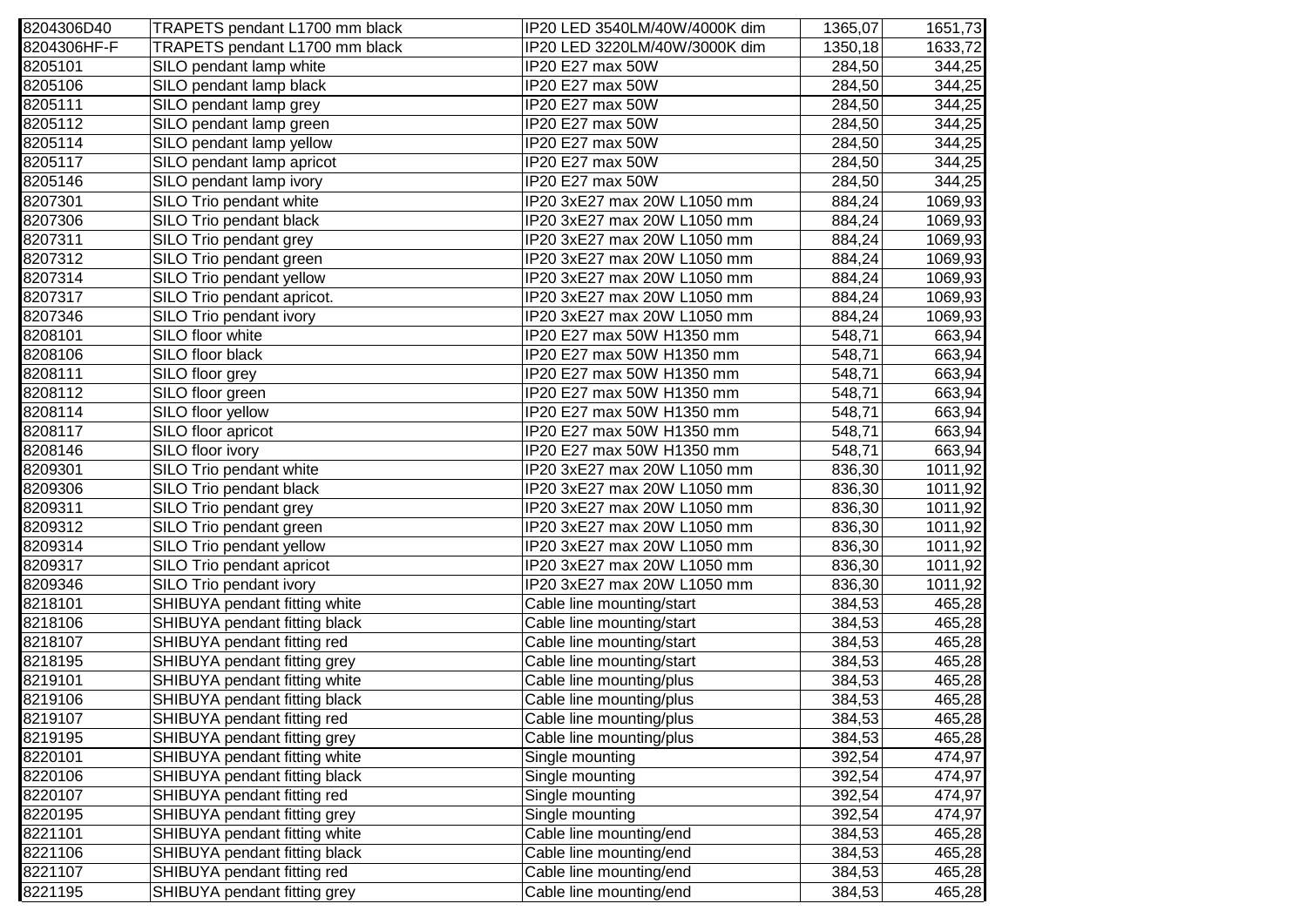| | | | | |
|---|---|---|---|---|
| 8204306D40 | TRAPETS pendant L1700 mm black | IP20 LED 3540LM/40W/4000K dim | 1365,07 | 1651,73 |
| 8204306HF-F | TRAPETS pendant L1700 mm black | IP20 LED 3220LM/40W/3000K dim | 1350,18 | 1633,72 |
| 8205101 | SILO pendant lamp white | IP20 E27 max 50W | 284,50 | 344,25 |
| 8205106 | SILO pendant lamp black | IP20 E27 max 50W | 284,50 | 344,25 |
| 8205111 | SILO pendant lamp grey | IP20 E27 max 50W | 284,50 | 344,25 |
| 8205112 | SILO pendant lamp green | IP20 E27 max 50W | 284,50 | 344,25 |
| 8205114 | SILO pendant lamp yellow | IP20 E27 max 50W | 284,50 | 344,25 |
| 8205117 | SILO pendant lamp apricot | IP20 E27 max 50W | 284,50 | 344,25 |
| 8205146 | SILO pendant lamp ivory | IP20 E27 max 50W | 284,50 | 344,25 |
| 8207301 | SILO Trio pendant white | IP20 3xE27 max 20W L1050 mm | 884,24 | 1069,93 |
| 8207306 | SILO Trio pendant black | IP20 3xE27 max 20W L1050 mm | 884,24 | 1069,93 |
| 8207311 | SILO Trio pendant grey | IP20 3xE27 max 20W L1050 mm | 884,24 | 1069,93 |
| 8207312 | SILO Trio pendant green | IP20 3xE27 max 20W L1050 mm | 884,24 | 1069,93 |
| 8207314 | SILO Trio pendant yellow | IP20 3xE27 max 20W L1050 mm | 884,24 | 1069,93 |
| 8207317 | SILO Trio pendant apricot. | IP20 3xE27 max 20W L1050 mm | 884,24 | 1069,93 |
| 8207346 | SILO Trio pendant ivory | IP20 3xE27 max 20W L1050 mm | 884,24 | 1069,93 |
| 8208101 | SILO floor white | IP20 E27 max 50W H1350 mm | 548,71 | 663,94 |
| 8208106 | SILO floor black | IP20 E27 max 50W H1350 mm | 548,71 | 663,94 |
| 8208111 | SILO floor grey | IP20 E27 max 50W H1350 mm | 548,71 | 663,94 |
| 8208112 | SILO floor green | IP20 E27 max 50W H1350 mm | 548,71 | 663,94 |
| 8208114 | SILO floor yellow | IP20 E27 max 50W H1350 mm | 548,71 | 663,94 |
| 8208117 | SILO floor apricot | IP20 E27 max 50W H1350 mm | 548,71 | 663,94 |
| 8208146 | SILO floor ivory | IP20 E27 max 50W H1350 mm | 548,71 | 663,94 |
| 8209301 | SILO Trio pendant white | IP20 3xE27 max 20W L1050 mm | 836,30 | 1011,92 |
| 8209306 | SILO Trio pendant black | IP20 3xE27 max 20W L1050 mm | 836,30 | 1011,92 |
| 8209311 | SILO Trio pendant grey | IP20 3xE27 max 20W L1050 mm | 836,30 | 1011,92 |
| 8209312 | SILO Trio pendant green | IP20 3xE27 max 20W L1050 mm | 836,30 | 1011,92 |
| 8209314 | SILO Trio pendant yellow | IP20 3xE27 max 20W L1050 mm | 836,30 | 1011,92 |
| 8209317 | SILO Trio pendant apricot | IP20 3xE27 max 20W L1050 mm | 836,30 | 1011,92 |
| 8209346 | SILO Trio pendant ivory | IP20 3xE27 max 20W L1050 mm | 836,30 | 1011,92 |
| 8218101 | SHIBUYA pendant fitting white | Cable line mounting/start | 384,53 | 465,28 |
| 8218106 | SHIBUYA pendant fitting black | Cable line mounting/start | 384,53 | 465,28 |
| 8218107 | SHIBUYA pendant fitting red | Cable line mounting/start | 384,53 | 465,28 |
| 8218195 | SHIBUYA pendant fitting grey | Cable line mounting/start | 384,53 | 465,28 |
| 8219101 | SHIBUYA pendant fitting white | Cable line mounting/plus | 384,53 | 465,28 |
| 8219106 | SHIBUYA pendant fitting black | Cable line mounting/plus | 384,53 | 465,28 |
| 8219107 | SHIBUYA pendant fitting red | Cable line mounting/plus | 384,53 | 465,28 |
| 8219195 | SHIBUYA pendant fitting grey | Cable line mounting/plus | 384,53 | 465,28 |
| 8220101 | SHIBUYA pendant fitting white | Single mounting | 392,54 | 474,97 |
| 8220106 | SHIBUYA pendant fitting black | Single mounting | 392,54 | 474,97 |
| 8220107 | SHIBUYA pendant fitting red | Single mounting | 392,54 | 474,97 |
| 8220195 | SHIBUYA pendant fitting grey | Single mounting | 392,54 | 474,97 |
| 8221101 | SHIBUYA pendant fitting white | Cable line mounting/end | 384,53 | 465,28 |
| 8221106 | SHIBUYA pendant fitting black | Cable line mounting/end | 384,53 | 465,28 |
| 8221107 | SHIBUYA pendant fitting red | Cable line mounting/end | 384,53 | 465,28 |
| 8221195 | SHIBUYA pendant fitting grey | Cable line mounting/end | 384,53 | 465,28 |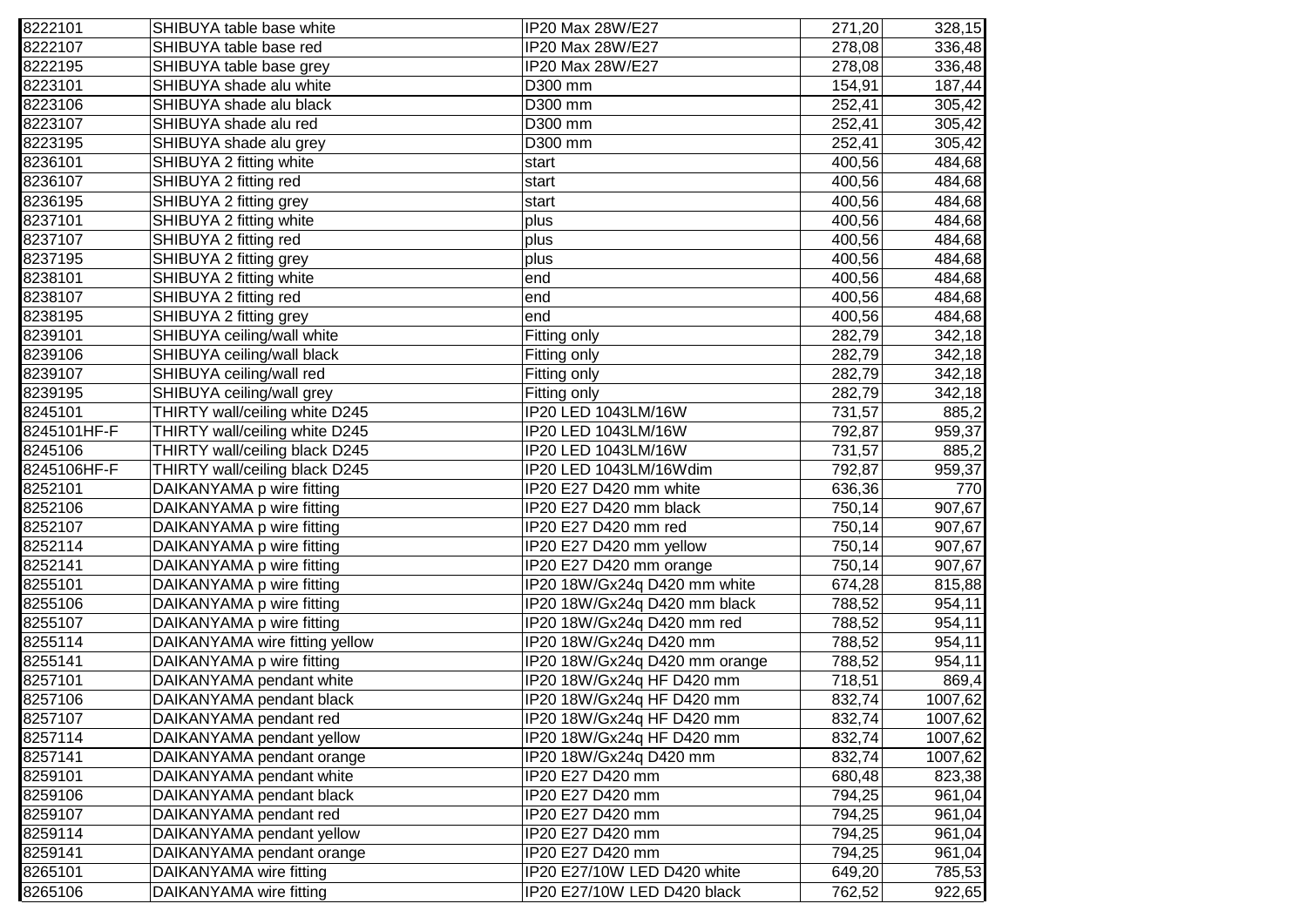| | | | | |
|---|---|---|---|---|
| 8222101 | SHIBUYA table base white | IP20 Max 28W/E27 | 271,20 | 328,15 |
| 8222107 | SHIBUYA table base red | IP20 Max 28W/E27 | 278,08 | 336,48 |
| 8222195 | SHIBUYA table base grey | IP20 Max 28W/E27 | 278,08 | 336,48 |
| 8223101 | SHIBUYA shade alu white | D300 mm | 154,91 | 187,44 |
| 8223106 | SHIBUYA shade alu black | D300 mm | 252,41 | 305,42 |
| 8223107 | SHIBUYA shade alu red | D300 mm | 252,41 | 305,42 |
| 8223195 | SHIBUYA shade alu grey | D300 mm | 252,41 | 305,42 |
| 8236101 | SHIBUYA 2 fitting white | start | 400,56 | 484,68 |
| 8236107 | SHIBUYA 2 fitting red | start | 400,56 | 484,68 |
| 8236195 | SHIBUYA 2 fitting grey | start | 400,56 | 484,68 |
| 8237101 | SHIBUYA 2 fitting white | plus | 400,56 | 484,68 |
| 8237107 | SHIBUYA 2 fitting red | plus | 400,56 | 484,68 |
| 8237195 | SHIBUYA 2 fitting grey | plus | 400,56 | 484,68 |
| 8238101 | SHIBUYA 2 fitting white | end | 400,56 | 484,68 |
| 8238107 | SHIBUYA 2 fitting red | end | 400,56 | 484,68 |
| 8238195 | SHIBUYA 2 fitting grey | end | 400,56 | 484,68 |
| 8239101 | SHIBUYA ceiling/wall white | Fitting only | 282,79 | 342,18 |
| 8239106 | SHIBUYA ceiling/wall black | Fitting only | 282,79 | 342,18 |
| 8239107 | SHIBUYA ceiling/wall red | Fitting only | 282,79 | 342,18 |
| 8239195 | SHIBUYA ceiling/wall grey | Fitting only | 282,79 | 342,18 |
| 8245101 | THIRTY wall/ceiling white D245 | IP20 LED 1043LM/16W | 731,57 | 885,2 |
| 8245101HF-F | THIRTY wall/ceiling white D245 | IP20 LED 1043LM/16W | 792,87 | 959,37 |
| 8245106 | THIRTY wall/ceiling black D245 | IP20 LED 1043LM/16W | 731,57 | 885,2 |
| 8245106HF-F | THIRTY wall/ceiling black D245 | IP20 LED 1043LM/16Wdim | 792,87 | 959,37 |
| 8252101 | DAIKANYAMA p wire fitting | IP20 E27 D420 mm white | 636,36 | 770 |
| 8252106 | DAIKANYAMA p wire fitting | IP20 E27 D420 mm black | 750,14 | 907,67 |
| 8252107 | DAIKANYAMA p wire fitting | IP20 E27 D420 mm red | 750,14 | 907,67 |
| 8252114 | DAIKANYAMA p wire fitting | IP20 E27 D420 mm yellow | 750,14 | 907,67 |
| 8252141 | DAIKANYAMA p wire fitting | IP20 E27 D420 mm orange | 750,14 | 907,67 |
| 8255101 | DAIKANYAMA p wire fitting | IP20 18W/Gx24q D420 mm white | 674,28 | 815,88 |
| 8255106 | DAIKANYAMA p wire fitting | IP20 18W/Gx24q D420 mm black | 788,52 | 954,11 |
| 8255107 | DAIKANYAMA p wire fitting | IP20 18W/Gx24q D420 mm red | 788,52 | 954,11 |
| 8255114 | DAIKANYAMA wire fitting yellow | IP20 18W/Gx24q D420 mm | 788,52 | 954,11 |
| 8255141 | DAIKANYAMA p wire fitting | IP20 18W/Gx24q D420 mm orange | 788,52 | 954,11 |
| 8257101 | DAIKANYAMA pendant white | IP20 18W/Gx24q HF D420 mm | 718,51 | 869,4 |
| 8257106 | DAIKANYAMA pendant black | IP20 18W/Gx24q HF D420 mm | 832,74 | 1007,62 |
| 8257107 | DAIKANYAMA pendant red | IP20 18W/Gx24q HF D420 mm | 832,74 | 1007,62 |
| 8257114 | DAIKANYAMA pendant yellow | IP20 18W/Gx24q HF D420 mm | 832,74 | 1007,62 |
| 8257141 | DAIKANYAMA pendant orange | IP20 18W/Gx24q D420 mm | 832,74 | 1007,62 |
| 8259101 | DAIKANYAMA pendant white | IP20 E27 D420 mm | 680,48 | 823,38 |
| 8259106 | DAIKANYAMA pendant black | IP20 E27 D420 mm | 794,25 | 961,04 |
| 8259107 | DAIKANYAMA pendant red | IP20 E27 D420 mm | 794,25 | 961,04 |
| 8259114 | DAIKANYAMA pendant yellow | IP20 E27 D420 mm | 794,25 | 961,04 |
| 8259141 | DAIKANYAMA pendant orange | IP20 E27 D420 mm | 794,25 | 961,04 |
| 8265101 | DAIKANYAMA wire fitting | IP20 E27/10W LED D420 white | 649,20 | 785,53 |
| 8265106 | DAIKANYAMA wire fitting | IP20 E27/10W LED D420 black | 762,52 | 922,65 |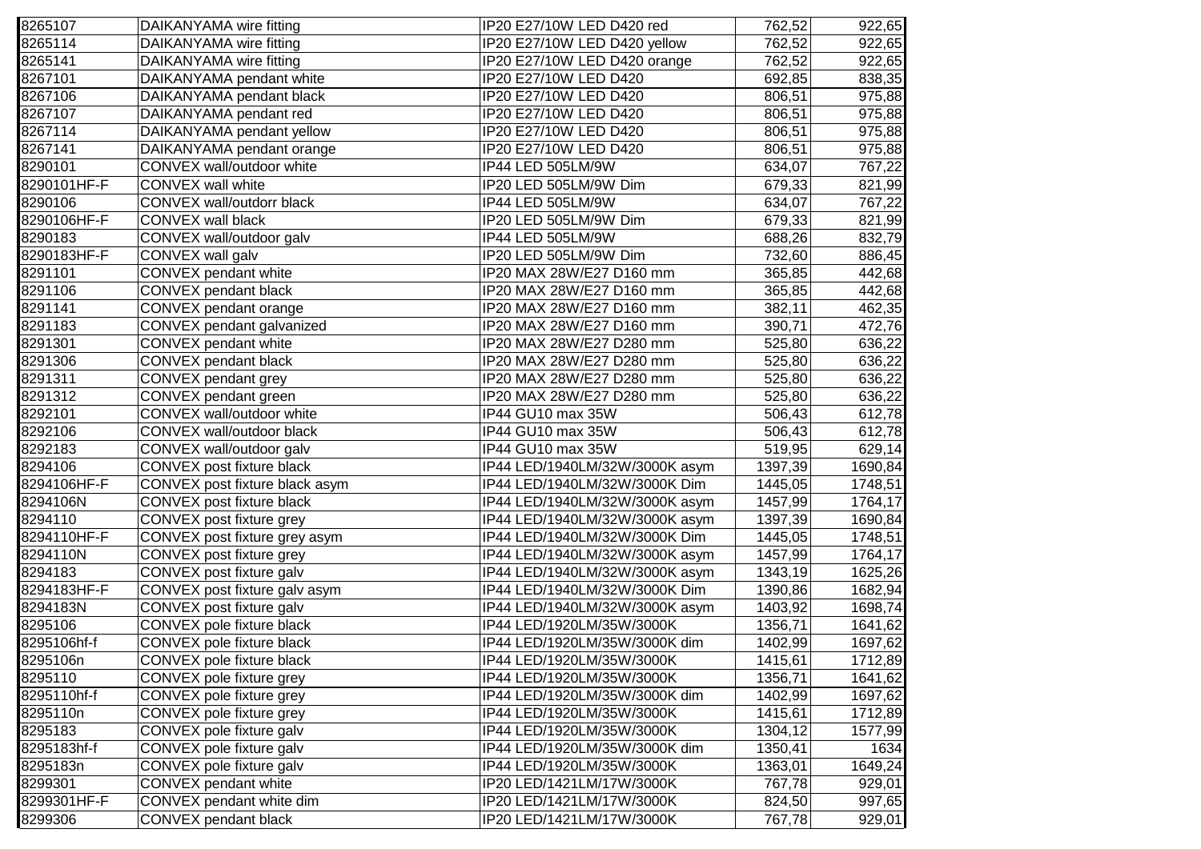| | | | | |
|---|---|---|---|---|
| 8265107 | DAIKANYAMA wire fitting | IP20 E27/10W LED D420 red | 762,52 | 922,65 |
| 8265114 | DAIKANYAMA wire fitting | IP20 E27/10W LED D420 yellow | 762,52 | 922,65 |
| 8265141 | DAIKANYAMA wire fitting | IP20 E27/10W LED D420 orange | 762,52 | 922,65 |
| 8267101 | DAIKANYAMA pendant white | IP20 E27/10W LED D420 | 692,85 | 838,35 |
| 8267106 | DAIKANYAMA pendant black | IP20 E27/10W LED D420 | 806,51 | 975,88 |
| 8267107 | DAIKANYAMA pendant red | IP20 E27/10W LED D420 | 806,51 | 975,88 |
| 8267114 | DAIKANYAMA pendant yellow | IP20 E27/10W LED D420 | 806,51 | 975,88 |
| 8267141 | DAIKANYAMA pendant orange | IP20 E27/10W LED D420 | 806,51 | 975,88 |
| 8290101 | CONVEX wall/outdoor white | IP44 LED 505LM/9W | 634,07 | 767,22 |
| 8290101HF-F | CONVEX wall white | IP20 LED 505LM/9W Dim | 679,33 | 821,99 |
| 8290106 | CONVEX wall/outdorr black | IP44 LED 505LM/9W | 634,07 | 767,22 |
| 8290106HF-F | CONVEX wall black | IP20 LED 505LM/9W Dim | 679,33 | 821,99 |
| 8290183 | CONVEX wall/outdoor galv | IP44 LED 505LM/9W | 688,26 | 832,79 |
| 8290183HF-F | CONVEX wall galv | IP20 LED 505LM/9W Dim | 732,60 | 886,45 |
| 8291101 | CONVEX pendant white | IP20 MAX 28W/E27 D160 mm | 365,85 | 442,68 |
| 8291106 | CONVEX pendant black | IP20 MAX 28W/E27 D160 mm | 365,85 | 442,68 |
| 8291141 | CONVEX pendant orange | IP20 MAX 28W/E27 D160 mm | 382,11 | 462,35 |
| 8291183 | CONVEX pendant galvanized | IP20 MAX 28W/E27 D160 mm | 390,71 | 472,76 |
| 8291301 | CONVEX pendant white | IP20 MAX 28W/E27 D280 mm | 525,80 | 636,22 |
| 8291306 | CONVEX pendant black | IP20 MAX 28W/E27 D280 mm | 525,80 | 636,22 |
| 8291311 | CONVEX pendant grey | IP20 MAX 28W/E27 D280 mm | 525,80 | 636,22 |
| 8291312 | CONVEX pendant green | IP20 MAX 28W/E27 D280 mm | 525,80 | 636,22 |
| 8292101 | CONVEX wall/outdoor white | IP44 GU10 max 35W | 506,43 | 612,78 |
| 8292106 | CONVEX wall/outdoor black | IP44 GU10 max 35W | 506,43 | 612,78 |
| 8292183 | CONVEX wall/outdoor galv | IP44 GU10 max 35W | 519,95 | 629,14 |
| 8294106 | CONVEX post fixture black | IP44 LED/1940LM/32W/3000K asym | 1397,39 | 1690,84 |
| 8294106HF-F | CONVEX post fixture black asym | IP44 LED/1940LM/32W/3000K Dim | 1445,05 | 1748,51 |
| 8294106N | CONVEX post fixture black | IP44 LED/1940LM/32W/3000K asym | 1457,99 | 1764,17 |
| 8294110 | CONVEX post fixture grey | IP44 LED/1940LM/32W/3000K asym | 1397,39 | 1690,84 |
| 8294110HF-F | CONVEX post fixture grey asym | IP44 LED/1940LM/32W/3000K Dim | 1445,05 | 1748,51 |
| 8294110N | CONVEX post fixture grey | IP44 LED/1940LM/32W/3000K asym | 1457,99 | 1764,17 |
| 8294183 | CONVEX post fixture galv | IP44 LED/1940LM/32W/3000K asym | 1343,19 | 1625,26 |
| 8294183HF-F | CONVEX post fixture galv asym | IP44 LED/1940LM/32W/3000K Dim | 1390,86 | 1682,94 |
| 8294183N | CONVEX post fixture galv | IP44 LED/1940LM/32W/3000K asym | 1403,92 | 1698,74 |
| 8295106 | CONVEX pole fixture black | IP44 LED/1920LM/35W/3000K | 1356,71 | 1641,62 |
| 8295106hf-f | CONVEX pole fixture black | IP44 LED/1920LM/35W/3000K dim | 1402,99 | 1697,62 |
| 8295106n | CONVEX pole fixture black | IP44 LED/1920LM/35W/3000K | 1415,61 | 1712,89 |
| 8295110 | CONVEX pole fixture grey | IP44 LED/1920LM/35W/3000K | 1356,71 | 1641,62 |
| 8295110hf-f | CONVEX pole fixture grey | IP44 LED/1920LM/35W/3000K dim | 1402,99 | 1697,62 |
| 8295110n | CONVEX pole fixture grey | IP44 LED/1920LM/35W/3000K | 1415,61 | 1712,89 |
| 8295183 | CONVEX pole fixture galv | IP44 LED/1920LM/35W/3000K | 1304,12 | 1577,99 |
| 8295183hf-f | CONVEX pole fixture galv | IP44 LED/1920LM/35W/3000K dim | 1350,41 | 1634 |
| 8295183n | CONVEX pole fixture galv | IP44 LED/1920LM/35W/3000K | 1363,01 | 1649,24 |
| 8299301 | CONVEX pendant white | IP20 LED/1421LM/17W/3000K | 767,78 | 929,01 |
| 8299301HF-F | CONVEX pendant white dim | IP20 LED/1421LM/17W/3000K | 824,50 | 997,65 |
| 8299306 | CONVEX pendant black | IP20 LED/1421LM/17W/3000K | 767,78 | 929,01 |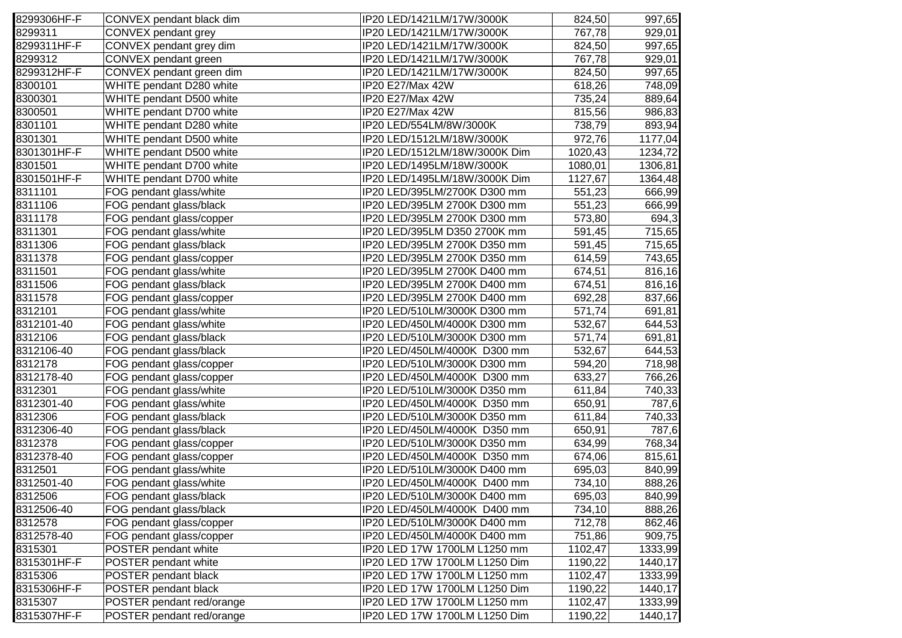| | | | | |
|---|---|---|---|---|
| 8299306HF-F | CONVEX pendant black dim | IP20 LED/1421LM/17W/3000K | 824,50 | 997,65 |
| 8299311 | CONVEX pendant grey | IP20 LED/1421LM/17W/3000K | 767,78 | 929,01 |
| 8299311HF-F | CONVEX pendant grey dim | IP20 LED/1421LM/17W/3000K | 824,50 | 997,65 |
| 8299312 | CONVEX pendant green | IP20 LED/1421LM/17W/3000K | 767,78 | 929,01 |
| 8299312HF-F | CONVEX pendant green dim | IP20 LED/1421LM/17W/3000K | 824,50 | 997,65 |
| 8300101 | WHITE pendant D280 white | IP20 E27/Max 42W | 618,26 | 748,09 |
| 8300301 | WHITE pendant D500 white | IP20 E27/Max 42W | 735,24 | 889,64 |
| 8300501 | WHITE pendant D700 white | IP20 E27/Max 42W | 815,56 | 986,83 |
| 8301101 | WHITE pendant D280 white | IP20 LED/554LM/8W/3000K | 738,79 | 893,94 |
| 8301301 | WHITE pendant D500 white | IP20 LED/1512LM/18W/3000K | 972,76 | 1177,04 |
| 8301301HF-F | WHITE pendant D500 white | IP20 LED/1512LM/18W/3000K Dim | 1020,43 | 1234,72 |
| 8301501 | WHITE pendant D700 white | IP20 LED/1495LM/18W/3000K | 1080,01 | 1306,81 |
| 8301501HF-F | WHITE pendant D700 white | IP20 LED/1495LM/18W/3000K Dim | 1127,67 | 1364,48 |
| 8311101 | FOG pendant glass/white | IP20 LED/395LM/2700K D300 mm | 551,23 | 666,99 |
| 8311106 | FOG pendant glass/black | IP20 LED/395LM 2700K D300 mm | 551,23 | 666,99 |
| 8311178 | FOG pendant glass/copper | IP20 LED/395LM 2700K D300 mm | 573,80 | 694,3 |
| 8311301 | FOG pendant glass/white | IP20 LED/395LM D350 2700K mm | 591,45 | 715,65 |
| 8311306 | FOG pendant glass/black | IP20 LED/395LM 2700K D350 mm | 591,45 | 715,65 |
| 8311378 | FOG pendant glass/copper | IP20 LED/395LM 2700K D350 mm | 614,59 | 743,65 |
| 8311501 | FOG pendant glass/white | IP20 LED/395LM 2700K D400 mm | 674,51 | 816,16 |
| 8311506 | FOG pendant glass/black | IP20 LED/395LM 2700K D400 mm | 674,51 | 816,16 |
| 8311578 | FOG pendant glass/copper | IP20 LED/395LM 2700K D400 mm | 692,28 | 837,66 |
| 8312101 | FOG pendant glass/white | IP20 LED/510LM/3000K D300 mm | 571,74 | 691,81 |
| 8312101-40 | FOG pendant glass/white | IP20 LED/450LM/4000K D300 mm | 532,67 | 644,53 |
| 8312106 | FOG pendant glass/black | IP20 LED/510LM/3000K D300 mm | 571,74 | 691,81 |
| 8312106-40 | FOG pendant glass/black | IP20 LED/450LM/4000K D300 mm | 532,67 | 644,53 |
| 8312178 | FOG pendant glass/copper | IP20 LED/510LM/3000K D300 mm | 594,20 | 718,98 |
| 8312178-40 | FOG pendant glass/copper | IP20 LED/450LM/4000K D300 mm | 633,27 | 766,26 |
| 8312301 | FOG pendant glass/white | IP20 LED/510LM/3000K D350 mm | 611,84 | 740,33 |
| 8312301-40 | FOG pendant glass/white | IP20 LED/450LM/4000K D350 mm | 650,91 | 787,6 |
| 8312306 | FOG pendant glass/black | IP20 LED/510LM/3000K D350 mm | 611,84 | 740,33 |
| 8312306-40 | FOG pendant glass/black | IP20 LED/450LM/4000K D350 mm | 650,91 | 787,6 |
| 8312378 | FOG pendant glass/copper | IP20 LED/510LM/3000K D350 mm | 634,99 | 768,34 |
| 8312378-40 | FOG pendant glass/copper | IP20 LED/450LM/4000K D350 mm | 674,06 | 815,61 |
| 8312501 | FOG pendant glass/white | IP20 LED/510LM/3000K D400 mm | 695,03 | 840,99 |
| 8312501-40 | FOG pendant glass/white | IP20 LED/450LM/4000K D400 mm | 734,10 | 888,26 |
| 8312506 | FOG pendant glass/black | IP20 LED/510LM/3000K D400 mm | 695,03 | 840,99 |
| 8312506-40 | FOG pendant glass/black | IP20 LED/450LM/4000K D400 mm | 734,10 | 888,26 |
| 8312578 | FOG pendant glass/copper | IP20 LED/510LM/3000K D400 mm | 712,78 | 862,46 |
| 8312578-40 | FOG pendant glass/copper | IP20 LED/450LM/4000K D400 mm | 751,86 | 909,75 |
| 8315301 | POSTER pendant white | IP20 LED 17W 1700LM L1250 mm | 1102,47 | 1333,99 |
| 8315301HF-F | POSTER pendant white | IP20 LED 17W 1700LM L1250 Dim | 1190,22 | 1440,17 |
| 8315306 | POSTER pendant black | IP20 LED 17W 1700LM L1250 mm | 1102,47 | 1333,99 |
| 8315306HF-F | POSTER pendant black | IP20 LED 17W 1700LM L1250 Dim | 1190,22 | 1440,17 |
| 8315307 | POSTER pendant red/orange | IP20 LED 17W 1700LM L1250 mm | 1102,47 | 1333,99 |
| 8315307HF-F | POSTER pendant red/orange | IP20 LED 17W 1700LM L1250 Dim | 1190,22 | 1440,17 |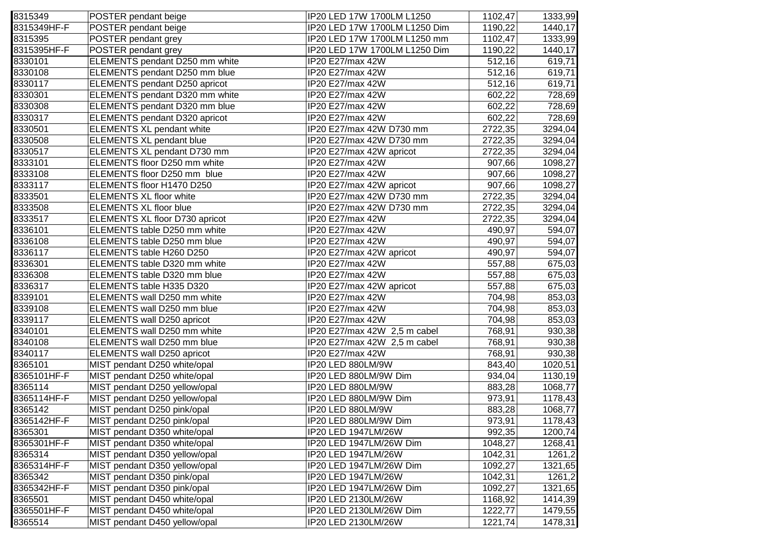| 8315349 | POSTER pendant beige | IP20 LED 17W 1700LM L1250 | 1102,47 | 1333,99 |
|---|---|---|---|---|
| 8315349HF-F | POSTER pendant beige | IP20 LED 17W 1700LM L1250 Dim | 1190,22 | 1440,17 |
| 8315395 | POSTER pendant grey | IP20 LED 17W 1700LM L1250 mm | 1102,47 | 1333,99 |
| 8315395HF-F | POSTER pendant grey | IP20 LED 17W 1700LM L1250 Dim | 1190,22 | 1440,17 |
| 8330101 | ELEMENTS pendant D250 mm white | IP20 E27/max 42W | 512,16 | 619,71 |
| 8330108 | ELEMENTS pendant D250 mm blue | IP20 E27/max 42W | 512,16 | 619,71 |
| 8330117 | ELEMENTS pendant D250 apricot | IP20 E27/max 42W | 512,16 | 619,71 |
| 8330301 | ELEMENTS pendant D320 mm white | IP20 E27/max 42W | 602,22 | 728,69 |
| 8330308 | ELEMENTS pendant D320 mm blue | IP20 E27/max 42W | 602,22 | 728,69 |
| 8330317 | ELEMENTS pendant D320 apricot | IP20 E27/max 42W | 602,22 | 728,69 |
| 8330501 | ELEMENTS XL pendant white | IP20 E27/max 42W D730 mm | 2722,35 | 3294,04 |
| 8330508 | ELEMENTS XL pendant blue | IP20 E27/max 42W D730 mm | 2722,35 | 3294,04 |
| 8330517 | ELEMENTS XL pendant D730 mm | IP20 E27/max 42W apricot | 2722,35 | 3294,04 |
| 8333101 | ELEMENTS floor D250 mm white | IP20 E27/max 42W | 907,66 | 1098,27 |
| 8333108 | ELEMENTS floor D250 mm blue | IP20 E27/max 42W | 907,66 | 1098,27 |
| 8333117 | ELEMENTS floor H1470 D250 | IP20 E27/max 42W apricot | 907,66 | 1098,27 |
| 8333501 | ELEMENTS XL floor white | IP20 E27/max 42W D730 mm | 2722,35 | 3294,04 |
| 8333508 | ELEMENTS XL floor blue | IP20 E27/max 42W D730 mm | 2722,35 | 3294,04 |
| 8333517 | ELEMENTS XL floor D730 apricot | IP20 E27/max 42W | 2722,35 | 3294,04 |
| 8336101 | ELEMENTS table D250 mm white | IP20 E27/max 42W | 490,97 | 594,07 |
| 8336108 | ELEMENTS table D250 mm blue | IP20 E27/max 42W | 490,97 | 594,07 |
| 8336117 | ELEMENTS table H260 D250 | IP20 E27/max 42W apricot | 490,97 | 594,07 |
| 8336301 | ELEMENTS table D320 mm white | IP20 E27/max 42W | 557,88 | 675,03 |
| 8336308 | ELEMENTS table D320 mm blue | IP20 E27/max 42W | 557,88 | 675,03 |
| 8336317 | ELEMENTS table H335 D320 | IP20 E27/max 42W apricot | 557,88 | 675,03 |
| 8339101 | ELEMENTS wall D250 mm white | IP20 E27/max 42W | 704,98 | 853,03 |
| 8339108 | ELEMENTS wall D250 mm blue | IP20 E27/max 42W | 704,98 | 853,03 |
| 8339117 | ELEMENTS wall D250 apricot | IP20 E27/max 42W | 704,98 | 853,03 |
| 8340101 | ELEMENTS wall D250 mm white | IP20 E27/max 42W 2,5 m cabel | 768,91 | 930,38 |
| 8340108 | ELEMENTS wall D250 mm blue | IP20 E27/max 42W 2,5 m cabel | 768,91 | 930,38 |
| 8340117 | ELEMENTS wall D250 apricot | IP20 E27/max 42W | 768,91 | 930,38 |
| 8365101 | MIST pendant D250 white/opal | IP20 LED 880LM/9W | 843,40 | 1020,51 |
| 8365101HF-F | MIST pendant D250 white/opal | IP20 LED 880LM/9W Dim | 934,04 | 1130,19 |
| 8365114 | MIST pendant D250 yellow/opal | IP20 LED 880LM/9W | 883,28 | 1068,77 |
| 8365114HF-F | MIST pendant D250 yellow/opal | IP20 LED 880LM/9W Dim | 973,91 | 1178,43 |
| 8365142 | MIST pendant D250 pink/opal | IP20 LED 880LM/9W | 883,28 | 1068,77 |
| 8365142HF-F | MIST pendant D250 pink/opal | IP20 LED 880LM/9W Dim | 973,91 | 1178,43 |
| 8365301 | MIST pendant D350 white/opal | IP20 LED 1947LM/26W | 992,35 | 1200,74 |
| 8365301HF-F | MIST pendant D350 white/opal | IP20 LED 1947LM/26W Dim | 1048,27 | 1268,41 |
| 8365314 | MIST pendant D350 yellow/opal | IP20 LED 1947LM/26W | 1042,31 | 1261,2 |
| 8365314HF-F | MIST pendant D350 yellow/opal | IP20 LED 1947LM/26W Dim | 1092,27 | 1321,65 |
| 8365342 | MIST pendant D350 pink/opal | IP20 LED 1947LM/26W | 1042,31 | 1261,2 |
| 8365342HF-F | MIST pendant D350 pink/opal | IP20 LED 1947LM/26W Dim | 1092,27 | 1321,65 |
| 8365501 | MIST pendant D450 white/opal | IP20 LED 2130LM/26W | 1168,92 | 1414,39 |
| 8365501HF-F | MIST pendant D450 white/opal | IP20 LED 2130LM/26W Dim | 1222,77 | 1479,55 |
| 8365514 | MIST pendant D450 yellow/opal | IP20 LED 2130LM/26W | 1221,74 | 1478,31 |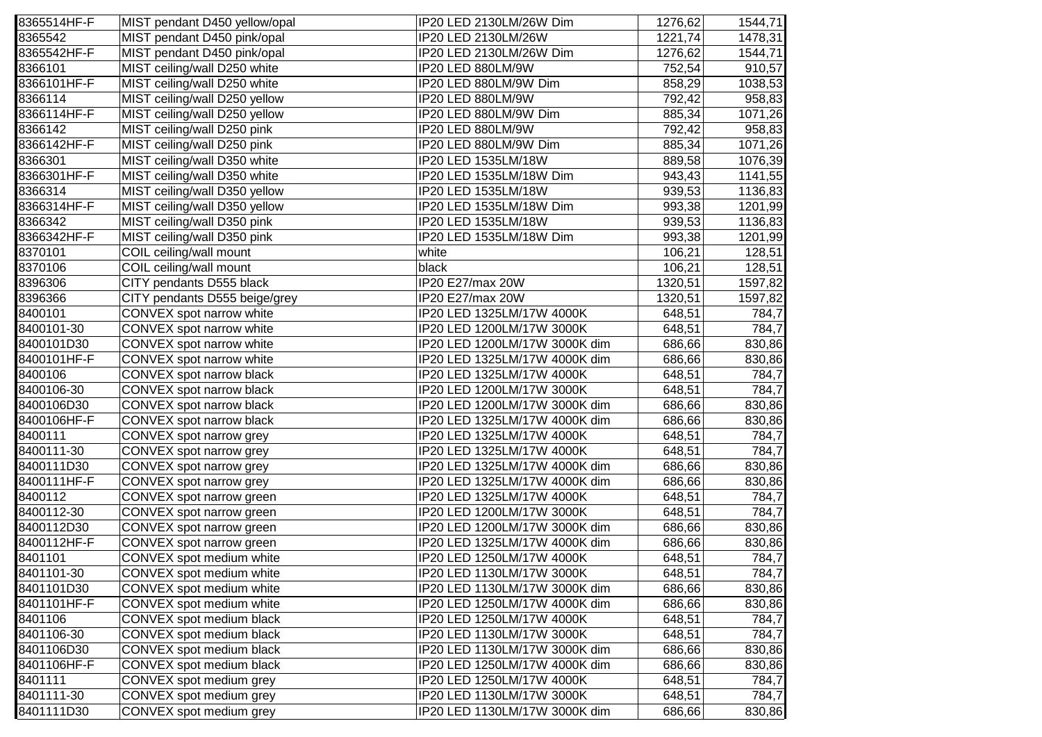| | | | | |
|---|---|---|---|---|
| 8365514HF-F | MIST pendant D450 yellow/opal | IP20 LED 2130LM/26W Dim | 1276,62 | 1544,71 |
| 8365542 | MIST pendant D450 pink/opal | IP20 LED 2130LM/26W | 1221,74 | 1478,31 |
| 8365542HF-F | MIST pendant D450 pink/opal | IP20 LED 2130LM/26W Dim | 1276,62 | 1544,71 |
| 8366101 | MIST ceiling/wall D250 white | IP20 LED 880LM/9W | 752,54 | 910,57 |
| 8366101HF-F | MIST ceiling/wall D250 white | IP20 LED 880LM/9W Dim | 858,29 | 1038,53 |
| 8366114 | MIST ceiling/wall D250 yellow | IP20 LED 880LM/9W | 792,42 | 958,83 |
| 8366114HF-F | MIST ceiling/wall D250 yellow | IP20 LED 880LM/9W Dim | 885,34 | 1071,26 |
| 8366142 | MIST ceiling/wall D250 pink | IP20 LED 880LM/9W | 792,42 | 958,83 |
| 8366142HF-F | MIST ceiling/wall D250 pink | IP20 LED 880LM/9W Dim | 885,34 | 1071,26 |
| 8366301 | MIST ceiling/wall D350 white | IP20 LED 1535LM/18W | 889,58 | 1076,39 |
| 8366301HF-F | MIST ceiling/wall D350 white | IP20 LED 1535LM/18W Dim | 943,43 | 1141,55 |
| 8366314 | MIST ceiling/wall D350 yellow | IP20 LED 1535LM/18W | 939,53 | 1136,83 |
| 8366314HF-F | MIST ceiling/wall D350 yellow | IP20 LED 1535LM/18W Dim | 993,38 | 1201,99 |
| 8366342 | MIST ceiling/wall D350 pink | IP20 LED 1535LM/18W | 939,53 | 1136,83 |
| 8366342HF-F | MIST ceiling/wall D350 pink | IP20 LED 1535LM/18W Dim | 993,38 | 1201,99 |
| 8370101 | COIL ceiling/wall mount | white | 106,21 | 128,51 |
| 8370106 | COIL ceiling/wall mount | black | 106,21 | 128,51 |
| 8396306 | CITY pendants D555 black | IP20 E27/max 20W | 1320,51 | 1597,82 |
| 8396366 | CITY pendants D555 beige/grey | IP20 E27/max 20W | 1320,51 | 1597,82 |
| 8400101 | CONVEX spot narrow white | IP20 LED 1325LM/17W 4000K | 648,51 | 784,7 |
| 8400101-30 | CONVEX spot narrow white | IP20 LED 1200LM/17W 3000K | 648,51 | 784,7 |
| 8400101D30 | CONVEX spot narrow white | IP20 LED 1200LM/17W 3000K dim | 686,66 | 830,86 |
| 8400101HF-F | CONVEX spot narrow white | IP20 LED 1325LM/17W 4000K dim | 686,66 | 830,86 |
| 8400106 | CONVEX spot narrow black | IP20 LED 1325LM/17W 4000K | 648,51 | 784,7 |
| 8400106-30 | CONVEX spot narrow black | IP20 LED 1200LM/17W 3000K | 648,51 | 784,7 |
| 8400106D30 | CONVEX spot narrow black | IP20 LED 1200LM/17W 3000K dim | 686,66 | 830,86 |
| 8400106HF-F | CONVEX spot narrow black | IP20 LED 1325LM/17W 4000K dim | 686,66 | 830,86 |
| 8400111 | CONVEX spot narrow grey | IP20 LED 1325LM/17W 4000K | 648,51 | 784,7 |
| 8400111-30 | CONVEX spot narrow grey | IP20 LED 1325LM/17W 4000K | 648,51 | 784,7 |
| 8400111D30 | CONVEX spot narrow grey | IP20 LED 1325LM/17W 4000K dim | 686,66 | 830,86 |
| 8400111HF-F | CONVEX spot narrow grey | IP20 LED 1325LM/17W 4000K dim | 686,66 | 830,86 |
| 8400112 | CONVEX spot narrow green | IP20 LED 1325LM/17W 4000K | 648,51 | 784,7 |
| 8400112-30 | CONVEX spot narrow green | IP20 LED 1200LM/17W 3000K | 648,51 | 784,7 |
| 8400112D30 | CONVEX spot narrow green | IP20 LED 1200LM/17W 3000K dim | 686,66 | 830,86 |
| 8400112HF-F | CONVEX spot narrow green | IP20 LED 1325LM/17W 4000K dim | 686,66 | 830,86 |
| 8401101 | CONVEX spot medium white | IP20 LED 1250LM/17W 4000K | 648,51 | 784,7 |
| 8401101-30 | CONVEX spot medium white | IP20 LED 1130LM/17W 3000K | 648,51 | 784,7 |
| 8401101D30 | CONVEX spot medium white | IP20 LED 1130LM/17W 3000K dim | 686,66 | 830,86 |
| 8401101HF-F | CONVEX spot medium white | IP20 LED 1250LM/17W 4000K dim | 686,66 | 830,86 |
| 8401106 | CONVEX spot medium black | IP20 LED 1250LM/17W 4000K | 648,51 | 784,7 |
| 8401106-30 | CONVEX spot medium black | IP20 LED 1130LM/17W 3000K | 648,51 | 784,7 |
| 8401106D30 | CONVEX spot medium black | IP20 LED 1130LM/17W 3000K dim | 686,66 | 830,86 |
| 8401106HF-F | CONVEX spot medium black | IP20 LED 1250LM/17W 4000K dim | 686,66 | 830,86 |
| 8401111 | CONVEX spot medium grey | IP20 LED 1250LM/17W 4000K | 648,51 | 784,7 |
| 8401111-30 | CONVEX spot medium grey | IP20 LED 1130LM/17W 3000K | 648,51 | 784,7 |
| 8401111D30 | CONVEX spot medium grey | IP20 LED 1130LM/17W 3000K dim | 686,66 | 830,86 |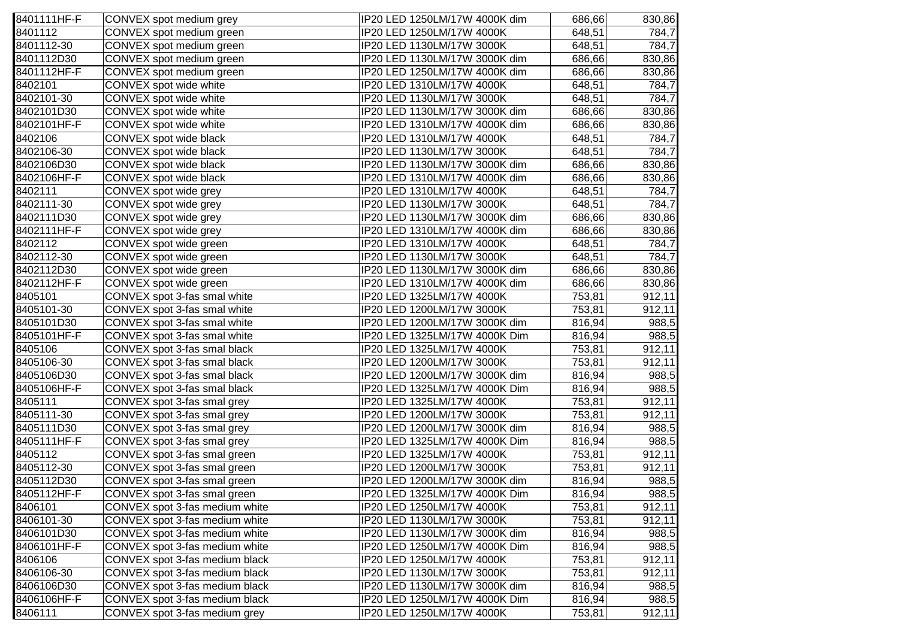| | | | | |
|---|---|---|---|---|
| 8401111HF-F | CONVEX spot medium grey | IP20 LED 1250LM/17W 4000K dim | 686,66 | 830,86 |
| 8401112 | CONVEX spot medium green | IP20 LED 1250LM/17W 4000K | 648,51 | 784,7 |
| 8401112-30 | CONVEX spot medium green | IP20 LED 1130LM/17W 3000K | 648,51 | 784,7 |
| 8401112D30 | CONVEX spot medium green | IP20 LED 1130LM/17W 3000K dim | 686,66 | 830,86 |
| 8401112HF-F | CONVEX spot medium green | IP20 LED 1250LM/17W 4000K dim | 686,66 | 830,86 |
| 8402101 | CONVEX spot wide white | IP20 LED 1310LM/17W 4000K | 648,51 | 784,7 |
| 8402101-30 | CONVEX spot wide white | IP20 LED 1130LM/17W 3000K | 648,51 | 784,7 |
| 8402101D30 | CONVEX spot wide white | IP20 LED 1130LM/17W 3000K dim | 686,66 | 830,86 |
| 8402101HF-F | CONVEX spot wide white | IP20 LED 1310LM/17W 4000K dim | 686,66 | 830,86 |
| 8402106 | CONVEX spot wide black | IP20 LED 1310LM/17W 4000K | 648,51 | 784,7 |
| 8402106-30 | CONVEX spot wide black | IP20 LED 1130LM/17W 3000K | 648,51 | 784,7 |
| 8402106D30 | CONVEX spot wide black | IP20 LED 1130LM/17W 3000K dim | 686,66 | 830,86 |
| 8402106HF-F | CONVEX spot wide black | IP20 LED 1310LM/17W 4000K dim | 686,66 | 830,86 |
| 8402111 | CONVEX spot wide grey | IP20 LED 1310LM/17W 4000K | 648,51 | 784,7 |
| 8402111-30 | CONVEX spot wide grey | IP20 LED 1130LM/17W 3000K | 648,51 | 784,7 |
| 8402111D30 | CONVEX spot wide grey | IP20 LED 1130LM/17W 3000K dim | 686,66 | 830,86 |
| 8402111HF-F | CONVEX spot wide grey | IP20 LED 1310LM/17W 4000K dim | 686,66 | 830,86 |
| 8402112 | CONVEX spot wide green | IP20 LED 1310LM/17W 4000K | 648,51 | 784,7 |
| 8402112-30 | CONVEX spot wide green | IP20 LED 1130LM/17W 3000K | 648,51 | 784,7 |
| 8402112D30 | CONVEX spot wide green | IP20 LED 1130LM/17W 3000K dim | 686,66 | 830,86 |
| 8402112HF-F | CONVEX spot wide green | IP20 LED 1310LM/17W 4000K dim | 686,66 | 830,86 |
| 8405101 | CONVEX spot 3-fas smal white | IP20 LED 1325LM/17W 4000K | 753,81 | 912,11 |
| 8405101-30 | CONVEX spot 3-fas smal white | IP20 LED 1200LM/17W 3000K | 753,81 | 912,11 |
| 8405101D30 | CONVEX spot 3-fas smal white | IP20 LED 1200LM/17W 3000K dim | 816,94 | 988,5 |
| 8405101HF-F | CONVEX spot 3-fas smal white | IP20 LED 1325LM/17W 4000K Dim | 816,94 | 988,5 |
| 8405106 | CONVEX spot 3-fas smal black | IP20 LED 1325LM/17W 4000K | 753,81 | 912,11 |
| 8405106-30 | CONVEX spot 3-fas smal black | IP20 LED 1200LM/17W 3000K | 753,81 | 912,11 |
| 8405106D30 | CONVEX spot 3-fas smal black | IP20 LED 1200LM/17W 3000K dim | 816,94 | 988,5 |
| 8405106HF-F | CONVEX spot 3-fas smal black | IP20 LED 1325LM/17W 4000K Dim | 816,94 | 988,5 |
| 8405111 | CONVEX spot 3-fas smal grey | IP20 LED 1325LM/17W 4000K | 753,81 | 912,11 |
| 8405111-30 | CONVEX spot 3-fas smal grey | IP20 LED 1200LM/17W 3000K | 753,81 | 912,11 |
| 8405111D30 | CONVEX spot 3-fas smal grey | IP20 LED 1200LM/17W 3000K dim | 816,94 | 988,5 |
| 8405111HF-F | CONVEX spot 3-fas smal grey | IP20 LED 1325LM/17W 4000K Dim | 816,94 | 988,5 |
| 8405112 | CONVEX spot 3-fas smal green | IP20 LED 1325LM/17W 4000K | 753,81 | 912,11 |
| 8405112-30 | CONVEX spot 3-fas smal green | IP20 LED 1200LM/17W 3000K | 753,81 | 912,11 |
| 8405112D30 | CONVEX spot 3-fas smal green | IP20 LED 1200LM/17W 3000K dim | 816,94 | 988,5 |
| 8405112HF-F | CONVEX spot 3-fas smal green | IP20 LED 1325LM/17W 4000K Dim | 816,94 | 988,5 |
| 8406101 | CONVEX spot 3-fas medium white | IP20 LED 1250LM/17W 4000K | 753,81 | 912,11 |
| 8406101-30 | CONVEX spot 3-fas medium white | IP20 LED 1130LM/17W 3000K | 753,81 | 912,11 |
| 8406101D30 | CONVEX spot 3-fas medium white | IP20 LED 1130LM/17W 3000K dim | 816,94 | 988,5 |
| 8406101HF-F | CONVEX spot 3-fas medium white | IP20 LED 1250LM/17W 4000K Dim | 816,94 | 988,5 |
| 8406106 | CONVEX spot 3-fas medium black | IP20 LED 1250LM/17W 4000K | 753,81 | 912,11 |
| 8406106-30 | CONVEX spot 3-fas medium black | IP20 LED 1130LM/17W 3000K | 753,81 | 912,11 |
| 8406106D30 | CONVEX spot 3-fas medium black | IP20 LED 1130LM/17W 3000K dim | 816,94 | 988,5 |
| 8406106HF-F | CONVEX spot 3-fas medium black | IP20 LED 1250LM/17W 4000K Dim | 816,94 | 988,5 |
| 8406111 | CONVEX spot 3-fas medium grey | IP20 LED 1250LM/17W 4000K | 753,81 | 912,11 |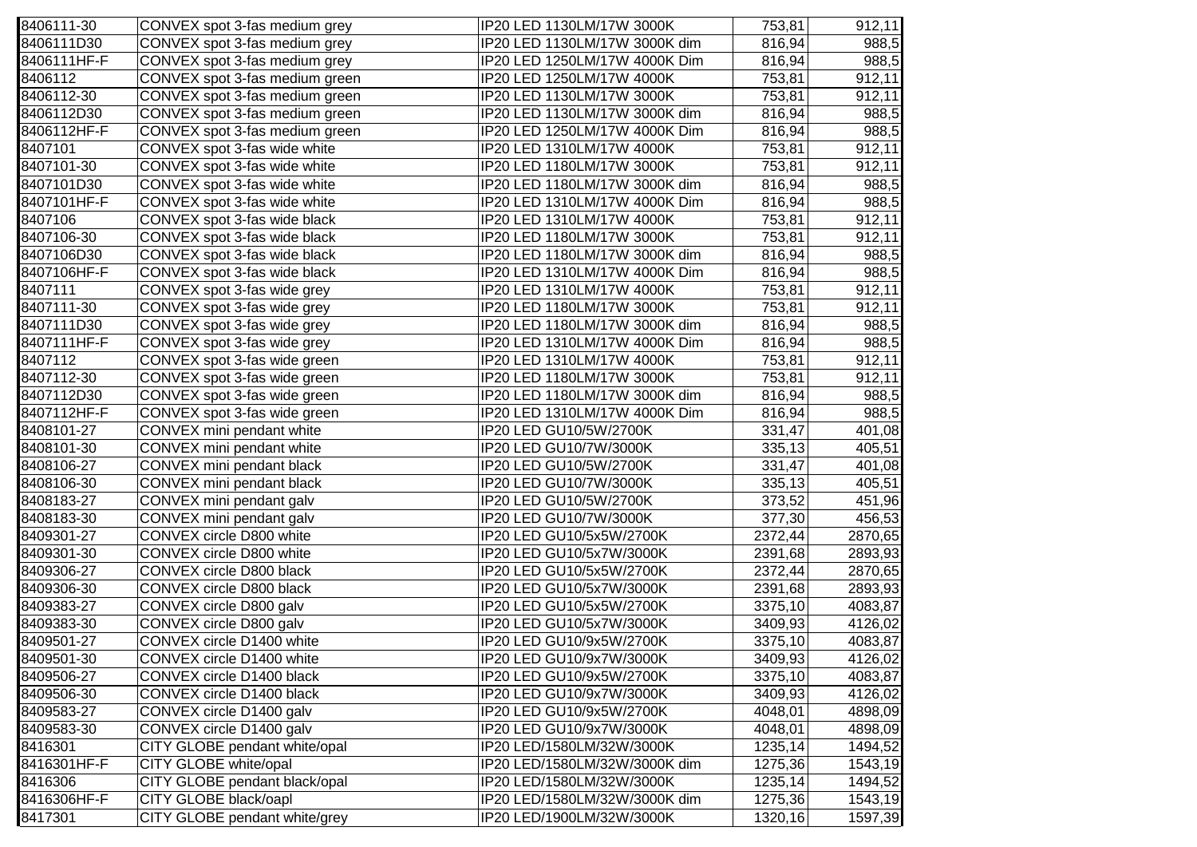| | | | | |
|---|---|---|---|---|
| 8406111-30 | CONVEX spot 3-fas medium grey | IP20 LED 1130LM/17W 3000K | 753,81 | 912,11 |
| 8406111D30 | CONVEX spot 3-fas medium grey | IP20 LED 1130LM/17W 3000K dim | 816,94 | 988,5 |
| 8406111HF-F | CONVEX spot 3-fas medium grey | IP20 LED 1250LM/17W 4000K Dim | 816,94 | 988,5 |
| 8406112 | CONVEX spot 3-fas medium green | IP20 LED 1250LM/17W 4000K | 753,81 | 912,11 |
| 8406112-30 | CONVEX spot 3-fas medium green | IP20 LED 1130LM/17W 3000K | 753,81 | 912,11 |
| 8406112D30 | CONVEX spot 3-fas medium green | IP20 LED 1130LM/17W 3000K dim | 816,94 | 988,5 |
| 8406112HF-F | CONVEX spot 3-fas medium green | IP20 LED 1250LM/17W 4000K Dim | 816,94 | 988,5 |
| 8407101 | CONVEX spot 3-fas wide white | IP20 LED 1310LM/17W 4000K | 753,81 | 912,11 |
| 8407101-30 | CONVEX spot 3-fas wide white | IP20 LED 1180LM/17W 3000K | 753,81 | 912,11 |
| 8407101D30 | CONVEX spot 3-fas wide white | IP20 LED 1180LM/17W 3000K dim | 816,94 | 988,5 |
| 8407101HF-F | CONVEX spot 3-fas wide white | IP20 LED 1310LM/17W 4000K Dim | 816,94 | 988,5 |
| 8407106 | CONVEX spot 3-fas wide black | IP20 LED 1310LM/17W 4000K | 753,81 | 912,11 |
| 8407106-30 | CONVEX spot 3-fas wide black | IP20 LED 1180LM/17W 3000K | 753,81 | 912,11 |
| 8407106D30 | CONVEX spot 3-fas wide black | IP20 LED 1180LM/17W 3000K dim | 816,94 | 988,5 |
| 8407106HF-F | CONVEX spot 3-fas wide black | IP20 LED 1310LM/17W 4000K Dim | 816,94 | 988,5 |
| 8407111 | CONVEX spot 3-fas wide grey | IP20 LED 1310LM/17W 4000K | 753,81 | 912,11 |
| 8407111-30 | CONVEX spot 3-fas wide grey | IP20 LED 1180LM/17W 3000K | 753,81 | 912,11 |
| 8407111D30 | CONVEX spot 3-fas wide grey | IP20 LED 1180LM/17W 3000K dim | 816,94 | 988,5 |
| 8407111HF-F | CONVEX spot 3-fas wide grey | IP20 LED 1310LM/17W 4000K Dim | 816,94 | 988,5 |
| 8407112 | CONVEX spot 3-fas wide green | IP20 LED 1310LM/17W 4000K | 753,81 | 912,11 |
| 8407112-30 | CONVEX spot 3-fas wide green | IP20 LED 1180LM/17W 3000K | 753,81 | 912,11 |
| 8407112D30 | CONVEX spot 3-fas wide green | IP20 LED 1180LM/17W 3000K dim | 816,94 | 988,5 |
| 8407112HF-F | CONVEX spot 3-fas wide green | IP20 LED 1310LM/17W 4000K Dim | 816,94 | 988,5 |
| 8408101-27 | CONVEX mini pendant white | IP20 LED GU10/5W/2700K | 331,47 | 401,08 |
| 8408101-30 | CONVEX mini pendant white | IP20 LED GU10/7W/3000K | 335,13 | 405,51 |
| 8408106-27 | CONVEX mini pendant black | IP20 LED GU10/5W/2700K | 331,47 | 401,08 |
| 8408106-30 | CONVEX mini pendant black | IP20 LED GU10/7W/3000K | 335,13 | 405,51 |
| 8408183-27 | CONVEX mini pendant galv | IP20 LED GU10/5W/2700K | 373,52 | 451,96 |
| 8408183-30 | CONVEX mini pendant galv | IP20 LED GU10/7W/3000K | 377,30 | 456,53 |
| 8409301-27 | CONVEX circle D800 white | IP20 LED GU10/5x5W/2700K | 2372,44 | 2870,65 |
| 8409301-30 | CONVEX circle D800 white | IP20 LED GU10/5x7W/3000K | 2391,68 | 2893,93 |
| 8409306-27 | CONVEX circle D800 black | IP20 LED GU10/5x5W/2700K | 2372,44 | 2870,65 |
| 8409306-30 | CONVEX circle D800 black | IP20 LED GU10/5x7W/3000K | 2391,68 | 2893,93 |
| 8409383-27 | CONVEX circle D800 galv | IP20 LED GU10/5x5W/2700K | 3375,10 | 4083,87 |
| 8409383-30 | CONVEX circle D800 galv | IP20 LED GU10/5x7W/3000K | 3409,93 | 4126,02 |
| 8409501-27 | CONVEX circle D1400 white | IP20 LED GU10/9x5W/2700K | 3375,10 | 4083,87 |
| 8409501-30 | CONVEX circle D1400 white | IP20 LED GU10/9x7W/3000K | 3409,93 | 4126,02 |
| 8409506-27 | CONVEX circle D1400 black | IP20 LED GU10/9x5W/2700K | 3375,10 | 4083,87 |
| 8409506-30 | CONVEX circle D1400 black | IP20 LED GU10/9x7W/3000K | 3409,93 | 4126,02 |
| 8409583-27 | CONVEX circle D1400 galv | IP20 LED GU10/9x5W/2700K | 4048,01 | 4898,09 |
| 8409583-30 | CONVEX circle D1400 galv | IP20 LED GU10/9x7W/3000K | 4048,01 | 4898,09 |
| 8416301 | CITY GLOBE pendant white/opal | IP20 LED/1580LM/32W/3000K | 1235,14 | 1494,52 |
| 8416301HF-F | CITY GLOBE white/opal | IP20 LED/1580LM/32W/3000K dim | 1275,36 | 1543,19 |
| 8416306 | CITY GLOBE pendant black/opal | IP20 LED/1580LM/32W/3000K | 1235,14 | 1494,52 |
| 8416306HF-F | CITY GLOBE black/oapl | IP20 LED/1580LM/32W/3000K dim | 1275,36 | 1543,19 |
| 8417301 | CITY GLOBE pendant white/grey | IP20 LED/1900LM/32W/3000K | 1320,16 | 1597,39 |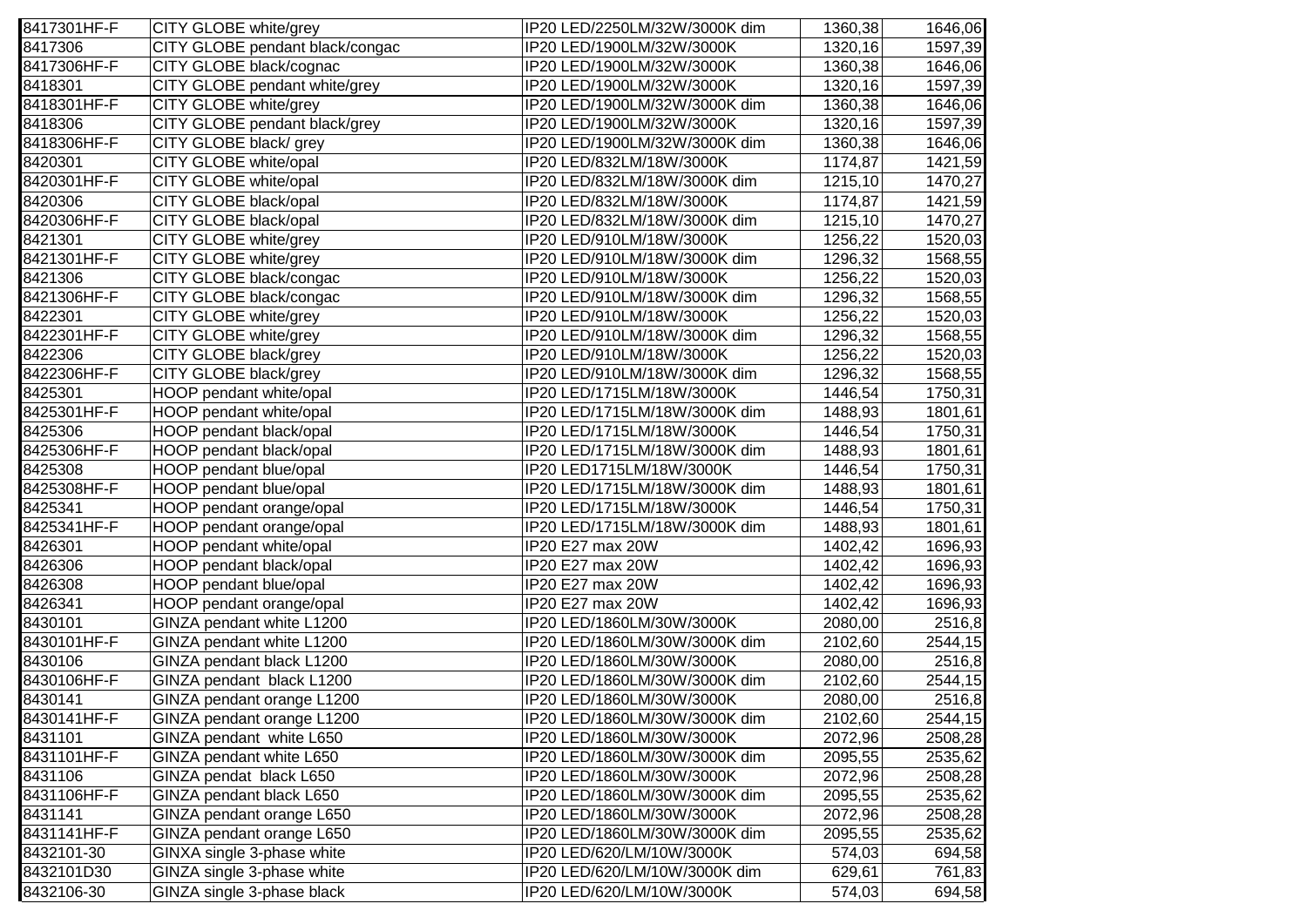| | | | | |
|---|---|---|---|---|
| 8417301HF-F | CITY GLOBE white/grey | IP20 LED/2250LM/32W/3000K dim | 1360,38 | 1646,06 |
| 8417306 | CITY GLOBE pendant black/congac | IP20 LED/1900LM/32W/3000K | 1320,16 | 1597,39 |
| 8417306HF-F | CITY GLOBE black/cognac | IP20 LED/1900LM/32W/3000K | 1360,38 | 1646,06 |
| 8418301 | CITY GLOBE pendant white/grey | IP20 LED/1900LM/32W/3000K | 1320,16 | 1597,39 |
| 8418301HF-F | CITY GLOBE white/grey | IP20 LED/1900LM/32W/3000K dim | 1360,38 | 1646,06 |
| 8418306 | CITY GLOBE pendant black/grey | IP20 LED/1900LM/32W/3000K | 1320,16 | 1597,39 |
| 8418306HF-F | CITY GLOBE black/ grey | IP20 LED/1900LM/32W/3000K dim | 1360,38 | 1646,06 |
| 8420301 | CITY GLOBE white/opal | IP20 LED/832LM/18W/3000K | 1174,87 | 1421,59 |
| 8420301HF-F | CITY GLOBE white/opal | IP20 LED/832LM/18W/3000K dim | 1215,10 | 1470,27 |
| 8420306 | CITY GLOBE black/opal | IP20 LED/832LM/18W/3000K | 1174,87 | 1421,59 |
| 8420306HF-F | CITY GLOBE black/opal | IP20 LED/832LM/18W/3000K dim | 1215,10 | 1470,27 |
| 8421301 | CITY GLOBE white/grey | IP20 LED/910LM/18W/3000K | 1256,22 | 1520,03 |
| 8421301HF-F | CITY GLOBE white/grey | IP20 LED/910LM/18W/3000K dim | 1296,32 | 1568,55 |
| 8421306 | CITY GLOBE black/congac | IP20 LED/910LM/18W/3000K | 1256,22 | 1520,03 |
| 8421306HF-F | CITY GLOBE black/congac | IP20 LED/910LM/18W/3000K dim | 1296,32 | 1568,55 |
| 8422301 | CITY GLOBE white/grey | IP20 LED/910LM/18W/3000K | 1256,22 | 1520,03 |
| 8422301HF-F | CITY GLOBE white/grey | IP20 LED/910LM/18W/3000K dim | 1296,32 | 1568,55 |
| 8422306 | CITY GLOBE black/grey | IP20 LED/910LM/18W/3000K | 1256,22 | 1520,03 |
| 8422306HF-F | CITY GLOBE black/grey | IP20 LED/910LM/18W/3000K dim | 1296,32 | 1568,55 |
| 8425301 | HOOP pendant white/opal | IP20 LED/1715LM/18W/3000K | 1446,54 | 1750,31 |
| 8425301HF-F | HOOP pendant white/opal | IP20 LED/1715LM/18W/3000K dim | 1488,93 | 1801,61 |
| 8425306 | HOOP pendant black/opal | IP20 LED/1715LM/18W/3000K | 1446,54 | 1750,31 |
| 8425306HF-F | HOOP pendant black/opal | IP20 LED/1715LM/18W/3000K dim | 1488,93 | 1801,61 |
| 8425308 | HOOP pendant blue/opal | IP20 LED1715LM/18W/3000K | 1446,54 | 1750,31 |
| 8425308HF-F | HOOP pendant blue/opal | IP20 LED/1715LM/18W/3000K dim | 1488,93 | 1801,61 |
| 8425341 | HOOP pendant orange/opal | IP20 LED/1715LM/18W/3000K | 1446,54 | 1750,31 |
| 8425341HF-F | HOOP pendant orange/opal | IP20 LED/1715LM/18W/3000K dim | 1488,93 | 1801,61 |
| 8426301 | HOOP pendant white/opal | IP20 E27 max 20W | 1402,42 | 1696,93 |
| 8426306 | HOOP pendant black/opal | IP20 E27 max 20W | 1402,42 | 1696,93 |
| 8426308 | HOOP pendant blue/opal | IP20 E27 max 20W | 1402,42 | 1696,93 |
| 8426341 | HOOP pendant orange/opal | IP20 E27 max 20W | 1402,42 | 1696,93 |
| 8430101 | GINZA pendant white L1200 | IP20 LED/1860LM/30W/3000K | 2080,00 | 2516,8 |
| 8430101HF-F | GINZA pendant white L1200 | IP20 LED/1860LM/30W/3000K dim | 2102,60 | 2544,15 |
| 8430106 | GINZA pendant black L1200 | IP20 LED/1860LM/30W/3000K | 2080,00 | 2516,8 |
| 8430106HF-F | GINZA pendant black L1200 | IP20 LED/1860LM/30W/3000K dim | 2102,60 | 2544,15 |
| 8430141 | GINZA pendant orange L1200 | IP20 LED/1860LM/30W/3000K | 2080,00 | 2516,8 |
| 8430141HF-F | GINZA pendant orange L1200 | IP20 LED/1860LM/30W/3000K dim | 2102,60 | 2544,15 |
| 8431101 | GINZA pendant white L650 | IP20 LED/1860LM/30W/3000K | 2072,96 | 2508,28 |
| 8431101HF-F | GINZA pendant white L650 | IP20 LED/1860LM/30W/3000K dim | 2095,55 | 2535,62 |
| 8431106 | GINZA pendat black L650 | IP20 LED/1860LM/30W/3000K | 2072,96 | 2508,28 |
| 8431106HF-F | GINZA pendant black L650 | IP20 LED/1860LM/30W/3000K dim | 2095,55 | 2535,62 |
| 8431141 | GINZA pendant orange L650 | IP20 LED/1860LM/30W/3000K | 2072,96 | 2508,28 |
| 8431141HF-F | GINZA pendant orange L650 | IP20 LED/1860LM/30W/3000K dim | 2095,55 | 2535,62 |
| 8432101-30 | GINXA single 3-phase white | IP20 LED/620/LM/10W/3000K | 574,03 | 694,58 |
| 8432101D30 | GINZA single 3-phase white | IP20 LED/620/LM/10W/3000K dim | 629,61 | 761,83 |
| 8432106-30 | GINZA single 3-phase black | IP20 LED/620/LM/10W/3000K | 574,03 | 694,58 |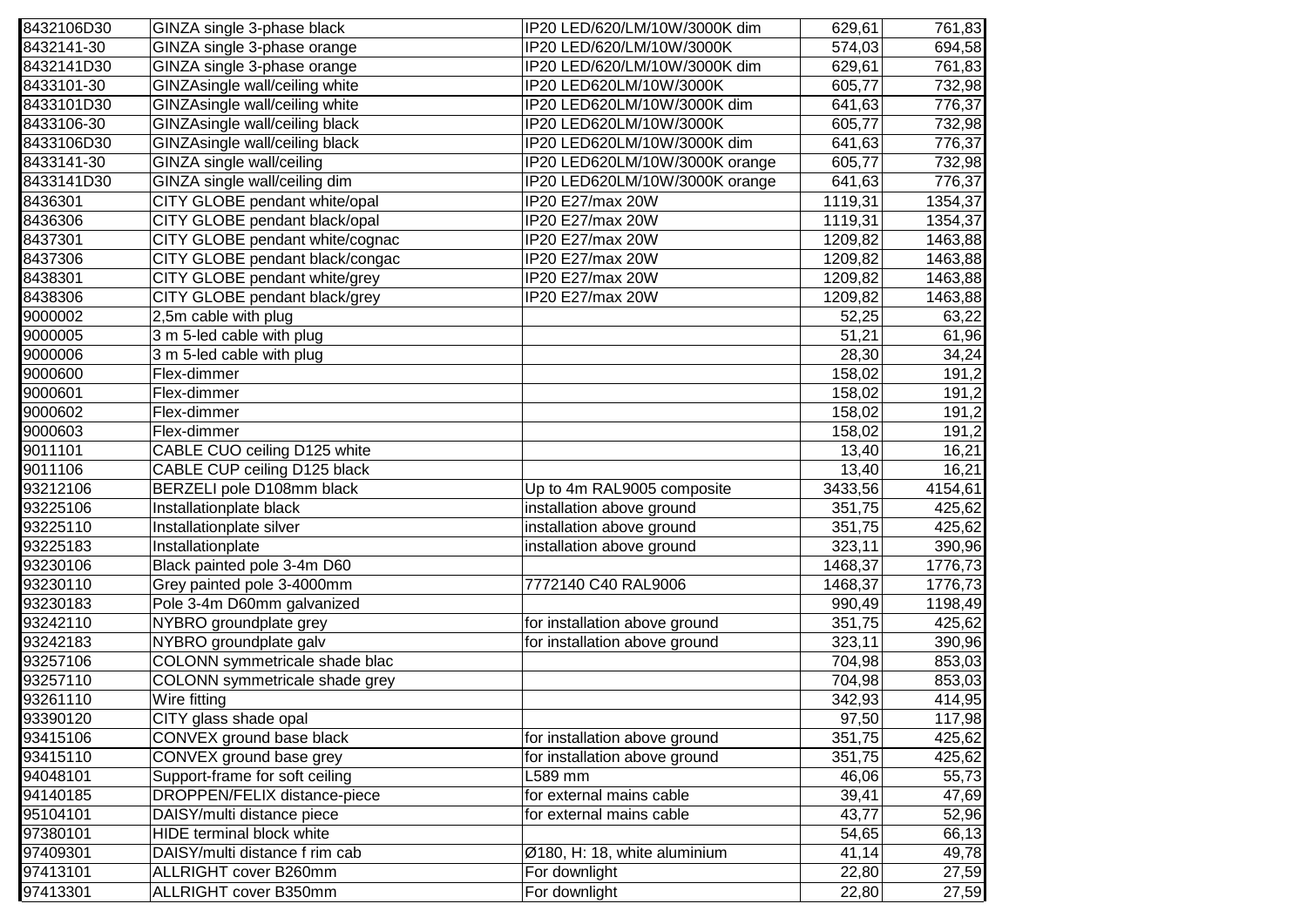| | | | | |
|---|---|---|---|---|
| 8432106D30 | GINZA single 3-phase black | IP20 LED/620/LM/10W/3000K dim | 629,61 | 761,83 |
| 8432141-30 | GINZA single 3-phase orange | IP20 LED/620/LM/10W/3000K | 574,03 | 694,58 |
| 8432141D30 | GINZA single 3-phase orange | IP20 LED/620/LM/10W/3000K dim | 629,61 | 761,83 |
| 8433101-30 | GINZAsingle wall/ceiling white | IP20 LED620LM/10W/3000K | 605,77 | 732,98 |
| 8433101D30 | GINZAsingle wall/ceiling white | IP20 LED620LM/10W/3000K dim | 641,63 | 776,37 |
| 8433106-30 | GINZAsingle wall/ceiling black | IP20 LED620LM/10W/3000K | 605,77 | 732,98 |
| 8433106D30 | GINZAsingle wall/ceiling black | IP20 LED620LM/10W/3000K dim | 641,63 | 776,37 |
| 8433141-30 | GINZA single wall/ceiling | IP20 LED620LM/10W/3000K orange | 605,77 | 732,98 |
| 8433141D30 | GINZA single wall/ceiling dim | IP20 LED620LM/10W/3000K orange | 641,63 | 776,37 |
| 8436301 | CITY GLOBE pendant white/opal | IP20 E27/max 20W | 1119,31 | 1354,37 |
| 8436306 | CITY GLOBE pendant black/opal | IP20 E27/max 20W | 1119,31 | 1354,37 |
| 8437301 | CITY GLOBE pendant white/cognac | IP20 E27/max 20W | 1209,82 | 1463,88 |
| 8437306 | CITY GLOBE pendant black/congac | IP20 E27/max 20W | 1209,82 | 1463,88 |
| 8438301 | CITY GLOBE pendant white/grey | IP20 E27/max 20W | 1209,82 | 1463,88 |
| 8438306 | CITY GLOBE pendant black/grey | IP20 E27/max 20W | 1209,82 | 1463,88 |
| 9000002 | 2,5m cable with plug | | 52,25 | 63,22 |
| 9000005 | 3 m 5-led cable with plug | | 51,21 | 61,96 |
| 9000006 | 3 m 5-led cable with plug | | 28,30 | 34,24 |
| 9000600 | Flex-dimmer | | 158,02 | 191,2 |
| 9000601 | Flex-dimmer | | 158,02 | 191,2 |
| 9000602 | Flex-dimmer | | 158,02 | 191,2 |
| 9000603 | Flex-dimmer | | 158,02 | 191,2 |
| 9011101 | CABLE CUO ceiling D125 white | | 13,40 | 16,21 |
| 9011106 | CABLE CUP ceiling D125 black | | 13,40 | 16,21 |
| 93212106 | BERZELI pole D108mm black | Up to 4m RAL9005 composite | 3433,56 | 4154,61 |
| 93225106 | Installationplate black | installation above ground | 351,75 | 425,62 |
| 93225110 | Installationplate silver | installation above ground | 351,75 | 425,62 |
| 93225183 | Installationplate | installation above ground | 323,11 | 390,96 |
| 93230106 | Black painted pole 3-4m D60 | | 1468,37 | 1776,73 |
| 93230110 | Grey painted pole 3-4000mm | 7772140 C40 RAL9006 | 1468,37 | 1776,73 |
| 93230183 | Pole 3-4m D60mm galvanized | | 990,49 | 1198,49 |
| 93242110 | NYBRO groundplate grey | for installation above ground | 351,75 | 425,62 |
| 93242183 | NYBRO groundplate galv | for installation above ground | 323,11 | 390,96 |
| 93257106 | COLONN symmetricale shade blac | | 704,98 | 853,03 |
| 93257110 | COLONN symmetricale shade grey | | 704,98 | 853,03 |
| 93261110 | Wire fitting | | 342,93 | 414,95 |
| 93390120 | CITY glass shade opal | | 97,50 | 117,98 |
| 93415106 | CONVEX ground base black | for installation above ground | 351,75 | 425,62 |
| 93415110 | CONVEX ground base grey | for installation above ground | 351,75 | 425,62 |
| 94048101 | Support-frame for soft ceiling | L589 mm | 46,06 | 55,73 |
| 94140185 | DROPPEN/FELIX distance-piece | for external mains cable | 39,41 | 47,69 |
| 95104101 | DAISY/multi distance piece | for external mains cable | 43,77 | 52,96 |
| 97380101 | HIDE terminal block white | | 54,65 | 66,13 |
| 97409301 | DAISY/multi distance f rim cab | Ø180, H: 18, white aluminium | 41,14 | 49,78 |
| 97413101 | ALLRIGHT cover B260mm | For downlight | 22,80 | 27,59 |
| 97413301 | ALLRIGHT cover B350mm | For downlight | 22,80 | 27,59 |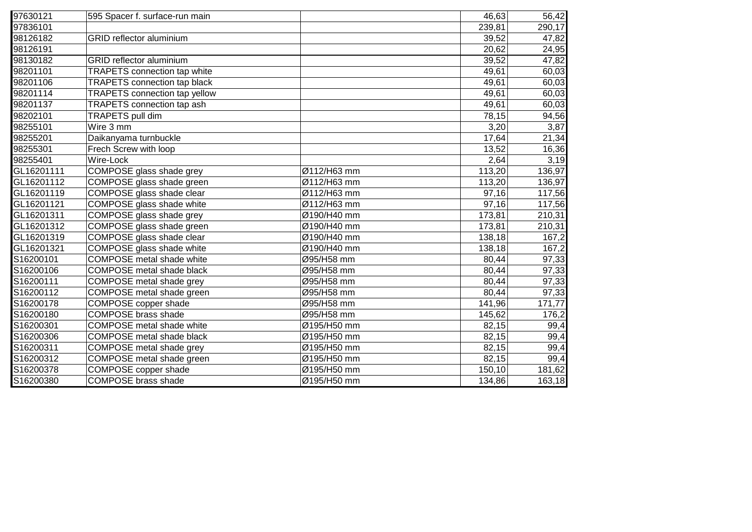| | | | | |
|---|---|---|---|---|
| 97630121 | 595 Spacer f. surface-run main | | 46,63 | 56,42 |
| 97836101 | | | 239,81 | 290,17 |
| 98126182 | GRID reflector aluminium | | 39,52 | 47,82 |
| 98126191 | | | 20,62 | 24,95 |
| 98130182 | GRID reflector aluminium | | 39,52 | 47,82 |
| 98201101 | TRAPETS connection tap white | | 49,61 | 60,03 |
| 98201106 | TRAPETS connection tap black | | 49,61 | 60,03 |
| 98201114 | TRAPETS connection tap yellow | | 49,61 | 60,03 |
| 98201137 | TRAPETS connection tap ash | | 49,61 | 60,03 |
| 98202101 | TRAPETS pull dim | | 78,15 | 94,56 |
| 98255101 | Wire 3 mm | | 3,20 | 3,87 |
| 98255201 | Daikanyama turnbuckle | | 17,64 | 21,34 |
| 98255301 | Frech Screw with loop | | 13,52 | 16,36 |
| 98255401 | Wire-Lock | | 2,64 | 3,19 |
| GL16201111 | COMPOSE glass shade grey | Ø112/H63 mm | 113,20 | 136,97 |
| GL16201112 | COMPOSE glass shade green | Ø112/H63 mm | 113,20 | 136,97 |
| GL16201119 | COMPOSE glass shade clear | Ø112/H63 mm | 97,16 | 117,56 |
| GL16201121 | COMPOSE glass shade white | Ø112/H63 mm | 97,16 | 117,56 |
| GL16201311 | COMPOSE glass shade grey | Ø190/H40 mm | 173,81 | 210,31 |
| GL16201312 | COMPOSE glass shade green | Ø190/H40 mm | 173,81 | 210,31 |
| GL16201319 | COMPOSE glass shade clear | Ø190/H40 mm | 138,18 | 167,2 |
| GL16201321 | COMPOSE glass shade white | Ø190/H40 mm | 138,18 | 167,2 |
| S16200101 | COMPOSE metal shade white | Ø95/H58 mm | 80,44 | 97,33 |
| S16200106 | COMPOSE metal shade black | Ø95/H58 mm | 80,44 | 97,33 |
| S16200111 | COMPOSE metal shade grey | Ø95/H58 mm | 80,44 | 97,33 |
| S16200112 | COMPOSE metal shade green | Ø95/H58 mm | 80,44 | 97,33 |
| S16200178 | COMPOSE copper shade | Ø95/H58 mm | 141,96 | 171,77 |
| S16200180 | COMPOSE brass shade | Ø95/H58 mm | 145,62 | 176,2 |
| S16200301 | COMPOSE metal shade white | Ø195/H50 mm | 82,15 | 99,4 |
| S16200306 | COMPOSE metal shade black | Ø195/H50 mm | 82,15 | 99,4 |
| S16200311 | COMPOSE metal shade grey | Ø195/H50 mm | 82,15 | 99,4 |
| S16200312 | COMPOSE metal shade green | Ø195/H50 mm | 82,15 | 99,4 |
| S16200378 | COMPOSE copper shade | Ø195/H50 mm | 150,10 | 181,62 |
| S16200380 | COMPOSE brass shade | Ø195/H50 mm | 134,86 | 163,18 |